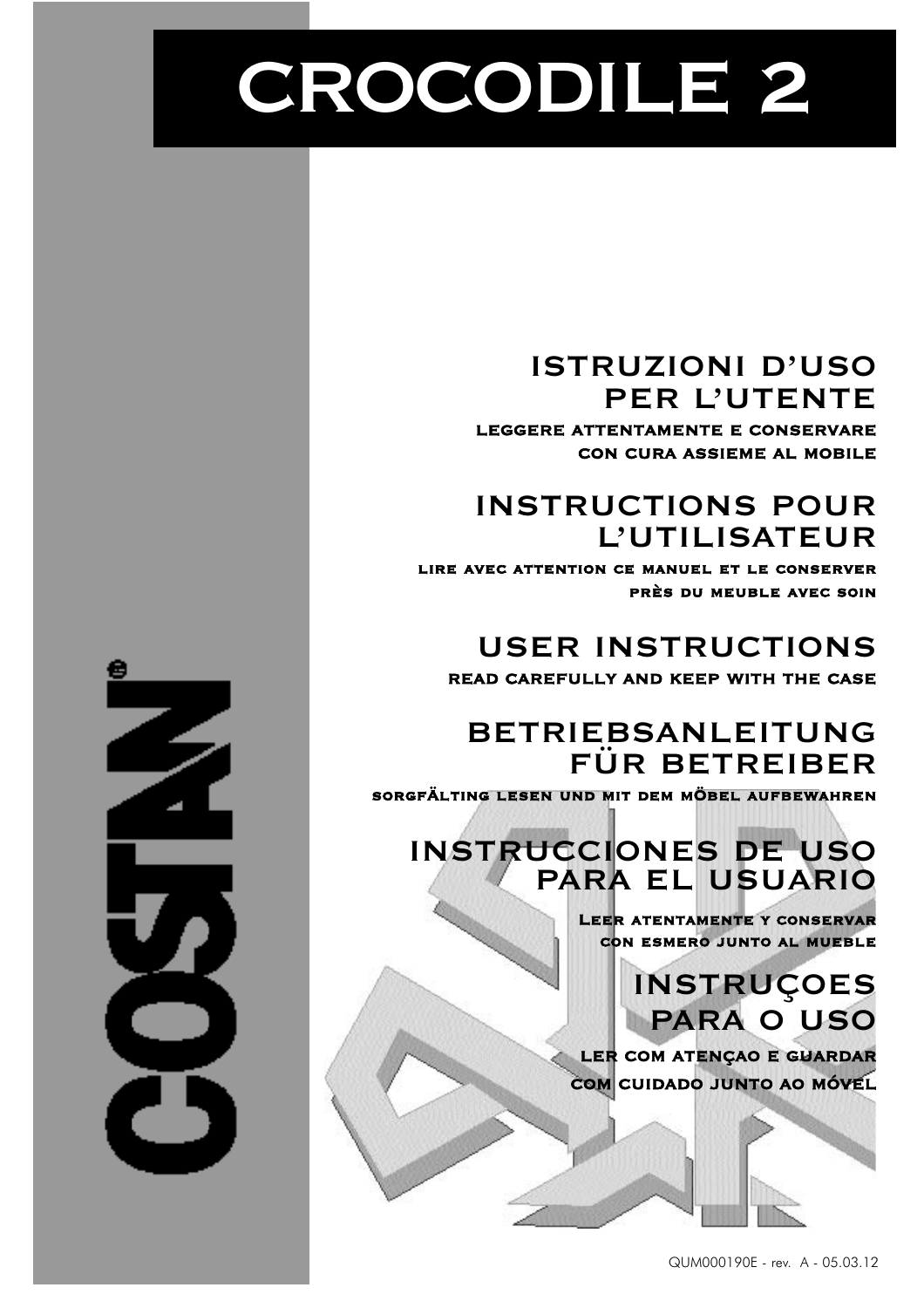# CROCODILE 2

## ISTRUZIONI D'USO PER L'UTENTE

LEGGERE ATTENTAMENTE E CONSERVARE CON CURA ASSIEME AL MOBILE

## INSTRUCTIONS POUR L'UTILISATEUR

LIRE AVEC ATTENTION CE MANUEL ET LE CONSERVER PRÈS DU MEUBLE AVEC SOIN

## USER INSTRUCTIONS

READ CAREFULLY AND KEEP WITH THE CASE

## BETRIEBSANLEITUNG FÜR BETREIBER

SORGFÄLTING LESEN UND MIT DEM MÖBEL AUFBEWAHREN

## INSTRUCCIONES DE USO PARA EL USUARIO

LEER ATENTAMENTE Y CONSERVAR CON ESMERO JUNTO AL MUEBLE

## INSTRUÇOES PARA O USO

LER COM ATENÇAO E GUARDAR COM CUIDADO JUNTO AO MÓVEL

COSTAN®

QUM000190E - rev. A - 05.03.12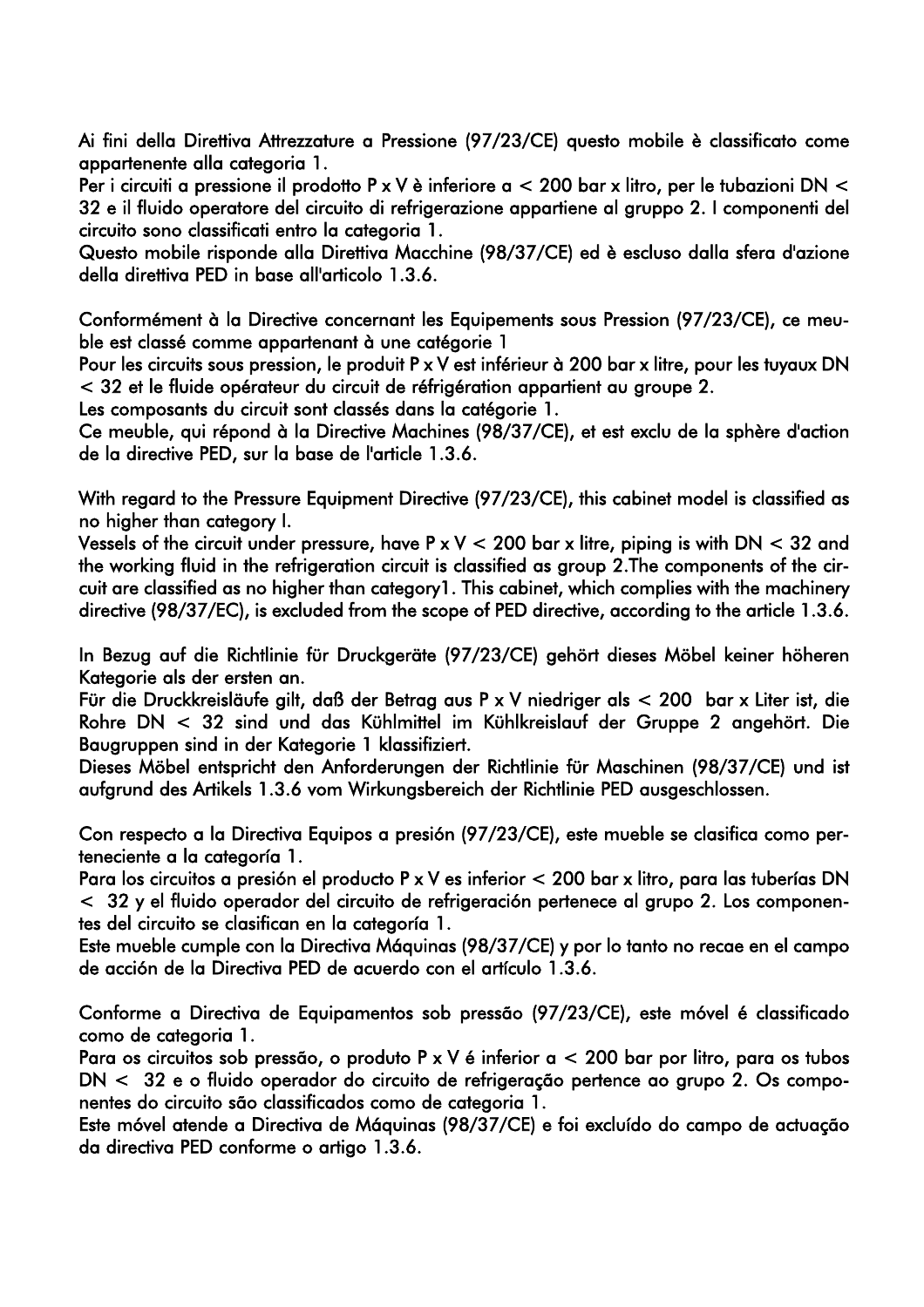Ai fini della Direttiva Attrezzature a Pressione (97/23/CE) questo mobile è classificato come appartenente alla categoria 1.
Per i circuiti a pressione il prodotto P x V è inferiore a < 200 bar x litro, per le tubazioni DN < 32 e il fluido operatore del circuito di refrigerazione appartiene al gruppo 2. I componenti del circuito sono classificati entro la categoria 1.
Questo mobile risponde alla Direttiva Macchine (98/37/CE) ed è escluso dalla sfera d'azione della direttiva PED in base all'articolo 1.3.6.

Conformément à la Directive concernant les Equipements sous Pression (97/23/CE), ce meuble est classé comme appartenant à une catégorie 1
Pour les circuits sous pression, le produit P x V est inférieur à 200 bar x litre, pour les tuyaux DN < 32 et le fluide opérateur du circuit de réfrigération appartient au groupe 2.
Les composants du circuit sont classés dans la catégorie 1.
Ce meuble, qui répond à la Directive Machines (98/37/CE), et est exclu de la sphère d'action de la directive PED, sur la base de l'article 1.3.6.

With regard to the Pressure Equipment Directive (97/23/CE), this cabinet model is classified as no higher than category I.
Vessels of the circuit under pressure, have P x V < 200 bar x litre, piping is with DN < 32 and the working fluid in the refrigeration circuit is classified as group 2.The components of the circuit are classified as no higher than category1. This cabinet, which complies with the machinery directive (98/37/EC), is excluded from the scope of PED directive, according to the article 1.3.6.

In Bezug auf die Richtlinie für Druckgeräte (97/23/CE) gehört dieses Möbel keiner höheren Kategorie als der ersten an.
Für die Druckkreisläufe gilt, daß der Betrag aus P x V niedriger als < 200 bar x Liter ist, die Rohre DN < 32 sind und das Kühlmittel im Kühlkreislauf der Gruppe 2 angehört. Die Baugruppen sind in der Kategorie 1 klassifiziert.
Dieses Möbel entspricht den Anforderungen der Richtlinie für Maschinen (98/37/CE) und ist aufgrund des Artikels 1.3.6 vom Wirkungsbereich der Richtlinie PED ausgeschlossen.

Con respecto a la Directiva Equipos a presión (97/23/CE), este mueble se clasifica como perteneciente a la categoría 1.
Para los circuitos a presión el producto P x V es inferior < 200 bar x litro, para las tuberías DN < 32 y el fluido operador del circuito de refrigeración pertenece al grupo 2. Los componentes del circuito se clasifican en la categoría 1.
Este mueble cumple con la Directiva Máquinas (98/37/CE) y por lo tanto no recae en el campo de acción de la Directiva PED de acuerdo con el artículo 1.3.6.

Conforme a Directiva de Equipamentos sob pressão (97/23/CE), este móvel é classificado como de categoria 1.
Para os circuitos sob pressão, o produto P x V é inferior a < 200 bar por litro, para os tubos DN < 32 e o fluido operador do circuito de refrigeração pertence ao grupo 2. Os componentes do circuito são classificados como de categoria 1.
Este móvel atende a Directiva de Máquinas (98/37/CE) e foi excluído do campo de actuação da directiva PED conforme o artigo 1.3.6.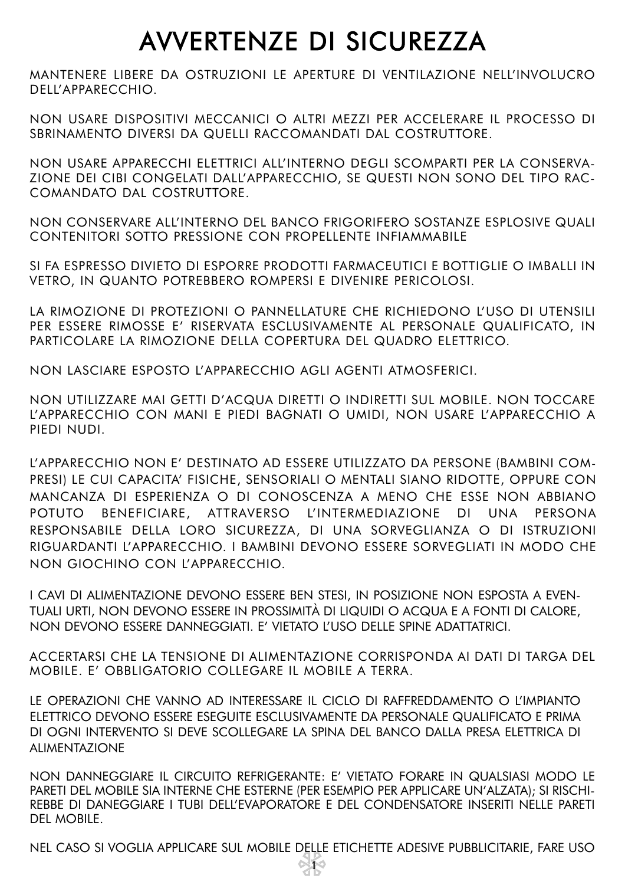# AVVERTENZE DI SICUREZZA

MANTENERE LIBERE DA OSTRUZIONI LE APERTURE DI VENTILAZIONE NELL'INVOLUCRO DELL'APPARECCHIO.

NON USARE DISPOSITIVI MECCANICI O ALTRI MEZZI PER ACCELERARE IL PROCESSO DI SBRINAMENTO DIVERSI DA QUELLI RACCOMANDATI DAL COSTRUTTORE.

NON USARE APPARECCHI ELETTRICI ALL'INTERNO DEGLI SCOMPARTI PER LA CONSERVAZIONE DEI CIBI CONGELATI DALL'APPARECCHIO, SE QUESTI NON SONO DEL TIPO RACCOMANDATO DAL COSTRUTTORE.

NON CONSERVARE ALL'INTERNO DEL BANCO FRIGORIFERO SOSTANZE ESPLOSIVE QUALI CONTENITORI SOTTO PRESSIONE CON PROPELLENTE INFIAMMABILE

SI FA ESPRESSO DIVIETO DI ESPORRE PRODOTTI FARMACEUTICI E BOTTIGLIE O IMBALLI IN VETRO, IN QUANTO POTREBBERO ROMPERSI E DIVENIRE PERICOLOSI.

LA RIMOZIONE DI PROTEZIONI O PANNELLATURE CHE RICHIEDONO L'USO DI UTENSILI PER ESSERE RIMOSSE E' RISERVATA ESCLUSIVAMENTE AL PERSONALE QUALIFICATO, IN PARTICOLARE LA RIMOZIONE DELLA COPERTURA DEL QUADRO ELETTRICO.

NON LASCIARE ESPOSTO L'APPARECCHIO AGLI AGENTI ATMOSFERICI.

NON UTILIZZARE MAI GETTI D'ACQUA DIRETTI O INDIRETTI SUL MOBILE. NON TOCCARE L'APPARECCHIO CON MANI E PIEDI BAGNATI O UMIDI, NON USARE L'APPARECCHIO A PIEDI NUDI.

L'APPARECCHIO NON E' DESTINATO AD ESSERE UTILIZZATO DA PERSONE (BAMBINI COMPRESI) LE CUI CAPACITA' FISICHE, SENSORIALI O MENTALI SIANO RIDOTTE, OPPURE CON MANCANZA DI ESPERIENZA O DI CONOSCENZA A MENO CHE ESSE NON ABBIANO POTUTO BENEFICIARE, ATTRAVERSO L'INTERMEDIAZIONE DI UNA PERSONA RESPONSABILE DELLA LORO SICUREZZA, DI UNA SORVEGLIANZA O DI ISTRUZIONI RIGUARDANTI L'APPARECCHIO. I BAMBINI DEVONO ESSERE SORVEGLIATI IN MODO CHE NON GIOCHINO CON L'APPARECCHIO.

I CAVI DI ALIMENTAZIONE DEVONO ESSERE BEN STESI, IN POSIZIONE NON ESPOSTA A EVENTUALI URTI, NON DEVONO ESSERE IN PROSSIMITÀ DI LIQUIDI O ACQUA E A FONTI DI CALORE, NON DEVONO ESSERE DANNEGGIATI. E' VIETATO L'USO DELLE SPINE ADATTATRICI.

ACCERTARSI CHE LA TENSIONE DI ALIMENTAZIONE CORRISPONDA AI DATI DI TARGA DEL MOBILE. E' OBBLIGATORIO COLLEGARE IL MOBILE A TERRA.

LE OPERAZIONI CHE VANNO AD INTERESSARE IL CICLO DI RAFFREDDAMENTO O L'IMPIANTO ELETTRICO DEVONO ESSERE ESEGUITE ESCLUSIVAMENTE DA PERSONALE QUALIFICATO E PRIMA DI OGNI INTERVENTO SI DEVE SCOLLEGARE LA SPINA DEL BANCO DALLA PRESA ELETTRICA DI ALIMENTAZIONE

NON DANNEGGIARE IL CIRCUITO REFRIGERANTE: E' VIETATO FORARE IN QUALSIASI MODO LE PARETI DEL MOBILE SIA INTERNE CHE ESTERNE (PER ESEMPIO PER APPLICARE UN'ALZATA); SI RISCHIEREBBE DI DANEGGIARE I TUBI DELL'EVAPORATORE E DEL CONDENSATORE INSERITI NELLE PARETI DEL MOBILE.

NEL CASO SI VOGLIA APPLICARE SUL MOBILE DELLE ETICHETTE ADESIVE PUBBLICITARIE, FARE USO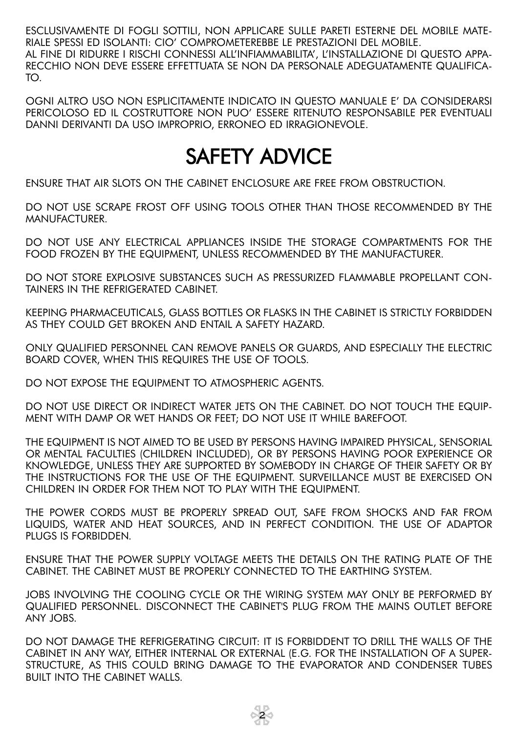ESCLUSIVAMENTE DI FOGLI SOTTILI, NON APPLICARE SULLE PARETI ESTERNE DEL MOBILE MATERIALE SPESSI ED ISOLANTI: CIO' COMPROMETEREBBE LE PRESTAZIONI DEL MOBILE.
AL FINE DI RIDURRE I RISCHI CONNESSI ALL'INFIAMMABILITA', L'INSTALLAZIONE DI QUESTO APPARECCHIO NON DEVE ESSERE EFFETTUATA SE NON DA PERSONALE ADEGUATAMENTE QUALIFICATO.

OGNI ALTRO USO NON ESPLICITAMENTE INDICATO IN QUESTO MANUALE E' DA CONSIDERARSI PERICOLOSO ED IL COSTRUTTORE NON PUO' ESSERE RITENUTO RESPONSABILE PER EVENTUALI DANNI DERIVANTI DA USO IMPROPRIO, ERRONEO ED IRRAGIONEVOLE.

# SAFETY ADVICE

ENSURE THAT AIR SLOTS ON THE CABINET ENCLOSURE ARE FREE FROM OBSTRUCTION.

DO NOT USE SCRAPE FROST OFF USING TOOLS OTHER THAN THOSE RECOMMENDED BY THE MANUFACTURER.

DO NOT USE ANY ELECTRICAL APPLIANCES INSIDE THE STORAGE COMPARTMENTS FOR THE FOOD FROZEN BY THE EQUIPMENT, UNLESS RECOMMENDED BY THE MANUFACTURER.

DO NOT STORE EXPLOSIVE SUBSTANCES SUCH AS PRESSURIZED FLAMMABLE PROPELLANT CONTAINERS IN THE REFRIGERATED CABINET.

KEEPING PHARMACEUTICALS, GLASS BOTTLES OR FLASKS IN THE CABINET IS STRICTLY FORBIDDEN AS THEY COULD GET BROKEN AND ENTAIL A SAFETY HAZARD.

ONLY QUALIFIED PERSONNEL CAN REMOVE PANELS OR GUARDS, AND ESPECIALLY THE ELECTRIC BOARD COVER, WHEN THIS REQUIRES THE USE OF TOOLS.

DO NOT EXPOSE THE EQUIPMENT TO ATMOSPHERIC AGENTS.

DO NOT USE DIRECT OR INDIRECT WATER JETS ON THE CABINET. DO NOT TOUCH THE EQUIPMENT WITH DAMP OR WET HANDS OR FEET; DO NOT USE IT WHILE BAREFOOT.

THE EQUIPMENT IS NOT AIMED TO BE USED BY PERSONS HAVING IMPAIRED PHYSICAL, SENSORIAL OR MENTAL FACULTIES (CHILDREN INCLUDED), OR BY PERSONS HAVING POOR EXPERIENCE OR KNOWLEDGE, UNLESS THEY ARE SUPPORTED BY SOMEBODY IN CHARGE OF THEIR SAFETY OR BY THE INSTRUCTIONS FOR THE USE OF THE EQUIPMENT. SURVEILLANCE MUST BE EXERCISED ON CHILDREN IN ORDER FOR THEM NOT TO PLAY WITH THE EQUIPMENT.

THE POWER CORDS MUST BE PROPERLY SPREAD OUT, SAFE FROM SHOCKS AND FAR FROM LIQUIDS, WATER AND HEAT SOURCES, AND IN PERFECT CONDITION. THE USE OF ADAPTOR PLUGS IS FORBIDDEN.

ENSURE THAT THE POWER SUPPLY VOLTAGE MEETS THE DETAILS ON THE RATING PLATE OF THE CABINET. THE CABINET MUST BE PROPERLY CONNECTED TO THE EARTHING SYSTEM.

JOBS INVOLVING THE COOLING CYCLE OR THE WIRING SYSTEM MAY ONLY BE PERFORMED BY QUALIFIED PERSONNEL. DISCONNECT THE CABINET'S PLUG FROM THE MAINS OUTLET BEFORE ANY JOBS.

DO NOT DAMAGE THE REFRIGERATING CIRCUIT: IT IS FORBIDDENT TO DRILL THE WALLS OF THE CABINET IN ANY WAY, EITHER INTERNAL OR EXTERNAL (E.G. FOR THE INSTALLATION OF A SUPERSTRUCTURE, AS THIS COULD BRING DAMAGE TO THE EVAPORATOR AND CONDENSER TUBES BUILT INTO THE CABINET WALLS.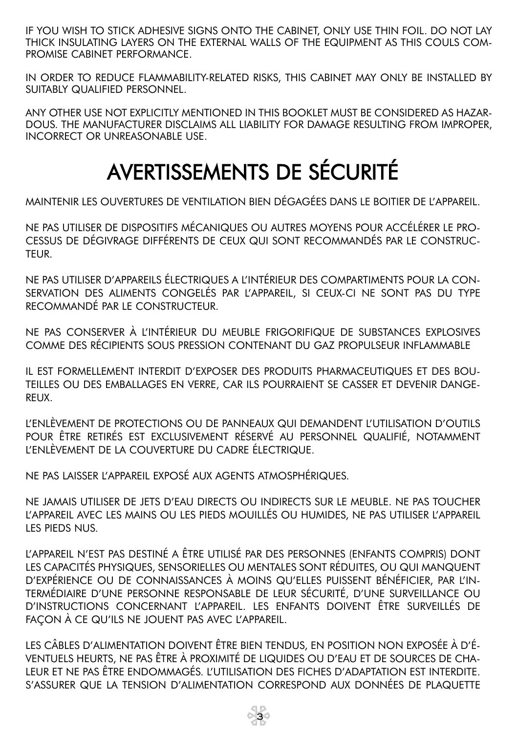IF YOU WISH TO STICK ADHESIVE SIGNS ONTO THE CABINET, ONLY USE THIN FOIL. DO NOT LAY THICK INSULATING LAYERS ON THE EXTERNAL WALLS OF THE EQUIPMENT AS THIS COULS COMPROMISE CABINET PERFORMANCE.

IN ORDER TO REDUCE FLAMMABILITY-RELATED RISKS, THIS CABINET MAY ONLY BE INSTALLED BY SUITABLY QUALIFIED PERSONNEL.

ANY OTHER USE NOT EXPLICITLY MENTIONED IN THIS BOOKLET MUST BE CONSIDERED AS HAZARDOUS. THE MANUFACTURER DISCLAIMS ALL LIABILITY FOR DAMAGE RESULTING FROM IMPROPER, INCORRECT OR UNREASONABLE USE.

# AVERTISSEMENTS DE SÉCURITÉ

MAINTENIR LES OUVERTURES DE VENTILATION BIEN DÉGAGÉES DANS LE BOITIER DE L'APPAREIL.

NE PAS UTILISER DE DISPOSITIFS MÉCANIQUES OU AUTRES MOYENS POUR ACCÉLÉRER LE PROCESSUS DE DÉGIVRAGE DIFFÉRENTS DE CEUX QUI SONT RECOMMANDÉS PAR LE CONSTRUCTEUR.

NE PAS UTILISER D'APPAREILS ÉLECTRIQUES A L'INTÉRIEUR DES COMPARTIMENTS POUR LA CONSERVATION DES ALIMENTS CONGELÉS PAR L'APPAREIL, SI CEUX-CI NE SONT PAS DU TYPE RECOMMANDÉ PAR LE CONSTRUCTEUR.

NE PAS CONSERVER À L'INTÉRIEUR DU MEUBLE FRIGORIFIQUE DE SUBSTANCES EXPLOSIVES COMME DES RÉCIPIENTS SOUS PRESSION CONTENANT DU GAZ PROPULSEUR INFLAMMABLE

IL EST FORMELLEMENT INTERDIT D'EXPOSER DES PRODUITS PHARMACEUTIQUES ET DES BOUTEILLES OU DES EMBALLAGES EN VERRE, CAR ILS POURRAIENT SE CASSER ET DEVENIR DANGEREUX.

L'ENLÈVEMENT DE PROTECTIONS OU DE PANNEAUX QUI DEMANDENT L'UTILISATION D'OUTILS POUR ÊTRE RETIRÉS EST EXCLUSIVEMENT RÉSERVÉ AU PERSONNEL QUALIFIÉ, NOTAMMENT L'ENLÈVEMENT DE LA COUVERTURE DU CADRE ÉLECTRIQUE.

NE PAS LAISSER L'APPAREIL EXPOSÉ AUX AGENTS ATMOSPHÉRIQUES.

NE JAMAIS UTILISER DE JETS D'EAU DIRECTS OU INDIRECTS SUR LE MEUBLE. NE PAS TOUCHER L'APPAREIL AVEC LES MAINS OU LES PIEDS MOUILLÉS OU HUMIDES, NE PAS UTILISER L'APPAREIL LES PIEDS NUS.

L'APPAREIL N'EST PAS DESTINÉ A ÊTRE UTILISÉ PAR DES PERSONNES (ENFANTS COMPRIS) DONT LES CAPACITÉS PHYSIQUES, SENSORIELLES OU MENTALES SONT RÉDUITES, OU QUI MANQUENT D'EXPÉRIENCE OU DE CONNAISSANCES À MOINS QU'ELLES PUISSENT BÉNÉFICIER, PAR L'INTERMÉDIAIRE D'UNE PERSONNE RESPONSABLE DE LEUR SÉCURITÉ, D'UNE SURVEILLANCE OU D'INSTRUCTIONS CONCERNANT L'APPAREIL. LES ENFANTS DOIVENT ÊTRE SURVEILLÉS DE FAÇON À CE QU'ILS NE JOUENT PAS AVEC L'APPAREIL.

LES CÂBLES D'ALIMENTATION DOIVENT ÊTRE BIEN TENDUS, EN POSITION NON EXPOSÉE À D'ÉVENTUELS HEURTS, NE PAS ÊTRE À PROXIMITÉ DE LIQUIDES OU D'EAU ET DE SOURCES DE CHALEUR ET NE PAS ÊTRE ENDOMMAGÉS. L'UTILISATION DES FICHES D'ADAPTATION EST INTERDITE. S'ASSURER QUE LA TENSION D'ALIMENTATION CORRESPOND AUX DONNÉES DE PLAQUETTE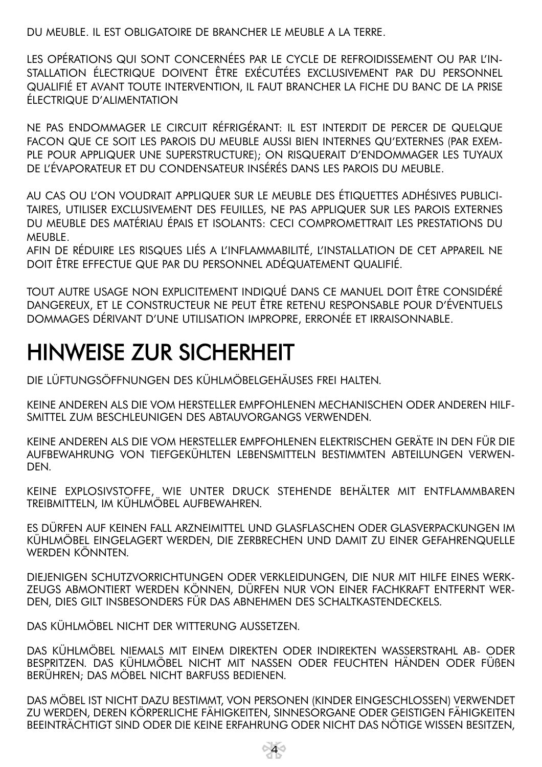DU MEUBLE. IL EST OBLIGATOIRE DE BRANCHER LE MEUBLE A LA TERRE.

LES OPÉRATIONS QUI SONT CONCERNÉES PAR LE CYCLE DE REFROIDISSEMENT OU PAR L'INSTALLATION ÉLECTRIQUE DOIVENT ÊTRE EXÉCUTÉES EXCLUSIVEMENT PAR DU PERSONNEL QUALIFIÉ ET AVANT TOUTE INTERVENTION, IL FAUT BRANCHER LA FICHE DU BANC DE LA PRISE ÉLECTRIQUE D'ALIMENTATION

NE PAS ENDOMMAGER LE CIRCUIT RÉFRIGÉRANT: IL EST INTERDIT DE PERCER DE QUELQUE FACON QUE CE SOIT LES PAROIS DU MEUBLE AUSSI BIEN INTERNES QU'EXTERNES (PAR EXEMPLE POUR APPLIQUER UNE SUPERSTRUCTURE); ON RISQUERAIT D'ENDOMMAGER LES TUYAUX DE L'ÉVAPORATEUR ET DU CONDENSATEUR INSÉRÉS DANS LES PAROIS DU MEUBLE.

AU CAS OU L'ON VOUDRAIT APPLIQUER SUR LE MEUBLE DES ÉTIQUETTES ADHÉSIVES PUBLICITAIRES, UTILISER EXCLUSIVEMENT DES FEUILLES, NE PAS APPLIQUER SUR LES PAROIS EXTERNES DU MEUBLE DES MATÉRIAU ÉPAIS ET ISOLANTS: CECI COMPROMETTRAIT LES PRESTATIONS DU MEUBLE.
AFIN DE RÉDUIRE LES RISQUES LIÉS A L'INFLAMMABILITÉ, L'INSTALLATION DE CET APPAREIL NE DOIT ÊTRE EFFECTUE QUE PAR DU PERSONNEL ADÉQUATEMENT QUALIFIÉ.

TOUT AUTRE USAGE NON EXPLICITEMENT INDIQUÉ DANS CE MANUEL DOIT ÊTRE CONSIDÉRÉ DANGEREUX, ET LE CONSTRUCTEUR NE PEUT ÊTRE RETENU RESPONSABLE POUR D'ÉVENTUELS DOMMAGES DÉRIVANT D'UNE UTILISATION IMPROPRE, ERRONÉE ET IRRAISONNABLE.

# HINWEISE ZUR SICHERHEIT

DIE LÜFTUNGSÖFFNUNGEN DES KÜHLMÖBELGEHÄUSES FREI HALTEN.

KEINE ANDEREN ALS DIE VOM HERSTELLER EMPFOHLENEN MECHANISCHEN ODER ANDEREN HILFSMITTEL ZUM BESCHLEUNIGEN DES ABTAUVORGANGS VERWENDEN.

KEINE ANDEREN ALS DIE VOM HERSTELLER EMPFOHLENEN ELEKTRISCHEN GERÄTE IN DEN FÜR DIE AUFBEWAHRUNG VON TIEFGEKÜHLTEN LEBENSMITTELN BESTIMMTEN ABTEILUNGEN VERWENDEN.

KEINE EXPLOSIVSTOFFE, WIE UNTER DRUCK STEHENDE BEHÄLTER MIT ENTFLAMMBAREN TREIBMITTELN, IM KÜHLMÖBEL AUFBEWAHREN.

ES DÜRFEN AUF KEINEN FALL ARZNEIMITTEL UND GLASFLASCHEN ODER GLASVERPACKUNGEN IM KÜHLMÖBEL EINGELAGERT WERDEN, DIE ZERBRECHEN UND DAMIT ZU EINER GEFAHRENQUELLE WERDEN KÖNNTEN.

DIEJENIGEN SCHUTZVORRICHTUNGEN ODER VERKLEIDUNGEN, DIE NUR MIT HILFE EINES WERKZEUGS ABMONTIERT WERDEN KÖNNEN, DÜRFEN NUR VON EINER FACHKRAFT ENTFERNT WERDEN, DIES GILT INSBESONDERS FÜR DAS ABNEHMEN DES SCHALTKASTENDECKELS.

DAS KÜHLMÖBEL NICHT DER WITTERUNG AUSSETZEN.

DAS KÜHLMÖBEL NIEMALS MIT EINEM DIREKTEN ODER INDIREKTEN WASSERSTRAHL AB- ODER BESPRITZEN. DAS KÜHLMÖBEL NICHT MIT NASSEN ODER FEUCHTEN HÄNDEN ODER FÜßEN BERÜHREN; DAS MÖBEL NICHT BARFUSS BEDIENEN.

DAS MÖBEL IST NICHT DAZU BESTIMMT, VON PERSONEN (KINDER EINGESCHLOSSEN) VERWENDET ZU WERDEN, DEREN KÖRPERLICHE FÄHIGKEITEN, SINNESORGANE ODER GEISTIGEN FÄHIGKEITEN BEEINTRÄCHTIGT SIND ODER DIE KEINE ERFAHRUNG ODER NICHT DAS NÖTIGE WISSEN BESITZEN,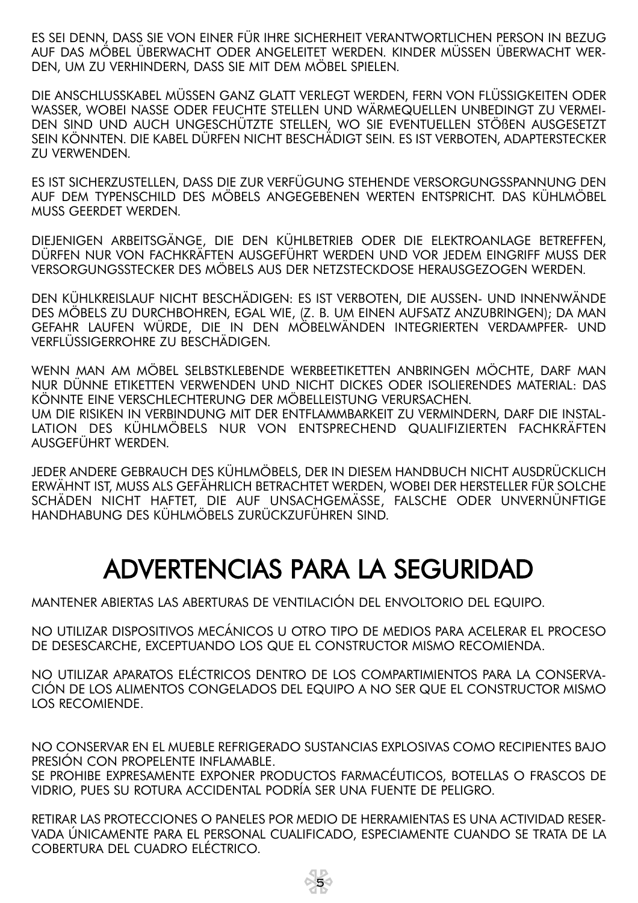ES SEI DENN, DASS SIE VON EINER FÜR IHRE SICHERHEIT VERANTWORTLICHEN PERSON IN BEZUG AUF DAS MÖBEL ÜBERWACHT ODER ANGELEITET WERDEN. KINDER MÜSSEN ÜBERWACHT WERDEN, UM ZU VERHINDERN, DASS SIE MIT DEM MÖBEL SPIELEN.

DIE ANSCHLUSSKABEL MÜSSEN GANZ GLATT VERLEGT WERDEN, FERN VON FLÜSSIGKEITEN ODER WASSER, WOBEI NASSE ODER FEUCHTE STELLEN UND WÄRMEQUELLEN UNBEDINGT ZU VERMEIDEN SIND UND AUCH UNGESCHÜTZTE STELLEN, WO SIE EVENTUELLEN STÖßEN AUSGESETZT SEIN KÖNNTEN. DIE KABEL DÜRFEN NICHT BESCHÄDIGT SEIN. ES IST VERBOTEN, ADAPTERSTECKER ZU VERWENDEN.

ES IST SICHERZUSTELLEN, DASS DIE ZUR VERFÜGUNG STEHENDE VERSORGUNGSSPANNUNG DEN AUF DEM TYPENSCHILD DES MÖBELS ANGEGEBENEN WERTEN ENTSPRICHT. DAS KÜHLMÖBEL MUSS GEERDET WERDEN.

DIEJENIGEN ARBEITSGÄNGE, DIE DEN KÜHLBETRIEB ODER DIE ELEKTROANLAGE BETREFFEN, DÜRFEN NUR VON FACHKRÄFTEN AUSGEFÜHRT WERDEN UND VOR JEDEM EINGRIFF MUSS DER VERSORGUNGSSTECKER DES MÖBELS AUS DER NETZSTECKDOSE HERAUSGEZOGEN WERDEN.

DEN KÜHLKREISLAUF NICHT BESCHÄDIGEN: ES IST VERBOTEN, DIE AUSSEN- UND INNENWÄNDE DES MÖBELS ZU DURCHBOHREN, EGAL WIE, (Z. B. UM EINEN AUFSATZ ANZUBRINGEN); DA MAN GEFAHR LAUFEN WÜRDE, DIE IN DEN MÖBELWÄNDEN INTEGRIERTEN VERDAMPFER- UND VERFLÜSSIGERROHRE ZU BESCHÄDIGEN.

WENN MAN AM MÖBEL SELBSTKLEBENDE WERBEETIKETTEN ANBRINGEN MÖCHTE, DARF MAN NUR DÜNNE ETIKETTEN VERWENDEN UND NICHT DICKES ODER ISOLIERENDES MATERIAL: DAS KÖNNTE EINE VERSCHLECHTERUNG DER MÖBELLEISTUNG VERURSACHEN.
UM DIE RISIKEN IN VERBINDUNG MIT DER ENTFLAMMBARKEIT ZU VERMINDERN, DARF DIE INSTALLATION DES KÜHLMÖBELS NUR VON ENTSPRECHEND QUALIFIZIERTEN FACHKRÄFTEN AUSGEFÜHRT WERDEN.

JEDER ANDERE GEBRAUCH DES KÜHLMÖBELS, DER IN DIESEM HANDBUCH NICHT AUSDRÜCKLICH ERWÄHNT IST, MUSS ALS GEFÄHRLICH BETRACHTET WERDEN, WOBEI DER HERSTELLER FÜR SOLCHE SCHÄDEN NICHT HAFTET, DIE AUF UNSACHGEMÄSSE, FALSCHE ODER UNVERNÜNFTIGE HANDHABUNG DES KÜHLMÖBELS ZURÜCKZUFÜHREN SIND.

# ADVERTENCIAS PARA LA SEGURIDAD

MANTENER ABIERTAS LAS ABERTURAS DE VENTILACIÓN DEL ENVOLTORIO DEL EQUIPO.

NO UTILIZAR DISPOSITIVOS MECÁNICOS U OTRO TIPO DE MEDIOS PARA ACELERAR EL PROCESO DE DESESCARCHE, EXCEPTUANDO LOS QUE EL CONSTRUCTOR MISMO RECOMIENDA.

NO UTILIZAR APARATOS ELÉCTRICOS DENTRO DE LOS COMPARTIMIENTOS PARA LA CONSERVACIÓN DE LOS ALIMENTOS CONGELADOS DEL EQUIPO A NO SER QUE EL CONSTRUCTOR MISMO LOS RECOMIENDE.

NO CONSERVAR EN EL MUEBLE REFRIGERADO SUSTANCIAS EXPLOSIVAS COMO RECIPIENTES BAJO PRESIÓN CON PROPELENTE INFLAMABLE.
SE PROHIBE EXPRESAMENTE EXPONER PRODUCTOS FARMACÉUTICOS, BOTELLAS O FRASCOS DE VIDRIO, PUES SU ROTURA ACCIDENTAL PODRÍA SER UNA FUENTE DE PELIGRO.

RETIRAR LAS PROTECCIONES O PANELES POR MEDIO DE HERRAMIENTAS ES UNA ACTIVIDAD RESERVADA ÚNICAMENTE PARA EL PERSONAL CUALIFICADO, ESPECIAMENTE CUANDO SE TRATA DE LA COBERTURA DEL CUADRO ELÉCTRICO.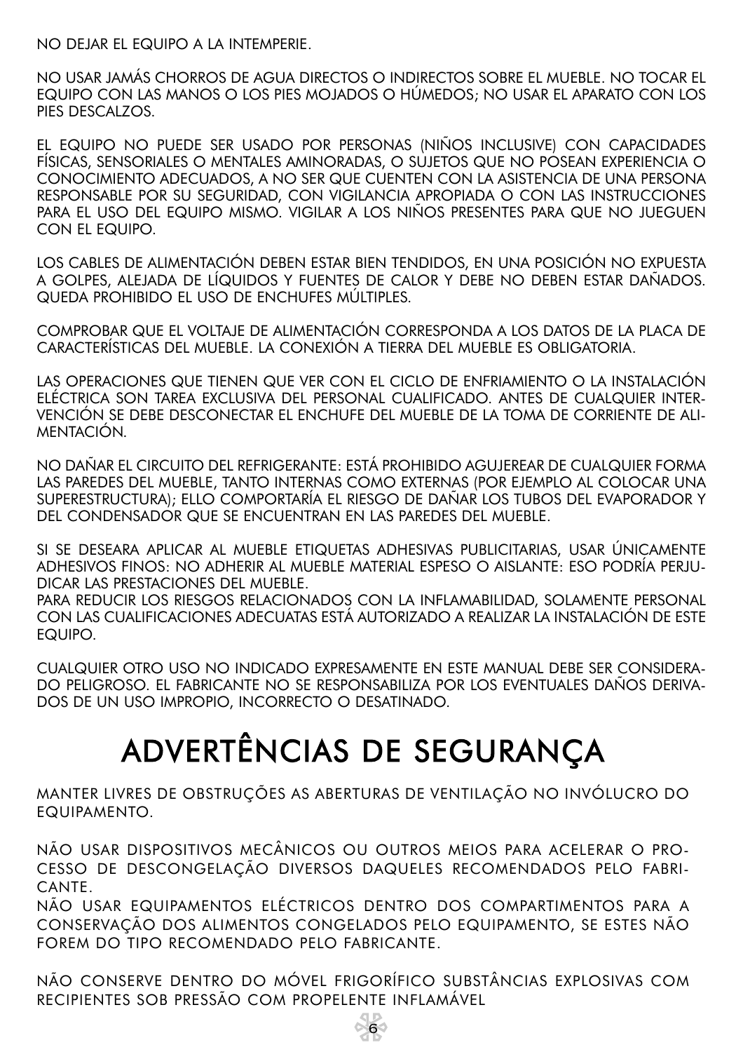NO DEJAR EL EQUIPO A LA INTEMPERIE.

NO USAR JAMÁS CHORROS DE AGUA DIRECTOS O INDIRECTOS SOBRE EL MUEBLE. NO TOCAR EL EQUIPO CON LAS MANOS O LOS PIES MOJADOS O HÚMEDOS; NO USAR EL APARATO CON LOS PIES DESCALZOS.

EL EQUIPO NO PUEDE SER USADO POR PERSONAS (NIÑOS INCLUSIVE) CON CAPACIDADES FÍSICAS, SENSORIALES O MENTALES AMINORADAS, O SUJETOS QUE NO POSEAN EXPERIENCIA O CONOCIMIENTO ADECUADOS, A NO SER QUE CUENTEN CON LA ASISTENCIA DE UNA PERSONA RESPONSABLE POR SU SEGURIDAD, CON VIGILANCIA APROPIADA O CON LAS INSTRUCCIONES PARA EL USO DEL EQUIPO MISMO. VIGILAR A LOS NIÑOS PRESENTES PARA QUE NO JUEGUEN CON EL EQUIPO.

LOS CABLES DE ALIMENTACIÓN DEBEN ESTAR BIEN TENDIDOS, EN UNA POSICIÓN NO EXPUESTA A GOLPES, ALEJADA DE LÍQUIDOS Y FUENTES DE CALOR Y DEBE NO DEBEN ESTAR DAÑADOS. QUEDA PROHIBIDO EL USO DE ENCHUFES MÚLTIPLES.

COMPROBAR QUE EL VOLTAJE DE ALIMENTACIÓN CORRESPONDA A LOS DATOS DE LA PLACA DE CARACTERÍSTICAS DEL MUEBLE. LA CONEXIÓN A TIERRA DEL MUEBLE ES OBLIGATORIA.

LAS OPERACIONES QUE TIENEN QUE VER CON EL CICLO DE ENFRIAMIENTO O LA INSTALACIÓN ELÉCTRICA SON TAREA EXCLUSIVA DEL PERSONAL CUALIFICADO. ANTES DE CUALQUIER INTERVENCIÓN SE DEBE DESCONECTAR EL ENCHUFE DEL MUEBLE DE LA TOMA DE CORRIENTE DE ALIMENTACIÓN.

NO DAÑAR EL CIRCUITO DEL REFRIGERANTE: ESTÁ PROHIBIDO AGUJEREAR DE CUALQUIER FORMA LAS PAREDES DEL MUEBLE, TANTO INTERNAS COMO EXTERNAS (POR EJEMPLO AL COLOCAR UNA SUPERESTRUCTURA); ELLO COMPORTARÍA EL RIESGO DE DAÑAR LOS TUBOS DEL EVAPORADOR Y DEL CONDENSADOR QUE SE ENCUENTRAN EN LAS PAREDES DEL MUEBLE.

SI SE DESEARA APLICAR AL MUEBLE ETIQUETAS ADHESIVAS PUBLICITARIAS, USAR ÚNICAMENTE ADHESIVOS FINOS: NO ADHERIR AL MUEBLE MATERIAL ESPESO O AISLANTE: ESO PODRÍA PERJUDICAR LAS PRESTACIONES DEL MUEBLE.
PARA REDUCIR LOS RIESGOS RELACIONADOS CON LA INFLAMABILIDAD, SOLAMENTE PERSONAL CON LAS CUALIFICACIONES ADECUATAS ESTÁ AUTORIZADO A REALIZAR LA INSTALACIÓN DE ESTE EQUIPO.

CUALQUIER OTRO USO NO INDICADO EXPRESAMENTE EN ESTE MANUAL DEBE SER CONSIDERADO PELIGROSO. EL FABRICANTE NO SE RESPONSABILIZA POR LOS EVENTUALES DAÑOS DERIVADOS DE UN USO IMPROPIO, INCORRECTO O DESATINADO.

# ADVERTÊNCIAS DE SEGURANÇA

MANTER LIVRES DE OBSTRUÇÕES AS ABERTURAS DE VENTILAÇÃO NO INVÓLUCRO DO EQUIPAMENTO.

NÃO USAR DISPOSITIVOS MECÂNICOS OU OUTROS MEIOS PARA ACELERAR O PROCESSO DE DESCONGELAÇÃO DIVERSOS DAQUELES RECOMENDADOS PELO FABRICANTE.
NÃO USAR EQUIPAMENTOS ELÉCTRICOS DENTRO DOS COMPARTIMENTOS PARA A CONSERVAÇÃO DOS ALIMENTOS CONGELADOS PELO EQUIPAMENTO, SE ESTES NÃO FOREM DO TIPO RECOMENDADO PELO FABRICANTE.

NÃO CONSERVE DENTRO DO MÓVEL FRIGORÍFICO SUBSTÂNCIAS EXPLOSIVAS COM RECIPIENTES SOB PRESSÃO COM PROPELENTE INFLAMÁVEL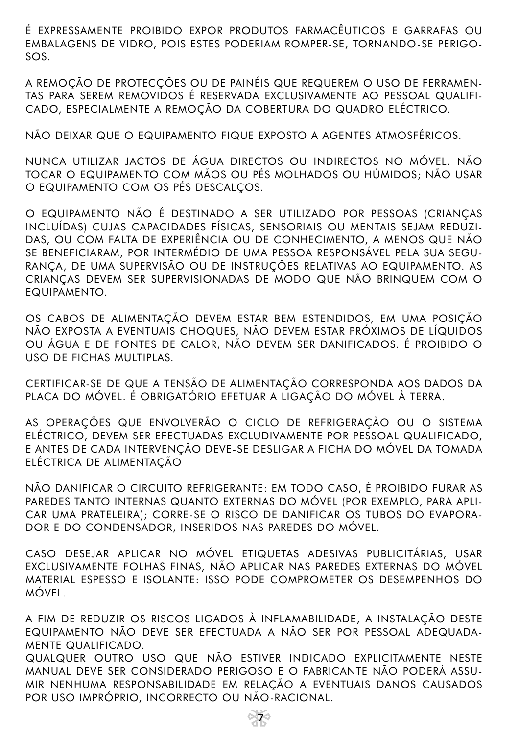É EXPRESSAMENTE PROIBIDO EXPOR PRODUTOS FARMACÊUTICOS E GARRAFAS OU EMBALAGENS DE VIDRO, POIS ESTES PODERIAM ROMPER-SE, TORNANDO-SE PERIGOSOS.

A REMOÇÃO DE PROTECÇÕES OU DE PAINÉIS QUE REQUEREM O USO DE FERRAMENTAS PARA SEREM REMOVIDOS É RESERVADA EXCLUSIVAMENTE AO PESSOAL QUALIFICADO, ESPECIALMENTE A REMOÇÃO DA COBERTURA DO QUADRO ELÉCTRICO.

NÃO DEIXAR QUE O EQUIPAMENTO FIQUE EXPOSTO A AGENTES ATMOSFÉRICOS.

NUNCA UTILIZAR JACTOS DE ÁGUA DIRECTOS OU INDIRECTOS NO MÓVEL. NÃO TOCAR O EQUIPAMENTO COM MÃOS OU PÉS MOLHADOS OU HÚMIDOS; NÃO USAR O EQUIPAMENTO COM OS PÉS DESCALÇOS.

O EQUIPAMENTO NÃO É DESTINADO A SER UTILIZADO POR PESSOAS (CRIANÇAS INCLUÍDAS) CUJAS CAPACIDADES FÍSICAS, SENSORIAIS OU MENTAIS SEJAM REDUZIDAS, OU COM FALTA DE EXPERIÊNCIA OU DE CONHECIMENTO, A MENOS QUE NÃO SE BENEFICIARAM, POR INTERMÉDIO DE UMA PESSOA RESPONSÁVEL PELA SUA SEGURANÇA, DE UMA SUPERVISÃO OU DE INSTRUÇÕES RELATIVAS AO EQUIPAMENTO. AS CRIANÇAS DEVEM SER SUPERVISIONADAS DE MODO QUE NÃO BRINQUEM COM O EQUIPAMENTO.

OS CABOS DE ALIMENTAÇÃO DEVEM ESTAR BEM ESTENDIDOS, EM UMA POSIÇÃO NÃO EXPOSTA A EVENTUAIS CHOQUES, NÃO DEVEM ESTAR PRÓXIMOS DE LÍQUIDOS OU ÁGUA E DE FONTES DE CALOR, NÃO DEVEM SER DANIFICADOS. É PROIBIDO O USO DE FICHAS MULTIPLAS.

CERTIFICAR-SE DE QUE A TENSÃO DE ALIMENTAÇÃO CORRESPONDA AOS DADOS DA PLACA DO MÓVEL. É OBRIGATÓRIO EFETUAR A LIGAÇÃO DO MÓVEL À TERRA.

AS OPERAÇÕES QUE ENVOLVERÃO O CICLO DE REFRIGERAÇÃO OU O SISTEMA ELÉCTRICO, DEVEM SER EFECTUADAS EXCLUDIVAMENTE POR PESSOAL QUALIFICADO, E ANTES DE CADA INTERVENÇÃO DEVE-SE DESLIGAR A FICHA DO MÓVEL DA TOMADA ELÉCTRICA DE ALIMENTAÇÃO

NÃO DANIFICAR O CIRCUITO REFRIGERANTE: EM TODO CASO, É PROIBIDO FURAR AS PAREDES TANTO INTERNAS QUANTO EXTERNAS DO MÓVEL (POR EXEMPLO, PARA APLICAR UMA PRATELEIRA); CORRE-SE O RISCO DE DANIFICAR OS TUBOS DO EVAPORADOR E DO CONDENSADOR, INSERIDOS NAS PAREDES DO MÓVEL.

CASO DESEJAR APLICAR NO MÓVEL ETIQUETAS ADESIVAS PUBLICITÁRIAS, USAR EXCLUSIVAMENTE FOLHAS FINAS, NÃO APLICAR NAS PAREDES EXTERNAS DO MÓVEL MATERIAL ESPESSO E ISOLANTE: ISSO PODE COMPROMETER OS DESEMPENHOS DO MÓVEL.

A FIM DE REDUZIR OS RISCOS LIGADOS À INFLAMABILIDADE, A INSTALAÇÃO DESTE EQUIPAMENTO NÃO DEVE SER EFECTUADA A NÃO SER POR PESSOAL ADEQUADAMENTE QUALIFICADO.
QUALQUER OUTRO USO QUE NÃO ESTIVER INDICADO EXPLICITAMENTE NESTE MANUAL DEVE SER CONSIDERADO PERIGOSO E O FABRICANTE NÃO PODERÁ ASSUMIR NENHUMA RESPONSABILIDADE EM RELAÇÃO A EVENTUAIS DANOS CAUSADOS POR USO IMPRÓPRIO, INCORRECTO OU NÃO-RACIONAL.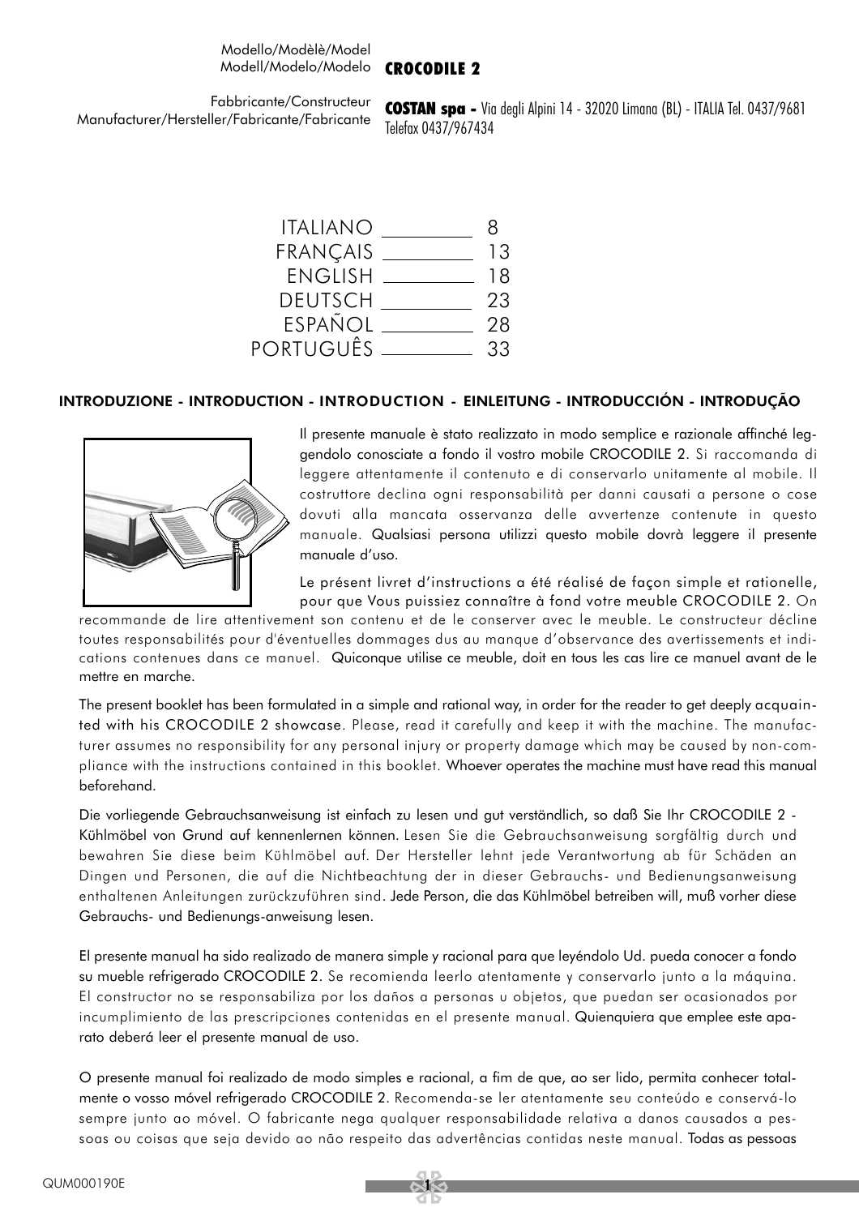| Modello/Modèlè/Model Modell/Modelo/Modelo | **CROCODILE 2** |
| --- | --- |
| Fabbricante/Constructeur Manufacturer/Hersteller/Fabricante/Fabricante | **COSTAN spa -** Via degli Alpini 14 - 32020 Limana (BL) - ITALIA Tel. 0437/9681 Telefax 0437/967434 |

| | |
| --- | --- |
| ITALIANO | 8 |
| FRANÇAIS | 13 |
| ENGLISH | 18 |
| DEUTSCH | 23 |
| ESPAÑOL | 28 |
| PORTUGUÊS | 33 |

## INTRODUZIONE - INTRODUCTION - INTRODUCTION - EINLEITUNG - INTRODUCCIÓN - INTRODUÇÃO

Il presente manuale è stato realizzato in modo semplice e razionale affinché leggendolo conosciate a fondo il vostro mobile CROCODILE 2. Si raccomanda di leggere attentamente il contenuto e di conservarlo unitamente al mobile. Il costruttore declina ogni responsabilità per danni causati a persone o cose dovuti alla mancata osservanza delle avvertenze contenute in questo manuale. Qualsiasi persona utilizzi questo mobile dovrà leggere il presente manuale d'uso.

Le présent livret d'instructions a été réalisé de façon simple et rationelle, pour que Vous puissiez connaître à fond votre meuble CROCODILE 2. On recommande de lire attentivement son contenu et de le conserver avec le meuble. Le constructeur décline toutes responsabilités pour d'éventuelles dommages dus au manque d'observance des avertissements et indications contenues dans ce manuel. Quiconque utilise ce meuble, doit en tous les cas lire ce manuel avant de le mettre en marche.

The present booklet has been formulated in a simple and rational way, in order for the reader to get deeply acquainted with his CROCODILE 2 showcase. Please, read it carefully and keep it with the machine. The manufacturer assumes no responsibility for any personal injury or property damage which may be caused by non-compliance with the instructions contained in this booklet. Whoever operates the machine must have read this manual beforehand.

Die vorliegende Gebrauchsanweisung ist einfach zu lesen und gut verständlich, so daß Sie Ihr CROCODILE 2 - Kühlmöbel von Grund auf kennenlernen können. Lesen Sie die Gebrauchsanweisung sorgfältig durch und bewahren Sie diese beim Kühlmöbel auf. Der Hersteller lehnt jede Verantwortung ab für Schäden an Dingen und Personen, die auf die Nichtbeachtung der in dieser Gebrauchs- und Bedienungsanweisung enthaltenen Anleitungen zurückzuführen sind. Jede Person, die das Kühlmöbel betreiben will, muß vorher diese Gebrauchs- und Bedienungs-anweisung lesen.

El presente manual ha sido realizado de manera simple y racional para que leyéndolo Ud. pueda conocer a fondo su mueble refrigerado CROCODILE 2. Se recomienda leerlo atentamente y conservarlo junto a la máquina. El constructor no se responsabiliza por los daños a personas u objetos, que puedan ser ocasionados por incumplimiento de las prescripciones contenidas en el presente manual. Quienquiera que emplee este aparato deberá leer el presente manual de uso.

O presente manual foi realizado de modo simples e racional, a fim de que, ao ser lido, permita conhecer totalmente o vosso móvel refrigerado CROCODILE 2. Recomenda-se ler atentamente seu conteúdo e conservá-lo sempre junto ao móvel. O fabricante nega qualquer responsabilidade relativa a danos causados a pessoas ou coisas que seja devido ao não respeito das advertências contidas neste manual. Todas as pessoas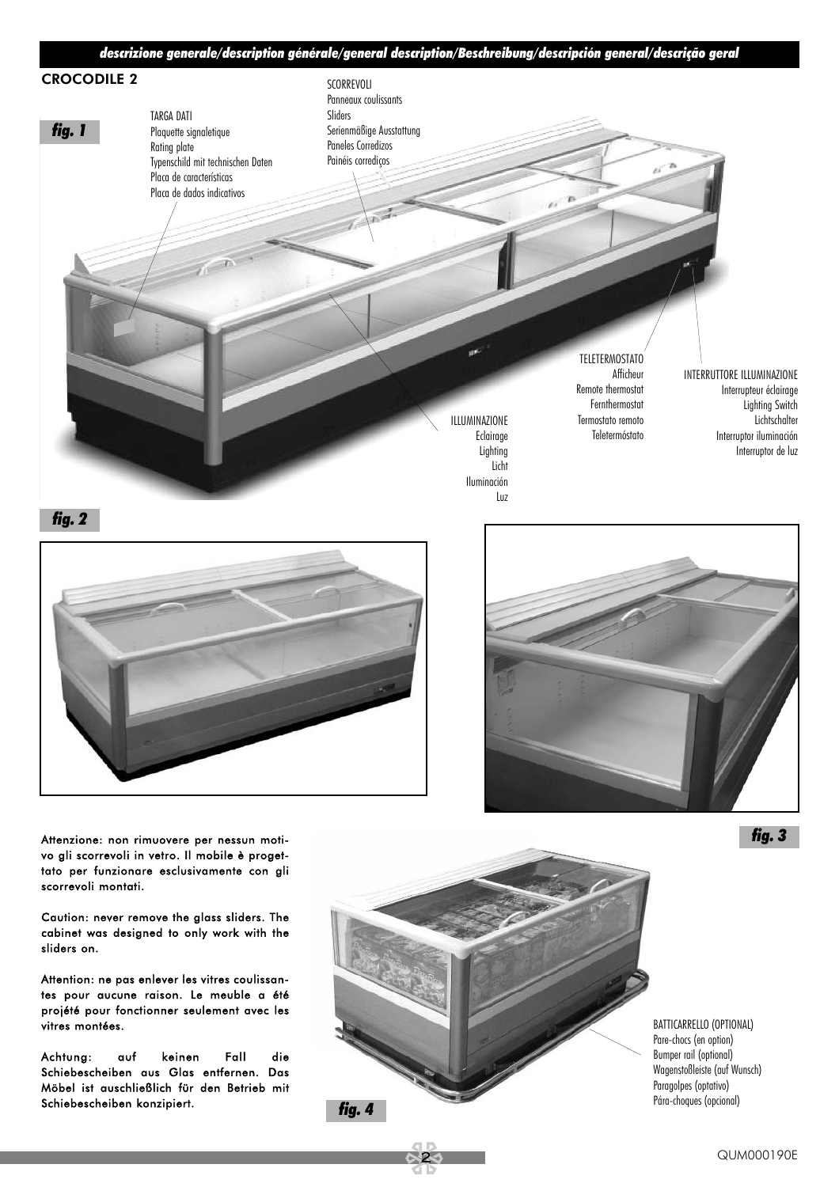***descrizione generale/description générale/general description/Beschreibung/descripción general/descrição geral***

## CROCODILE 2

**fig. 1**

TARGA DATI
Plaquette signaletique
Rating plate
Typenschild mit technischen Daten
Placa de características
Placa de dados indicativos

SCORREVOLI
Panneaux coulissants
Sliders
Serienmäßige Ausstattung
Paneles Corredizos
Painéis corrediços

TELETERMOSTATO
Afficheur
Remote thermostat
Fernthermostat
Termostato remoto
Teletermóstato

INTERRUTTORE ILLUMINAZIONE
Interrupteur éclairage
Lighting Switch
Lichtschalter
Interruptor iluminación
Interruptor de luz

ILLUMINAZIONE
Eclairage
Lighting
Licht
Iluminación
Luz

**fig. 2**

**fig. 3**

Attenzione: non rimuovere per nessun motivo gli scorrevoli in vetro. Il mobile è progettato per funzionare esclusivamente con gli scorrevoli montati.

Caution: never remove the glass sliders. The cabinet was designed to only work with the sliders on.

Attention: ne pas enlever les vitres coulissantes pour aucune raison. Le meuble a été projété pour fonctionner seulement avec les vitres montées.

Achtung: auf keinen Fall die Schiebescheiben aus Glas entfernen. Das Möbel ist auschließlich für den Betrieb mit Schiebescheiben konzipiert.

BATTICARRELLO (OPTIONAL)
Pare-chocs (en option)
Bumper rail (optional)
Wagenstoßleiste (auf Wunsch)
Paragolpes (optativo)
Pára-choques (opcional)

**fig. 4**

QUM000190E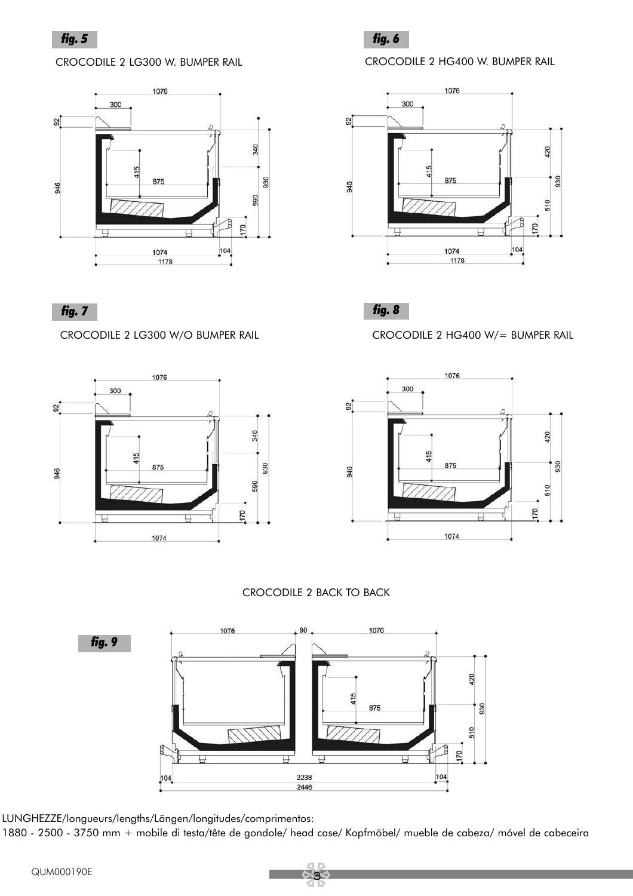**fig. 5**

CROCODILE 2 LG300 W. BUMPER RAIL

**fig. 6**

CROCODILE 2 HG400 W. BUMPER RAIL

**fig. 7**

CROCODILE 2 LG300 W/O BUMPER RAIL

**fig. 8**

CROCODILE 2 HG400 W/= BUMPER RAIL

CROCODILE 2 BACK TO BACK

**fig. 9**

LUNGHEZZE/longueurs/lengths/Längen/longitudes/comprimentos:
1880 - 2500 - 3750 mm + mobile di testa/tête de gondole/ head case/ Kopfmöbel/ mueble de cabeza/ móvel de cabeceira

QUM000190E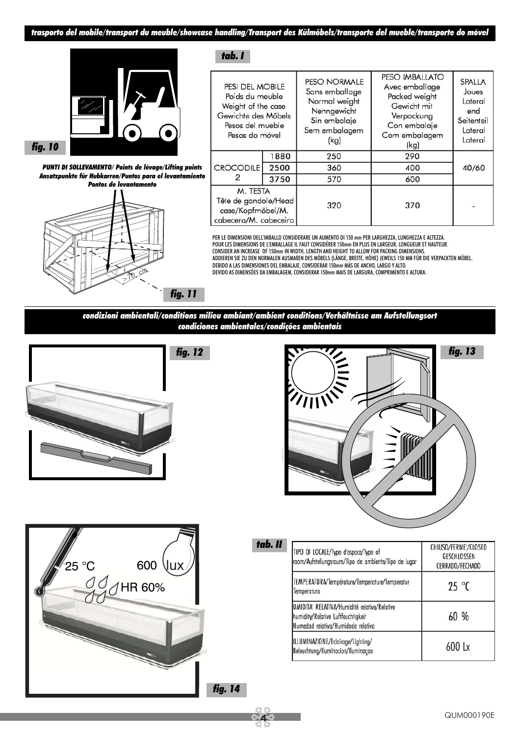## trasporto del mobile/transport du meuble/showcase handling/Transport des Külmöbels/transporte del mueble/transporte do móvel

**fig. 10**

**PUNTI DI SOLLEVAMENTO/ Points de lévage/Lifting points Ansatzpunkte für Hubkarren/Puntos para el levantamiento Pontos de levantamento**

>70 cm

**fig. 11**

**tab. I**

| PESI DEL MOBILE Poids du meuble Weight of the case Gewichte des Möbels Pesos del mueble Pesos do móvel | | PESO NORMALE Sans emballage Normal weight Nenngewicht Sin embalaje Sem embalagem (kg) | PESO IMBALLATO Avec emballage Packed weight Gewicht mit Verpackung Con embalaje Com embalagem (kg) | SPALLA Joues Lateral end Seitenteil Lateral Lateral |
|---|---|---|---|---|
| CROCODILE 2 | 1880 | 250 | 290 | 40/60 |
| | 2500 | 360 | 400 | |
| | 3750 | 570 | 600 | |
| M. TESTA Tête de gondole/Head case/Kopfmöbel/M. cabecera/M. cabeceira | | 320 | 370 | - |

PER LE DIMENSIONI DELL'IMBALLO CONSIDERARE UN AUMENTO DI 150 mm PER LARGHEZZA, LUNGHEZZA E ALTEZZA.
POUR LES DIMENSIONS DE L'EMBALLAGE IL FAUT CONSIDÉRER 150mm EN PLUS EN LARGEUR, LONGUEUR ET HAUTEUR.
CONSIDER AN INCREASE OF 150mm IN WIDTH, LENGTH AND HEIGHT TO ALLOW FOR PACKING DIMENSIONS.
ADDIEREN SIE ZU DEN NORMALEN AUSMAßEN DES MÖBELS (LÄNGE, BREITE, HÖHE) JEWEILS 150 MM FÜR DIE VERPACKTEN MÖBEL.
DEBIDO A LAS DIMENSIONES DEL EMBALAJE, CONSIDERAR 150mm MÁS DE ANCHO, LARGO Y ALTO.
DEVIDO AS DIMENSÕES DA EMBALAGEM, CONSIDERAR 150mm MAIS DE LARGURA, COMPRIMENTO E ALTURA.

## condizioni ambientali/conditions milieu ambiant/ambient conditions/Verhältnisse am Aufstellungsort condiciones ambientales/condições ambientais

**fig. 12**

**fig. 13**

25 °C 600 lux HR 60%

**fig. 14**

**tab. II**

| TIPO DI LOCALE/Type d'espace/Type of room/Aufstellungsraum/Tipo de ambiente/Tipo de lugar | CHIUSO/FERME'/CLOSED GESCHLOSSEN CERRADO/FECHADO |
|---|---|
| TEMPERATURA/Température/Temperature/Temperatur Temperatura | 25 °C |
| UMIDITA' RELATIVA/Humidité relative/Relative humidity/Relative Luftfeuchtigkeit Humedad relativa/Humidade relativa | 60 % |
| ILLUMINAZIONE/Eclairage/Lighting/ Beleuchtung/Iluminacion/Iluminaçao | 600 Lx |

QUM000190E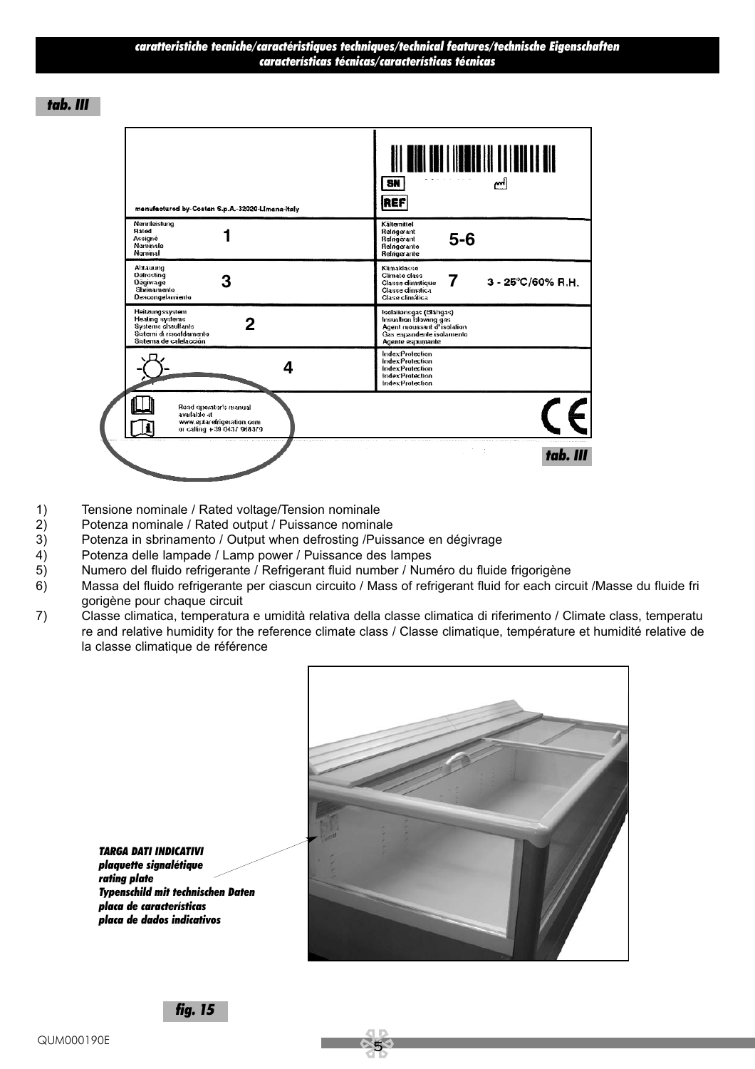**caratteristiche tecniche/caractéristiques techniques/technical features/technische Eigenschaften características técnicas/características técnicas**

**tab. III**

| manufactured by-Costan S.p.A.-32020-Limana-Italy | SN / REF |
|---|---|
| Nennleistung / Rated / Assigné / Nominale / Nominal — **1** | Kältemittel / Refrigerant / Réfrigérant / Refrigerante / Refrigerante — **5-6** |
| Abtauung / Defrosting / Dégivrage / Sbrinamento / Descongelamiento — **3** | Klimaklasse / Climate class / Classe climatique / Classe climatica / Clase climática — **7** 3 - 25°C/60% R.H. |
| Heitzungssystem / Heating systems / Systeme chauffante / Sistemi di riscaldamento / Sistema de calefacción — **2** | Isolationsgas (Blähgas) / Insulation blowing gas / Agent moussant d'isolation / Gas espandente isolamento / Agente espumante |
| **4** | Index Protection / Index Protection / Index Protection / Index Protection / Index Protection |
| Read operator's manual available at www.eptarefrigeration.com or calling +39 0437 968379 | CE |

**tab. III**

1) Tensione nominale / Rated voltage/Tension nominale
2) Potenza nominale / Rated output / Puissance nominale
3) Potenza in sbrinamento / Output when defrosting /Puissance en dégivrage
4) Potenza delle lampade / Lamp power / Puissance des lampes
5) Numero del fluido refrigerante / Refrigerant fluid number / Numéro du fluide frigorigène
6) Massa del fluido refrigerante per ciascun circuito / Mass of refrigerant fluid for each circuit /Masse du fluide frigorigène pour chaque circuit
7) Classe climatica, temperatura e umidità relativa della classe climatica di riferimento / Climate class, temperature and relative humidity for the reference climate class / Classe climatique, température et humidité relative de la classe climatique de référence

***TARGA DATI INDICATIVI***
***plaquette signalétique***
***rating plate***
***Typenschild mit technischen Daten***
***placa de características***
***placa de dados indicativos***

**fig. 15**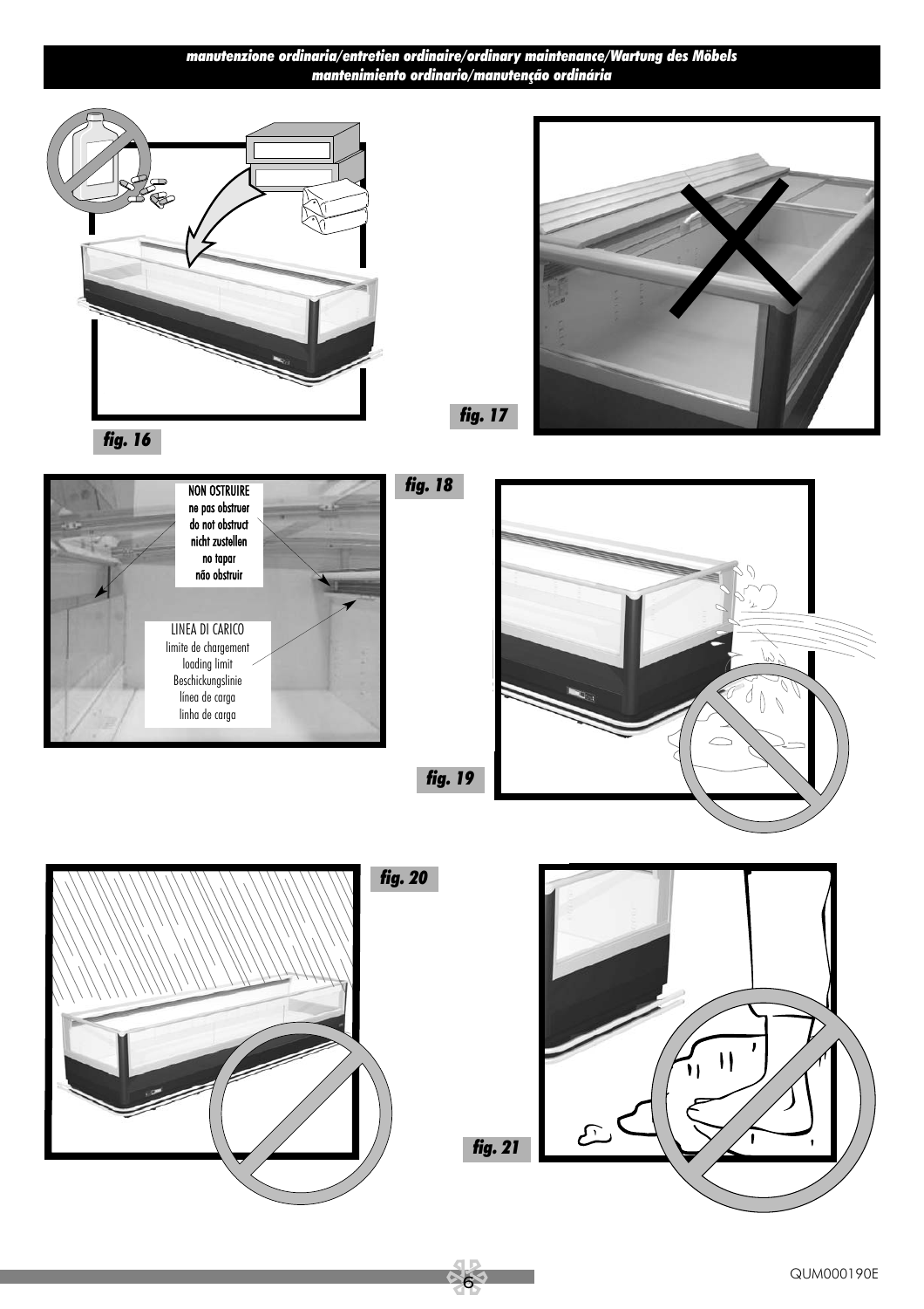**manutenzione ordinaria/entretien ordinaire/ordinary maintenance/Wartung des Möbels**
**mantenimiento ordinario/manutenção ordinária**

fig. 16

fig. 17

NON OSTRUIRE
ne pas obstruer
do not obstruct
nicht zustellen
no tapar
não obstruir

LINEA DI CARICO
limite de chargement
loading limit
Beschickungslinie
línea de carga
linha de carga

fig. 18

fig. 19

fig. 20

fig. 21

QUM000190E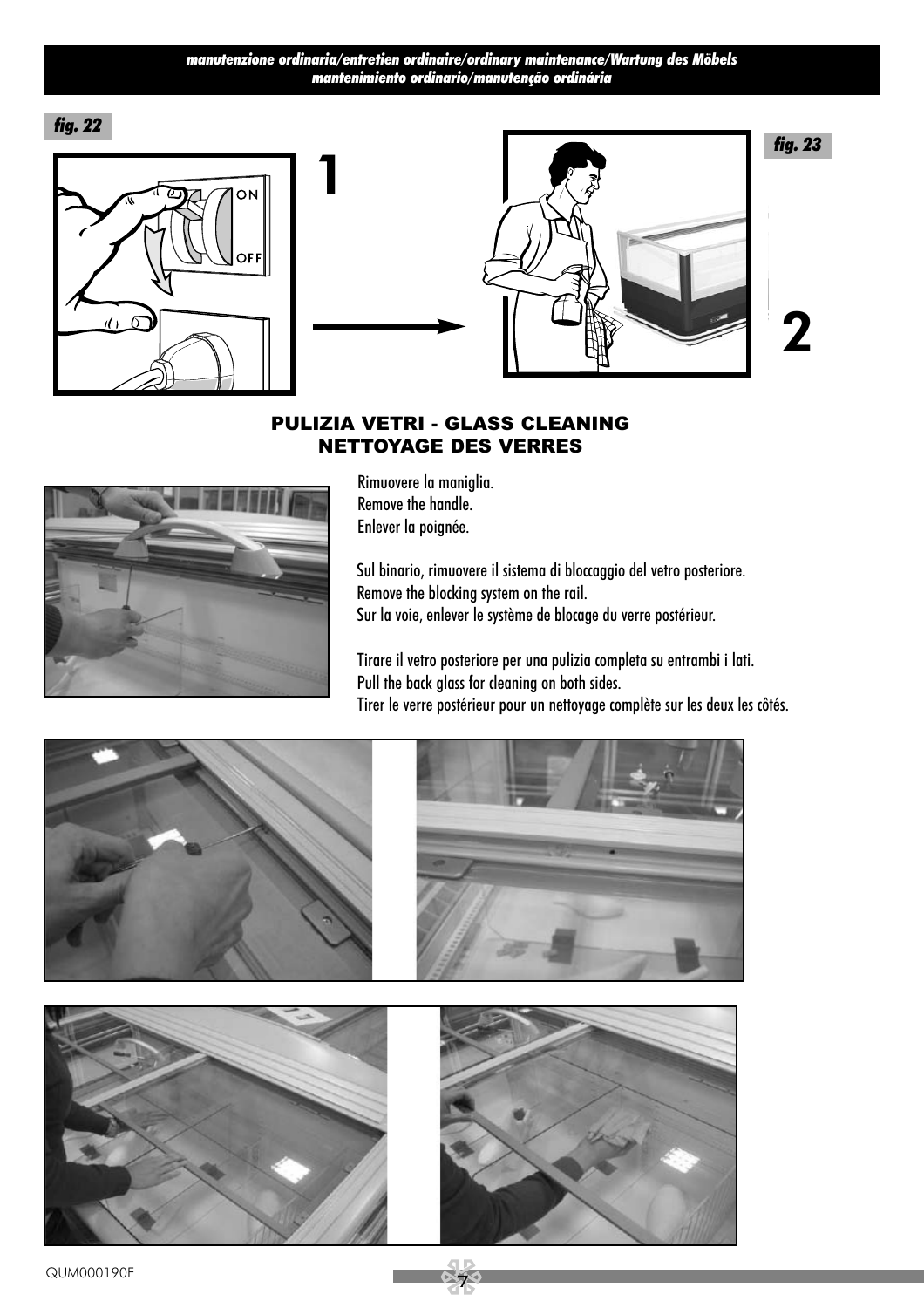*fig. 22*

*fig. 23*

## PULIZIA VETRI - GLASS CLEANING
## NETTOYAGE DES VERRES

Rimuovere la maniglia.
Remove the handle.
Enlever la poignée.

Sul binario, rimuovere il sistema di bloccaggio del vetro posteriore.
Remove the blocking system on the rail.
Sur la voie, enlever le système de blocage du verre postérieur.

Tirare il vetro posteriore per una pulizia completa su entrambi i lati.
Pull the back glass for cleaning on both sides.
Tirer le verre postérieur pour un nettoyage complète sur les deux les côtés.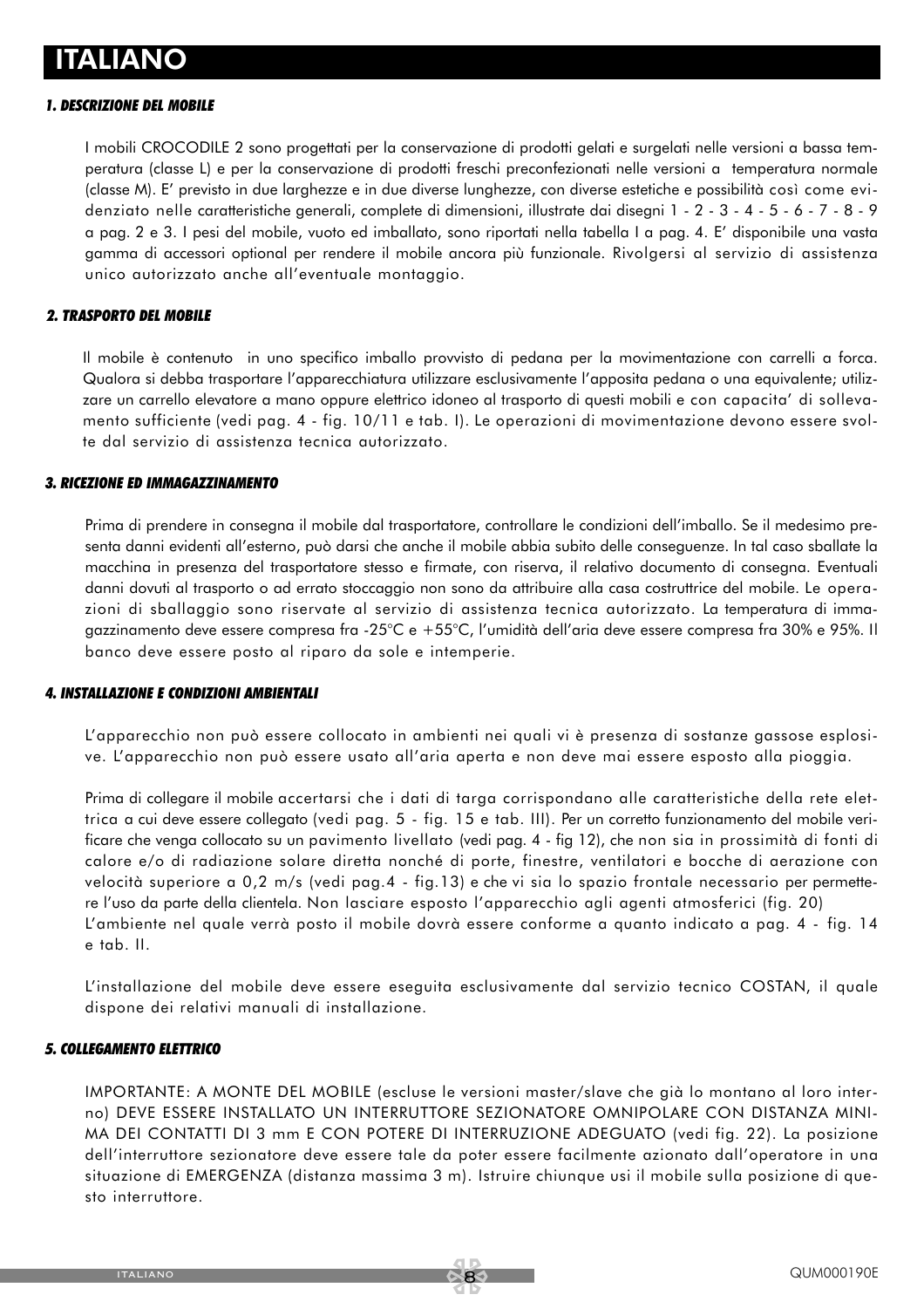# ITALIANO

### *1. DESCRIZIONE DEL MOBILE*

I mobili CROCODILE 2 sono progettati per la conservazione di prodotti gelati e surgelati nelle versioni a bassa temperatura (classe L) e per la conservazione di prodotti freschi preconfezionati nelle versioni a temperatura normale (classe M). E' previsto in due larghezze e in due diverse lunghezze, con diverse estetiche e possibilità così come evidenziato nelle caratteristiche generali, complete di dimensioni, illustrate dai disegni 1 - 2 - 3 - 4 - 5 - 6 - 7 - 8 - 9 a pag. 2 e 3. I pesi del mobile, vuoto ed imballato, sono riportati nella tabella I a pag. 4. E' disponibile una vasta gamma di accessori optional per rendere il mobile ancora più funzionale. Rivolgersi al servizio di assistenza unico autorizzato anche all'eventuale montaggio.

### *2. TRASPORTO DEL MOBILE*

Il mobile è contenuto in uno specifico imballo provvisto di pedana per la movimentazione con carrelli a forca. Qualora si debba trasportare l'apparecchiatura utilizzare esclusivamente l'apposita pedana o una equivalente; utilizzare un carrello elevatore a mano oppure elettrico idoneo al trasporto di questi mobili e con capacita' di sollevamento sufficiente (vedi pag. 4 - fig. 10/11 e tab. I). Le operazioni di movimentazione devono essere svolte dal servizio di assistenza tecnica autorizzato.

### *3. RICEZIONE ED IMMAGAZZINAMENTO*

Prima di prendere in consegna il mobile dal trasportatore, controllare le condizioni dell'imballo. Se il medesimo presenta danni evidenti all'esterno, può darsi che anche il mobile abbia subito delle conseguenze. In tal caso sballate la macchina in presenza del trasportatore stesso e firmate, con riserva, il relativo documento di consegna. Eventuali danni dovuti al trasporto o ad errato stoccaggio non sono da attribuire alla casa costruttrice del mobile. Le operazioni di sballaggio sono riservate al servizio di assistenza tecnica autorizzato. La temperatura di immagazzinamento deve essere compresa fra -25°C e +55°C, l'umidità dell'aria deve essere compresa fra 30% e 95%. Il banco deve essere posto al riparo da sole e intemperie.

### *4. INSTALLAZIONE E CONDIZIONI AMBIENTALI*

L'apparecchio non può essere collocato in ambienti nei quali vi è presenza di sostanze gassose esplosive. L'apparecchio non può essere usato all'aria aperta e non deve mai essere esposto alla pioggia.

Prima di collegare il mobile accertarsi che i dati di targa corrispondano alle caratteristiche della rete elettrica a cui deve essere collegato (vedi pag. 5 - fig. 15 e tab. III). Per un corretto funzionamento del mobile verificare che venga collocato su un pavimento livellato (vedi pag. 4 - fig 12), che non sia in prossimità di fonti di calore e/o di radiazione solare diretta nonché di porte, finestre, ventilatori e bocche di aerazione con velocità superiore a 0,2 m/s (vedi pag.4 - fig.13) e che vi sia lo spazio frontale necessario per permettere l'uso da parte della clientela. Non lasciare esposto l'apparecchio agli agenti atmosferici (fig. 20)
L'ambiente nel quale verrà posto il mobile dovrà essere conforme a quanto indicato a pag. 4 - fig. 14 e tab. II.

L'installazione del mobile deve essere eseguita esclusivamente dal servizio tecnico COSTAN, il quale dispone dei relativi manuali di installazione.

### *5. COLLEGAMENTO ELETTRICO*

IMPORTANTE: A MONTE DEL MOBILE (escluse le versioni master/slave che già lo montano al loro interno) DEVE ESSERE INSTALLATO UN INTERRUTTORE SEZIONATORE OMNIPOLARE CON DISTANZA MINIMA DEI CONTATTI DI 3 mm E CON POTERE DI INTERRUZIONE ADEGUATO (vedi fig. 22). La posizione dell'interruttore sezionatore deve essere tale da poter essere facilmente azionato dall'operatore in una situazione di EMERGENZA (distanza massima 3 m). Istruire chiunque usi il mobile sulla posizione di questo interruttore.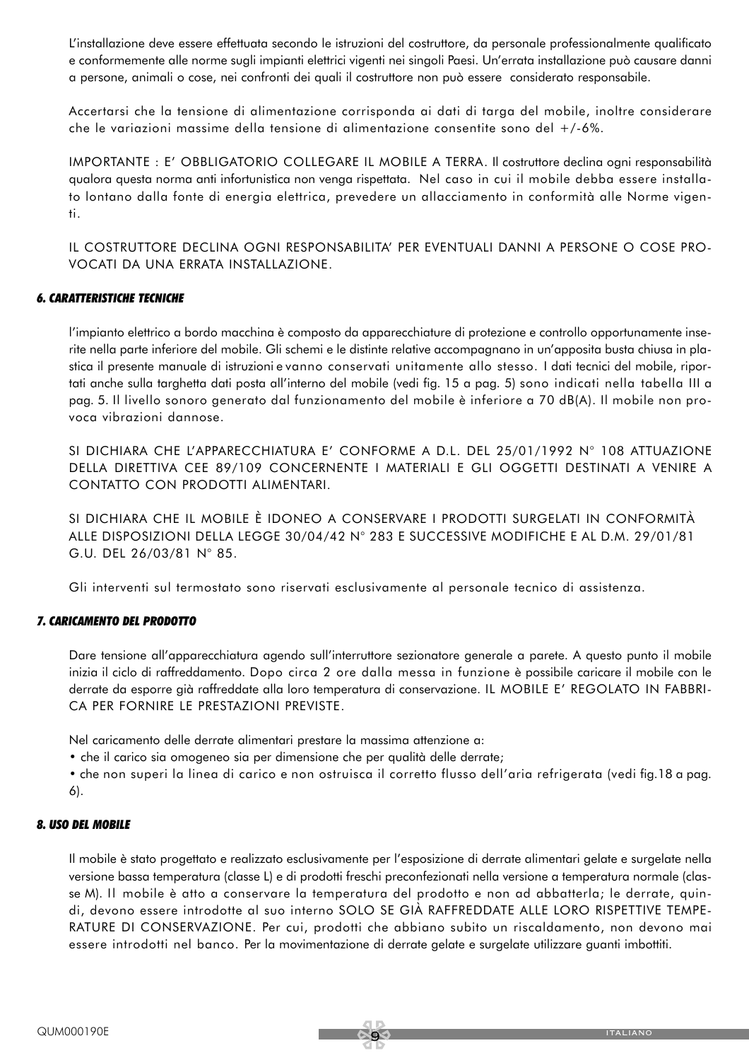L'installazione deve essere effettuata secondo le istruzioni del costruttore, da personale professionalmente qualificato e conformemente alle norme sugli impianti elettrici vigenti nei singoli Paesi. Un'errata installazione può causare danni a persone, animali o cose, nei confronti dei quali il costruttore non può essere considerato responsabile.

Accertarsi che la tensione di alimentazione corrisponda ai dati di targa del mobile, inoltre considerare che le variazioni massime della tensione di alimentazione consentite sono del +/-6%.

IMPORTANTE : E' OBBLIGATORIO COLLEGARE IL MOBILE A TERRA. Il costruttore declina ogni responsabilità qualora questa norma anti infortunistica non venga rispettata. Nel caso in cui il mobile debba essere installato lontano dalla fonte di energia elettrica, prevedere un allacciamento in conformità alle Norme vigenti.

IL COSTRUTTORE DECLINA OGNI RESPONSABILITA' PER EVENTUALI DANNI A PERSONE O COSE PROVOCATI DA UNA ERRATA INSTALLAZIONE.

### 6. CARATTERISTICHE TECNICHE

l'impianto elettrico a bordo macchina è composto da apparecchiature di protezione e controllo opportunamente inserite nella parte inferiore del mobile. Gli schemi e le distinte relative accompagnano in un'apposita busta chiusa in plastica il presente manuale di istruzioni e vanno conservati unitamente allo stesso. I dati tecnici del mobile, riportati anche sulla targhetta dati posta all'interno del mobile (vedi fig. 15 a pag. 5) sono indicati nella tabella III a pag. 5. Il livello sonoro generato dal funzionamento del mobile è inferiore a 70 dB(A). Il mobile non provoca vibrazioni dannose.

SI DICHIARA CHE L'APPARECCHIATURA E' CONFORME A D.L. DEL 25/01/1992 N° 108 ATTUAZIONE DELLA DIRETTIVA CEE 89/109 CONCERNENTE I MATERIALI E GLI OGGETTI DESTINATI A VENIRE A CONTATTO CON PRODOTTI ALIMENTARI.

SI DICHIARA CHE IL MOBILE È IDONEO A CONSERVARE I PRODOTTI SURGELATI IN CONFORMITÀ ALLE DISPOSIZIONI DELLA LEGGE 30/04/42 N° 283 E SUCCESSIVE MODIFICHE E AL D.M. 29/01/81 G.U. DEL 26/03/81 N° 85.

Gli interventi sul termostato sono riservati esclusivamente al personale tecnico di assistenza.

### 7. CARICAMENTO DEL PRODOTTO

Dare tensione all'apparecchiatura agendo sull'interruttore sezionatore generale a parete. A questo punto il mobile inizia il ciclo di raffreddamento. Dopo circa 2 ore dalla messa in funzione è possibile caricare il mobile con le derrate da esporre già raffreddate alla loro temperatura di conservazione. IL MOBILE E' REGOLATO IN FABBRICA PER FORNIRE LE PRESTAZIONI PREVISTE.

Nel caricamento delle derrate alimentari prestare la massima attenzione a:

- che il carico sia omogeneo sia per dimensione che per qualità delle derrate;
- che non superi la linea di carico e non ostruisca il corretto flusso dell'aria refrigerata (vedi fig.18 a pag. 6).

### 8. USO DEL MOBILE

Il mobile è stato progettato e realizzato esclusivamente per l'esposizione di derrate alimentari gelate e surgelate nella versione bassa temperatura (classe L) e di prodotti freschi preconfezionati nella versione a temperatura normale (classe M). Il mobile è atto a conservare la temperatura del prodotto e non ad abbatterla; le derrate, quindi, devono essere introdotte al suo interno SOLO SE GIÀ RAFFREDDATE ALLE LORO RISPETTIVE TEMPERATURE DI CONSERVAZIONE. Per cui, prodotti che abbiano subito un riscaldamento, non devono mai essere introdotti nel banco. Per la movimentazione di derrate gelate e surgelate utilizzare guanti imbottiti.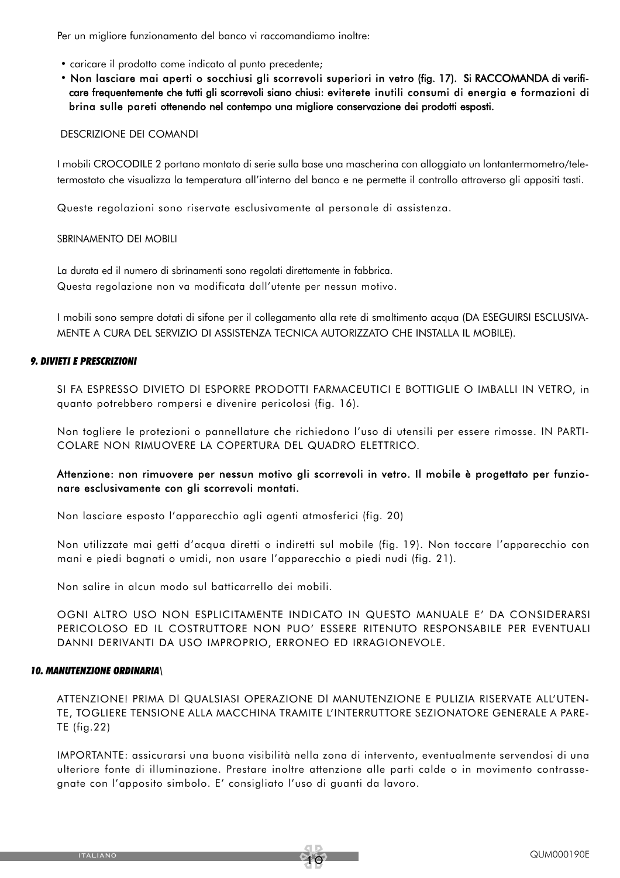Per un migliore funzionamento del banco vi raccomandiamo inoltre:

- caricare il prodotto come indicato al punto precedente;
- **Non lasciare mai aperti o socchiusi gli scorrevoli superiori in vetro (fig. 17). Si RACCOMANDA di verificare frequentemente che tutti gli scorrevoli siano chiusi: eviterete inutili consumi di energia e formazioni di brina sulle pareti ottenendo nel contempo una migliore conservazione dei prodotti esposti.**

DESCRIZIONE DEI COMANDI

I mobili CROCODILE 2 portano montato di serie sulla base una mascherina con alloggiato un lontantermometro/teletermostato che visualizza la temperatura all'interno del banco e ne permette il controllo attraverso gli appositi tasti.

Queste regolazioni sono riservate esclusivamente al personale di assistenza.

SBRINAMENTO DEI MOBILI

La durata ed il numero di sbrinamenti sono regolati direttamente in fabbrica.
Questa regolazione non va modificata dall'utente per nessun motivo.

I mobili sono sempre dotati di sifone per il collegamento alla rete di smaltimento acqua (DA ESEGUIRSI ESCLUSIVAMENTE A CURA DEL SERVIZIO DI ASSISTENZA TECNICA AUTORIZZATO CHE INSTALLA IL MOBILE).

### *9. DIVIETI E PRESCRIZIONI*

SI FA ESPRESSO DIVIETO DI ESPORRE PRODOTTI FARMACEUTICI E BOTTIGLIE O IMBALLI IN VETRO, in quanto potrebbero rompersi e divenire pericolosi (fig. 16).

Non togliere le protezioni o pannellature che richiedono l'uso di utensili per essere rimosse. IN PARTICOLARE NON RIMUOVERE LA COPERTURA DEL QUADRO ELETTRICO.

**Attenzione: non rimuovere per nessun motivo gli scorrevoli in vetro. Il mobile è progettato per funzionare esclusivamente con gli scorrevoli montati.**

Non lasciare esposto l'apparecchio agli agenti atmosferici (fig. 20)

Non utilizzate mai getti d'acqua diretti o indiretti sul mobile (fig. 19). Non toccare l'apparecchio con mani e piedi bagnati o umidi, non usare l'apparecchio a piedi nudi (fig. 21).

Non salire in alcun modo sul batticarrello dei mobili.

OGNI ALTRO USO NON ESPLICITAMENTE INDICATO IN QUESTO MANUALE E' DA CONSIDERARSI PERICOLOSO ED IL COSTRUTTORE NON PUO' ESSERE RITENUTO RESPONSABILE PER EVENTUALI DANNI DERIVANTI DA USO IMPROPRIO, ERRONEO ED IRRAGIONEVOLE.

### *10. MANUTENZIONE ORDINARIA\*

ATTENZIONE! PRIMA DI QUALSIASI OPERAZIONE DI MANUTENZIONE E PULIZIA RISERVATE ALL'UTENTE, TOGLIERE TENSIONE ALLA MACCHINA TRAMITE L'INTERRUTTORE SEZIONATORE GENERALE A PARETE (fig.22)

IMPORTANTE: assicurarsi una buona visibilità nella zona di intervento, eventualmente servendosi di una ulteriore fonte di illuminazione. Prestare inoltre attenzione alle parti calde o in movimento contrassegnate con l'apposito simbolo. E' consigliato l'uso di guanti da lavoro.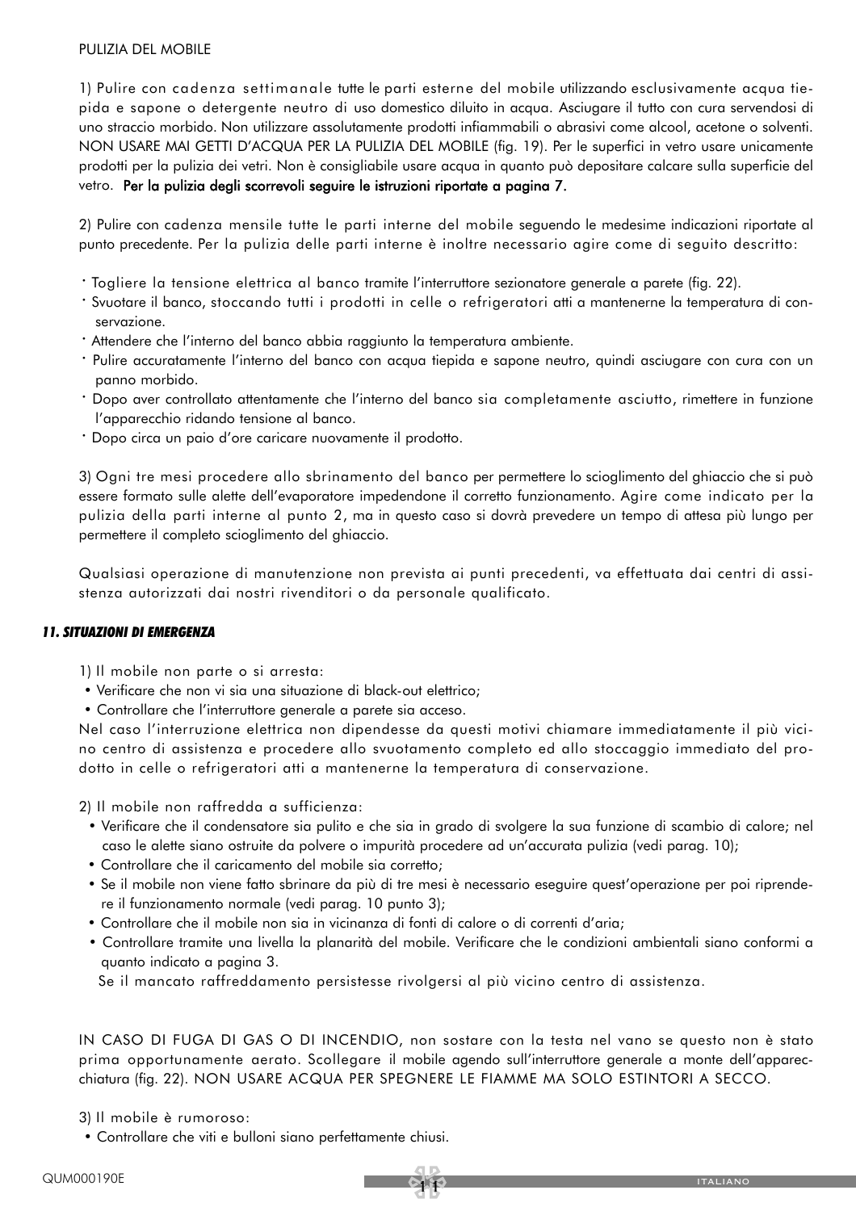PULIZIA DEL MOBILE

1) Pulire con cadenza settimanale tutte le parti esterne del mobile utilizzando esclusivamente acqua tiepida e sapone o detergente neutro di uso domestico diluito in acqua. Asciugare il tutto con cura servendosi di uno straccio morbido. Non utilizzare assolutamente prodotti infiammabili o abrasivi come alcool, acetone o solventi. NON USARE MAI GETTI D'ACQUA PER LA PULIZIA DEL MOBILE (fig. 19). Per le superfici in vetro usare unicamente prodotti per la pulizia dei vetri. Non è consigliabile usare acqua in quanto può depositare calcare sulla superficie del vetro. **Per la pulizia degli scorrevoli seguire le istruzioni riportate a pagina 7.**

2) Pulire con cadenza mensile tutte le parti interne del mobile seguendo le medesime indicazioni riportate al punto precedente. Per la pulizia delle parti interne è inoltre necessario agire come di seguito descritto:

- Togliere la tensione elettrica al banco tramite l'interruttore sezionatore generale a parete (fig. 22).
- Svuotare il banco, stoccando tutti i prodotti in celle o refrigeratori atti a mantenerne la temperatura di conservazione.
- Attendere che l'interno del banco abbia raggiunto la temperatura ambiente.
- Pulire accuratamente l'interno del banco con acqua tiepida e sapone neutro, quindi asciugare con cura con un panno morbido.
- Dopo aver controllato attentamente che l'interno del banco sia completamente asciutto, rimettere in funzione l'apparecchio ridando tensione al banco.
- Dopo circa un paio d'ore caricare nuovamente il prodotto.

3) Ogni tre mesi procedere allo sbrinamento del banco per permettere lo scioglimento del ghiaccio che si può essere formato sulle alette dell'evaporatore impedendone il corretto funzionamento. Agire come indicato per la pulizia della parti interne al punto 2, ma in questo caso si dovrà prevedere un tempo di attesa più lungo per permettere il completo scioglimento del ghiaccio.

Qualsiasi operazione di manutenzione non prevista ai punti precedenti, va effettuata dai centri di assistenza autorizzati dai nostri rivenditori o da personale qualificato.

### *11. SITUAZIONI DI EMERGENZA*

1) Il mobile non parte o si arresta:
- Verificare che non vi sia una situazione di black-out elettrico;
- Controllare che l'interruttore generale a parete sia acceso.

Nel caso l'interruzione elettrica non dipendesse da questi motivi chiamare immediatamente il più vicino centro di assistenza e procedere allo svuotamento completo ed allo stoccaggio immediato del prodotto in celle o refrigeratori atti a mantenerne la temperatura di conservazione.

2) Il mobile non raffredda a sufficienza:
- Verificare che il condensatore sia pulito e che sia in grado di svolgere la sua funzione di scambio di calore; nel caso le alette siano ostruite da polvere o impurità procedere ad un'accurata pulizia (vedi parag. 10);
- Controllare che il caricamento del mobile sia corretto;
- Se il mobile non viene fatto sbrinare da più di tre mesi è necessario eseguire quest'operazione per poi riprendere il funzionamento normale (vedi parag. 10 punto 3);
- Controllare che il mobile non sia in vicinanza di fonti di calore o di correnti d'aria;
- Controllare tramite una livella la planarità del mobile. Verificare che le condizioni ambientali siano conformi a quanto indicato a pagina 3.

Se il mancato raffreddamento persistesse rivolgersi al più vicino centro di assistenza.

IN CASO DI FUGA DI GAS O DI INCENDIO, non sostare con la testa nel vano se questo non è stato prima opportunamente aerato. Scollegare il mobile agendo sull'interruttore generale a monte dell'apparecchiatura (fig. 22). NON USARE ACQUA PER SPEGNERE LE FIAMME MA SOLO ESTINTORI A SECCO.

3) Il mobile è rumoroso:
- Controllare che viti e bulloni siano perfettamente chiusi.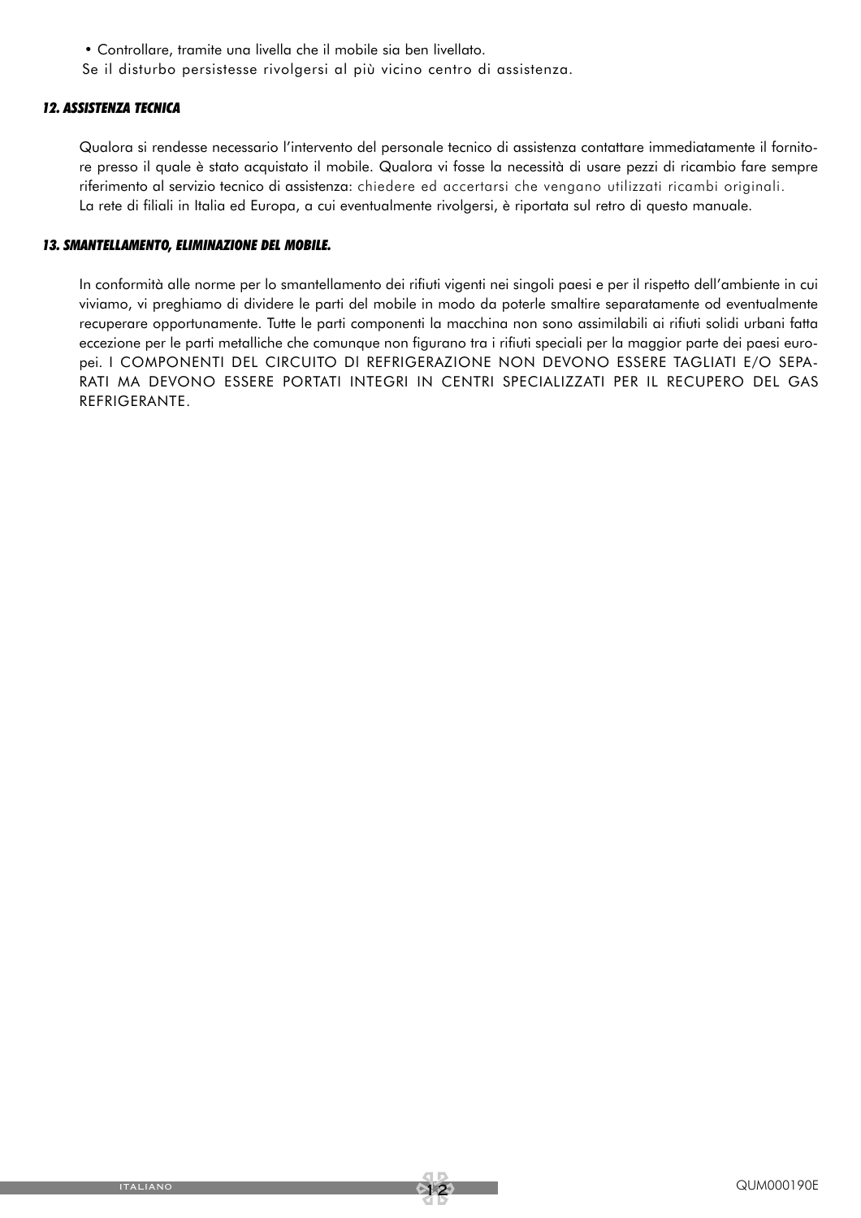- Controllare, tramite una livella che il mobile sia ben livellato.

Se il disturbo persistesse rivolgersi al più vicino centro di assistenza.

### *12. ASSISTENZA TECNICA*

Qualora si rendesse necessario l'intervento del personale tecnico di assistenza contattare immediatamente il fornitore presso il quale è stato acquistato il mobile. Qualora vi fosse la necessità di usare pezzi di ricambio fare sempre riferimento al servizio tecnico di assistenza: chiedere ed accertarsi che vengano utilizzati ricambi originali.
La rete di filiali in Italia ed Europa, a cui eventualmente rivolgersi, è riportata sul retro di questo manuale.

### *13. SMANTELLAMENTO, ELIMINAZIONE DEL MOBILE.*

In conformità alle norme per lo smantellamento dei rifiuti vigenti nei singoli paesi e per il rispetto dell'ambiente in cui viviamo, vi preghiamo di dividere le parti del mobile in modo da poterle smaltire separatamente od eventualmente recuperare opportunamente. Tutte le parti componenti la macchina non sono assimilabili ai rifiuti solidi urbani fatta eccezione per le parti metalliche che comunque non figurano tra i rifiuti speciali per la maggior parte dei paesi europei. I COMPONENTI DEL CIRCUITO DI REFRIGERAZIONE NON DEVONO ESSERE TAGLIATI E/O SEPARATI MA DEVONO ESSERE PORTATI INTEGRI IN CENTRI SPECIALIZZATI PER IL RECUPERO DEL GAS REFRIGERANTE.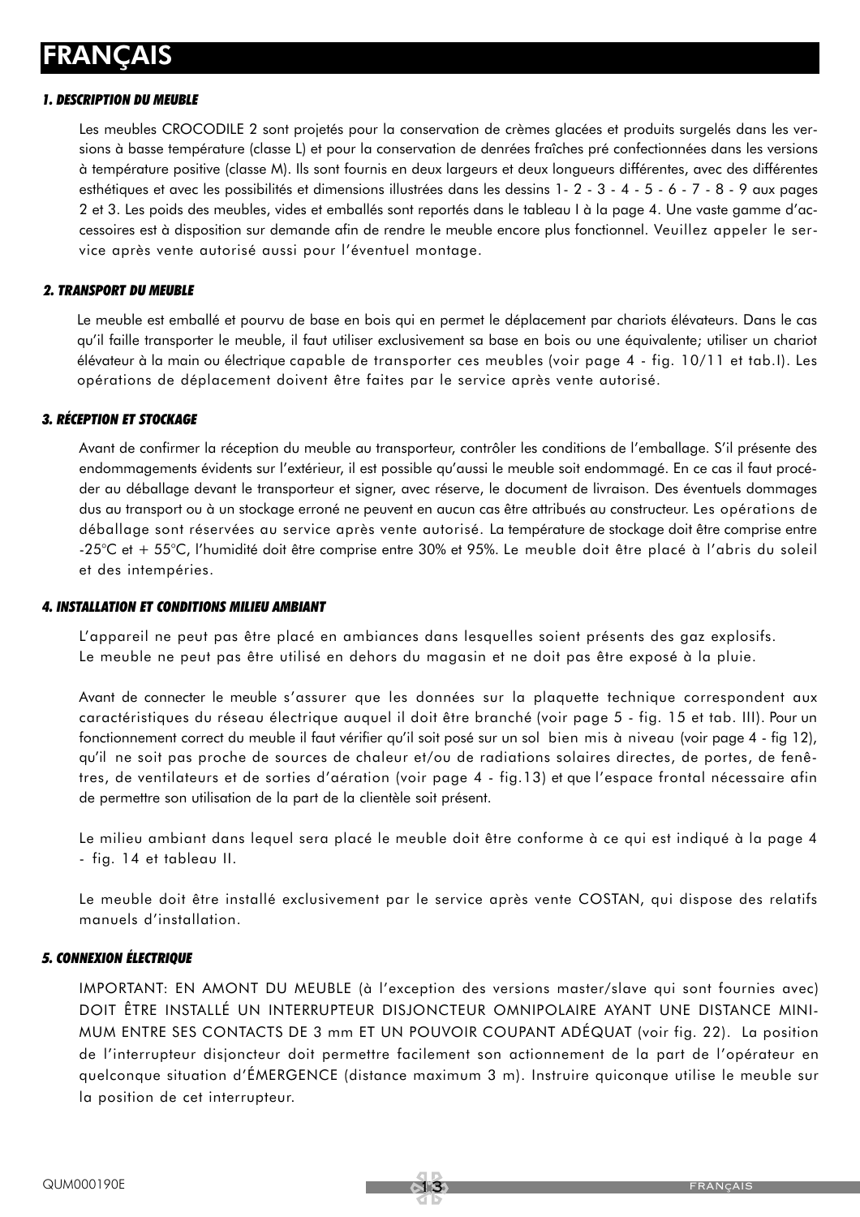# FRANÇAIS

### *1. DESCRIPTION DU MEUBLE*

Les meubles CROCODILE 2 sont projetés pour la conservation de crèmes glacées et produits surgelés dans les versions à basse température (classe L) et pour la conservation de denrées fraîches pré confectionnées dans les versions à température positive (classe M). Ils sont fournis en deux largeurs et deux longueurs différentes, avec des différentes esthétiques et avec les possibilités et dimensions illustrées dans les dessins 1- 2 - 3 - 4 - 5 - 6 - 7 - 8 - 9 aux pages 2 et 3. Les poids des meubles, vides et emballés sont reportés dans le tableau I à la page 4. Une vaste gamme d'accessoires est à disposition sur demande afin de rendre le meuble encore plus fonctionnel. Veuillez appeler le service après vente autorisé aussi pour l'éventuel montage.

### *2. TRANSPORT DU MEUBLE*

Le meuble est emballé et pourvu de base en bois qui en permet le déplacement par chariots élévateurs. Dans le cas qu'il faille transporter le meuble, il faut utiliser exclusivement sa base en bois ou une équivalente; utiliser un chariot élévateur à la main ou électrique capable de transporter ces meubles (voir page 4 - fig. 10/11 et tab.I). Les opérations de déplacement doivent être faites par le service après vente autorisé.

### *3. RÉCEPTION ET STOCKAGE*

Avant de confirmer la réception du meuble au transporteur, contrôler les conditions de l'emballage. S'il présente des endommagements évidents sur l'extérieur, il est possible qu'aussi le meuble soit endommagé. En ce cas il faut procéder au déballage devant le transporteur et signer, avec réserve, le document de livraison. Des éventuels dommages dus au transport ou à un stockage erroné ne peuvent en aucun cas être attribués au constructeur. Les opérations de déballage sont réservées au service après vente autorisé. La température de stockage doit être comprise entre -25°C et + 55°C, l'humidité doit être comprise entre 30% et 95%. Le meuble doit être placé à l'abris du soleil et des intempéries.

### *4. INSTALLATION ET CONDITIONS MILIEU AMBIANT*

L'appareil ne peut pas être placé en ambiances dans lesquelles soient présents des gaz explosifs.
Le meuble ne peut pas être utilisé en dehors du magasin et ne doit pas être exposé à la pluie.

Avant de connecter le meuble s'assurer que les données sur la plaquette technique correspondent aux caractéristiques du réseau électrique auquel il doit être branché (voir page 5 - fig. 15 et tab. III). Pour un fonctionnement correct du meuble il faut vérifier qu'il soit posé sur un sol bien mis à niveau (voir page 4 - fig 12), qu'il ne soit pas proche de sources de chaleur et/ou de radiations solaires directes, de portes, de fenêtres, de ventilateurs et de sorties d'aération (voir page 4 - fig.13) et que l'espace frontal nécessaire afin de permettre son utilisation de la part de la clientèle soit présent.

Le milieu ambiant dans lequel sera placé le meuble doit être conforme à ce qui est indiqué à la page 4 - fig. 14 et tableau II.

Le meuble doit être installé exclusivement par le service après vente COSTAN, qui dispose des relatifs manuels d'installation.

### *5. CONNEXION ÉLECTRIQUE*

IMPORTANT: EN AMONT DU MEUBLE (à l'exception des versions master/slave qui sont fournies avec) DOIT ÊTRE INSTALLÉ UN INTERRUPTEUR DISJONCTEUR OMNIPOLAIRE AYANT UNE DISTANCE MINIMUM ENTRE SES CONTACTS DE 3 mm ET UN POUVOIR COUPANT ADÉQUAT (voir fig. 22). La position de l'interrupteur disjoncteur doit permettre facilement son actionnement de la part de l'opérateur en quelconque situation d'ÉMERGENCE (distance maximum 3 m). Instruire quiconque utilise le meuble sur la position de cet interrupteur.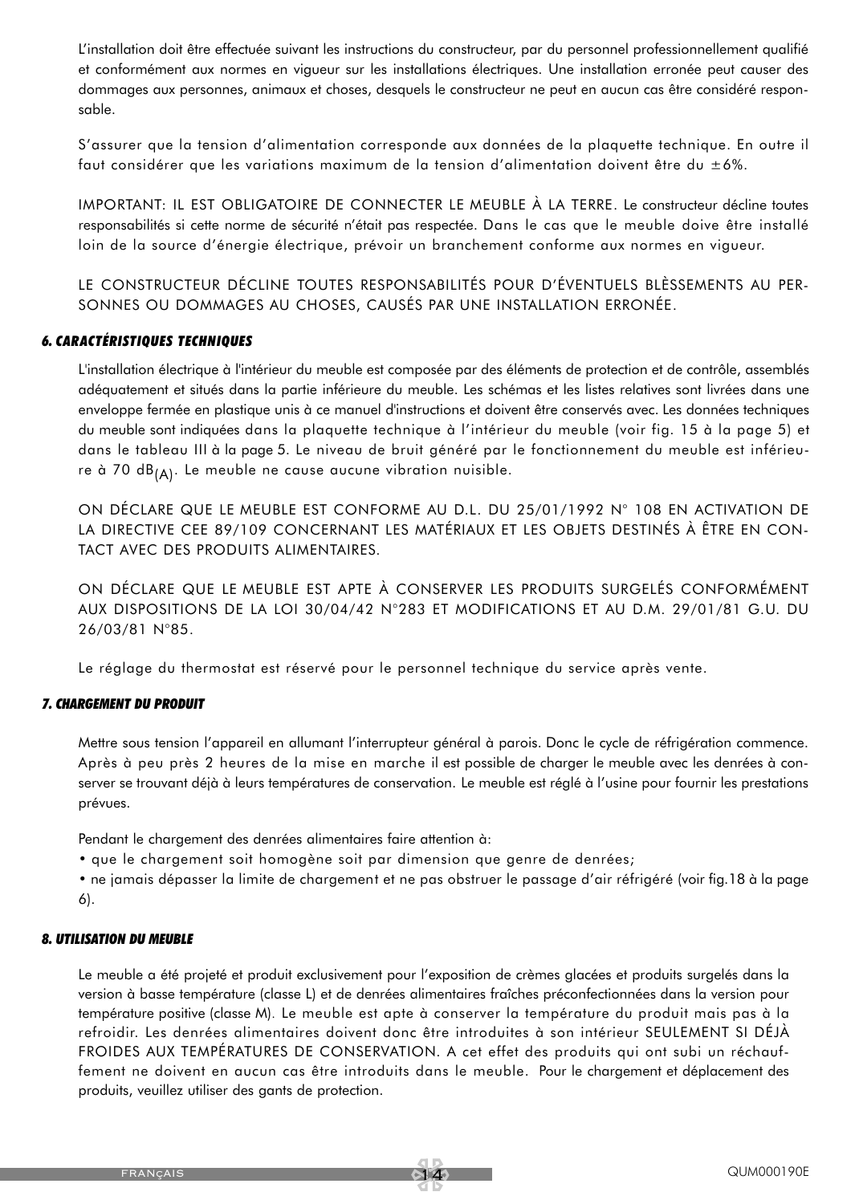L'installation doit être effectuée suivant les instructions du constructeur, par du personnel professionnellement qualifié et conformément aux normes en vigueur sur les installations électriques. Une installation erronée peut causer des dommages aux personnes, animaux et choses, desquels le constructeur ne peut en aucun cas être considéré responsable.

S'assurer que la tension d'alimentation corresponde aux données de la plaquette technique. En outre il faut considérer que les variations maximum de la tension d'alimentation doivent être du ±6%.

IMPORTANT: IL EST OBLIGATOIRE DE CONNECTER LE MEUBLE À LA TERRE. Le constructeur décline toutes responsabilités si cette norme de sécurité n'était pas respectée. Dans le cas que le meuble doive être installé loin de la source d'énergie électrique, prévoir un branchement conforme aux normes en vigueur.

LE CONSTRUCTEUR DÉCLINE TOUTES RESPONSABILITÉS POUR D'ÉVENTUELS BLÈSSEMENTS AU PERSONNES OU DOMMAGES AU CHOSES, CAUSÉS PAR UNE INSTALLATION ERRONÉE.

### *6. CARACTÉRISTIQUES TECHNIQUES*

L'installation électrique à l'intérieur du meuble est composée par des éléments de protection et de contrôle, assemblés adéquatement et situés dans la partie inférieure du meuble. Les schémas et les listes relatives sont livrées dans une enveloppe fermée en plastique unis à ce manuel d'instructions et doivent être conservés avec. Les données techniques du meuble sont indiquées dans la plaquette technique à l'intérieur du meuble (voir fig. 15 à la page 5) et dans le tableau III à la page 5. Le niveau de bruit généré par le fonctionnement du meuble est inférieure à 70 $dB_{(A)}$. Le meuble ne cause aucune vibration nuisible.

ON DÉCLARE QUE LE MEUBLE EST CONFORME AU D.L. DU 25/01/1992 N° 108 EN ACTIVATION DE LA DIRECTIVE CEE 89/109 CONCERNANT LES MATÉRIAUX ET LES OBJETS DESTINÉS À ÊTRE EN CONTACT AVEC DES PRODUITS ALIMENTAIRES.

ON DÉCLARE QUE LE MEUBLE EST APTE À CONSERVER LES PRODUITS SURGELÉS CONFORMÉMENT AUX DISPOSITIONS DE LA LOI 30/04/42 N°283 ET MODIFICATIONS ET AU D.M. 29/01/81 G.U. DU 26/03/81 N°85.

Le réglage du thermostat est réservé pour le personnel technique du service après vente.

### *7. CHARGEMENT DU PRODUIT*

Mettre sous tension l'appareil en allumant l'interrupteur général à parois. Donc le cycle de réfrigération commence. Après à peu près 2 heures de la mise en marche il est possible de charger le meuble avec les denrées à conserver se trouvant déjà à leurs températures de conservation. Le meuble est réglé à l'usine pour fournir les prestations prévues.

Pendant le chargement des denrées alimentaires faire attention à:

- que le chargement soit homogène soit par dimension que genre de denrées;
- ne jamais dépasser la limite de chargement et ne pas obstruer le passage d'air réfrigéré (voir fig.18 à la page 6).

### *8. UTILISATION DU MEUBLE*

Le meuble a été projeté et produit exclusivement pour l'exposition de crèmes glacées et produits surgelés dans la version à basse température (classe L) et de denrées alimentaires fraîches préconfectionnées dans la version pour température positive (classe M). Le meuble est apte à conserver la température du produit mais pas à la refroidir. Les denrées alimentaires doivent donc être introduites à son intérieur SEULEMENT SI DÉJÀ FROIDES AUX TEMPÉRATURES DE CONSERVATION. A cet effet des produits qui ont subi un réchauffement ne doivent en aucun cas être introduits dans le meuble. Pour le chargement et déplacement des produits, veuillez utiliser des gants de protection.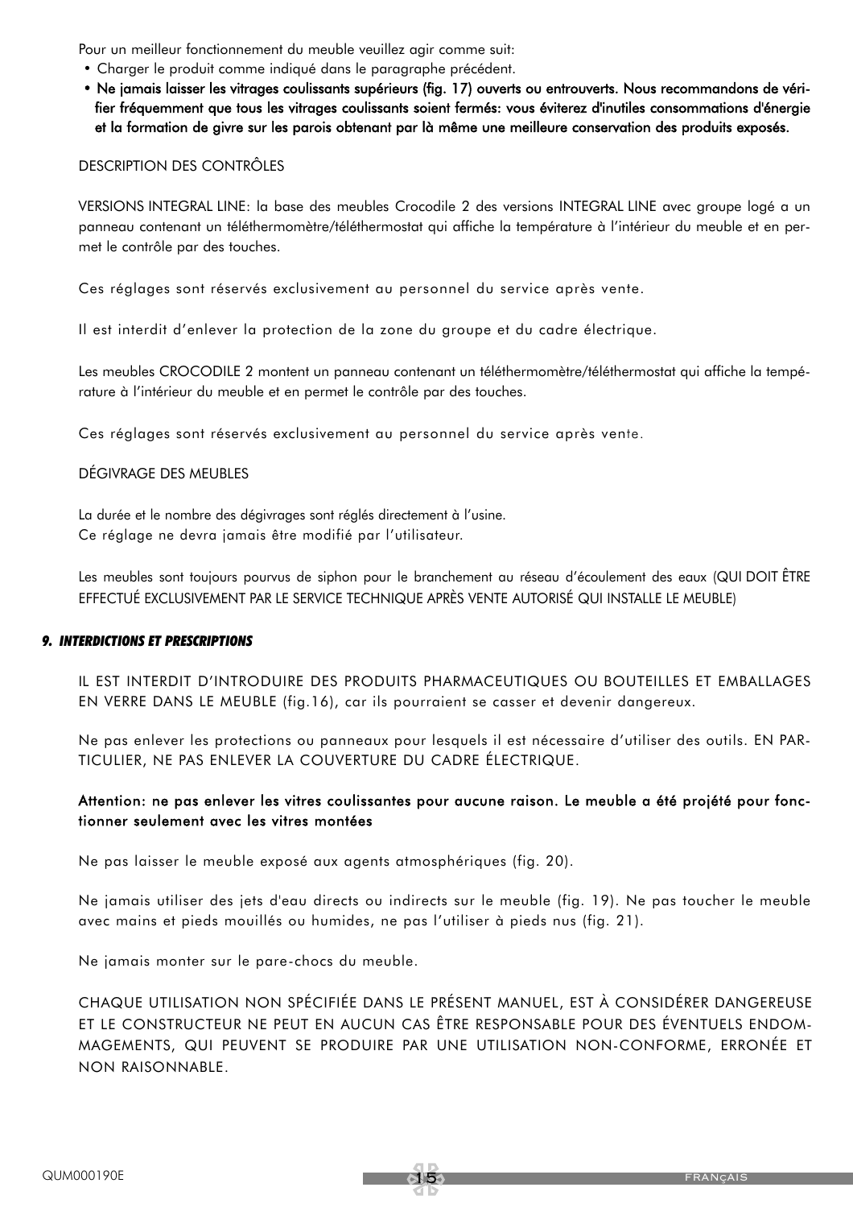Pour un meilleur fonctionnement du meuble veuillez agir comme suit:

- Charger le produit comme indiqué dans le paragraphe précédent.
- **Ne jamais laisser les vitrages coulissants supérieurs (fig. 17) ouverts ou entrouverts. Nous recommandons de vérifier fréquemment que tous les vitrages coulissants soient fermés: vous éviterez d'inutiles consommations d'énergie et la formation de givre sur les parois obtenant par là même une meilleure conservation des produits exposés.**

DESCRIPTION DES CONTRÔLES

VERSIONS INTEGRAL LINE: la base des meubles Crocodile 2 des versions INTEGRAL LINE avec groupe logé a un panneau contenant un téléthermomètre/téléthermostat qui affiche la température à l'intérieur du meuble et en permet le contrôle par des touches.

Ces réglages sont réservés exclusivement au personnel du service après vente.

Il est interdit d'enlever la protection de la zone du groupe et du cadre électrique.

Les meubles CROCODILE 2 montent un panneau contenant un téléthermomètre/téléthermostat qui affiche la température à l'intérieur du meuble et en permet le contrôle par des touches.

Ces réglages sont réservés exclusivement au personnel du service après vente.

DÉGIVRAGE DES MEUBLES

La durée et le nombre des dégivrages sont réglés directement à l'usine.
Ce réglage ne devra jamais être modifié par l'utilisateur.

Les meubles sont toujours pourvus de siphon pour le branchement au réseau d'écoulement des eaux (QUI DOIT ÊTRE EFFECTUÉ EXCLUSIVEMENT PAR LE SERVICE TECHNIQUE APRÈS VENTE AUTORISÉ QUI INSTALLE LE MEUBLE)

## *9. INTERDICTIONS ET PRESCRIPTIONS*

IL EST INTERDIT D'INTRODUIRE DES PRODUITS PHARMACEUTIQUES OU BOUTEILLES ET EMBALLAGES EN VERRE DANS LE MEUBLE (fig.16), car ils pourraient se casser et devenir dangereux.

Ne pas enlever les protections ou panneaux pour lesquels il est nécessaire d'utiliser des outils. EN PARTICULIER, NE PAS ENLEVER LA COUVERTURE DU CADRE ÉLECTRIQUE.

**Attention: ne pas enlever les vitres coulissantes pour aucune raison. Le meuble a été projété pour fonctionner seulement avec les vitres montées**

Ne pas laisser le meuble exposé aux agents atmosphériques (fig. 20).

Ne jamais utiliser des jets d'eau directs ou indirects sur le meuble (fig. 19). Ne pas toucher le meuble avec mains et pieds mouillés ou humides, ne pas l'utiliser à pieds nus (fig. 21).

Ne jamais monter sur le pare-chocs du meuble.

CHAQUE UTILISATION NON SPÉCIFIÉE DANS LE PRÉSENT MANUEL, EST À CONSIDÉRER DANGEREUSE ET LE CONSTRUCTEUR NE PEUT EN AUCUN CAS ÊTRE RESPONSABLE POUR DES ÉVENTUELS ENDOMMAGEMENTS, QUI PEUVENT SE PRODUIRE PAR UNE UTILISATION NON-CONFORME, ERRONÉE ET NON RAISONNABLE.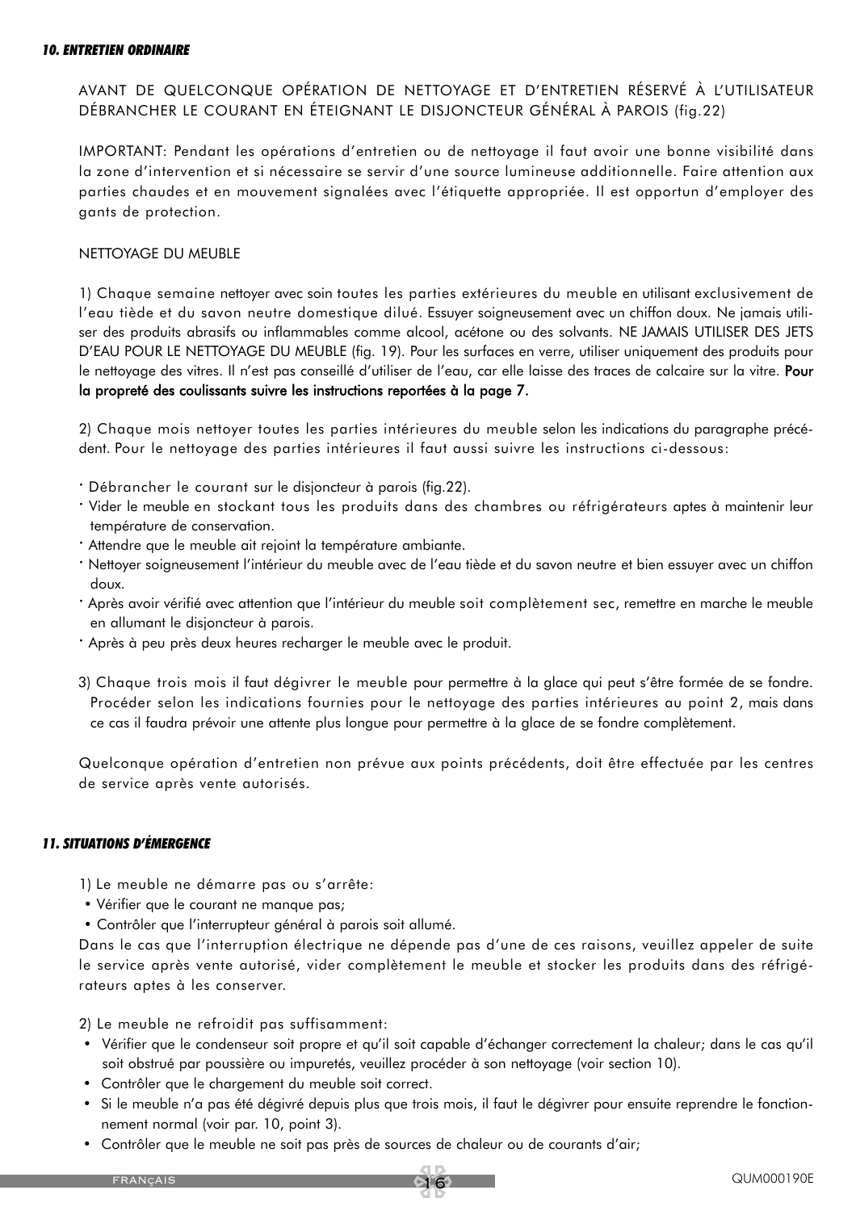### *10. ENTRETIEN ORDINAIRE*

AVANT DE QUELCONQUE OPÉRATION DE NETTOYAGE ET D'ENTRETIEN RÉSERVÉ À L'UTILISATEUR DÉBRANCHER LE COURANT EN ÉTEIGNANT LE DISJONCTEUR GÉNÉRAL À PAROIS (fig.22)

IMPORTANT: Pendant les opérations d'entretien ou de nettoyage il faut avoir une bonne visibilité dans la zone d'intervention et si nécessaire se servir d'une source lumineuse additionnelle. Faire attention aux parties chaudes et en mouvement signalées avec l'étiquette appropriée. Il est opportun d'employer des gants de protection.

NETTOYAGE DU MEUBLE

1) Chaque semaine nettoyer avec soin toutes les parties extérieures du meuble en utilisant exclusivement de l'eau tiède et du savon neutre domestique dilué. Essuyer soigneusement avec un chiffon doux. Ne jamais utiliser des produits abrasifs ou inflammables comme alcool, acétone ou des solvants. NE JAMAIS UTILISER DES JETS D'EAU POUR LE NETTOYAGE DU MEUBLE (fig. 19). Pour les surfaces en verre, utiliser uniquement des produits pour le nettoyage des vitres. Il n'est pas conseillé d'utiliser de l'eau, car elle laisse des traces de calcaire sur la vitre. **Pour la propreté des coulissants suivre les instructions reportées à la page 7.**

2) Chaque mois nettoyer toutes les parties intérieures du meuble selon les indications du paragraphe précédent. Pour le nettoyage des parties intérieures il faut aussi suivre les instructions ci-dessous:

- Débrancher le courant sur le disjoncteur à parois (fig.22).
- Vider le meuble en stockant tous les produits dans des chambres ou réfrigérateurs aptes à maintenir leur température de conservation.
- Attendre que le meuble ait rejoint la température ambiante.
- Nettoyer soigneusement l'intérieur du meuble avec de l'eau tiède et du savon neutre et bien essuyer avec un chiffon doux.
- Après avoir vérifié avec attention que l'intérieur du meuble soit complètement sec, remettre en marche le meuble en allumant le disjoncteur à parois.
- Après à peu près deux heures recharger le meuble avec le produit.

3) Chaque trois mois il faut dégivrer le meuble pour permettre à la glace qui peut s'être formée de se fondre. Procéder selon les indications fournies pour le nettoyage des parties intérieures au point 2, mais dans ce cas il faudra prévoir une attente plus longue pour permettre à la glace de se fondre complètement.

Quelconque opération d'entretien non prévue aux points précédents, doit être effectuée par les centres de service après vente autorisés.

### *11. SITUATIONS D'ÉMERGENCE*

1) Le meuble ne démarre pas ou s'arrête:
- Vérifier que le courant ne manque pas;
- Contrôler que l'interrupteur général à parois soit allumé.

Dans le cas que l'interruption électrique ne dépende pas d'une de ces raisons, veuillez appeler de suite le service après vente autorisé, vider complètement le meuble et stocker les produits dans des réfrigérateurs aptes à les conserver.

2) Le meuble ne refroidit pas suffisamment:
- Vérifier que le condenseur soit propre et qu'il soit capable d'échanger correctement la chaleur; dans le cas qu'il soit obstrué par poussière ou impuretés, veuillez procéder à son nettoyage (voir section 10).
- Contrôler que le chargement du meuble soit correct.
- Si le meuble n'a pas été dégivré depuis plus que trois mois, il faut le dégivrer pour ensuite reprendre le fonctionnement normal (voir par. 10, point 3).
- Contrôler que le meuble ne soit pas près de sources de chaleur ou de courants d'air;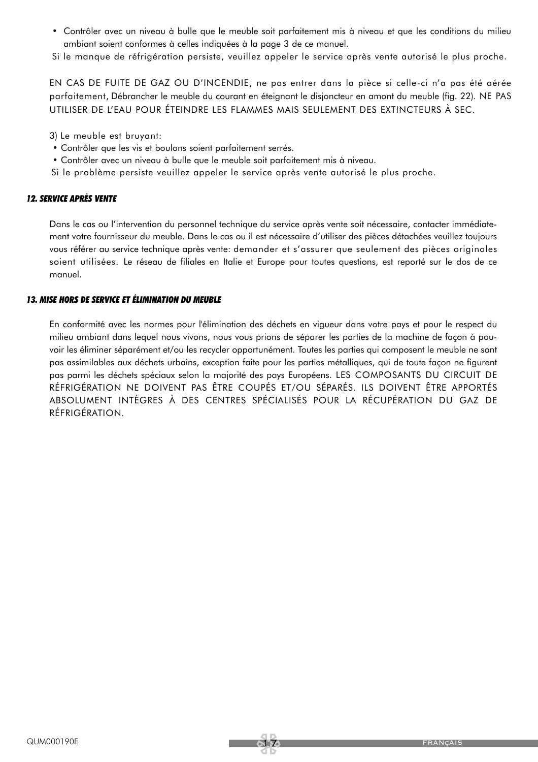- Contrôler avec un niveau à bulle que le meuble soit parfaitement mis à niveau et que les conditions du milieu ambiant soient conformes à celles indiquées à la page 3 de ce manuel.

Si le manque de réfrigération persiste, veuillez appeler le service après vente autorisé le plus proche.

EN CAS DE FUITE DE GAZ OU D'INCENDIE, ne pas entrer dans la pièce si celle-ci n'a pas été aérée parfaitement, Débrancher le meuble du courant en éteignant le disjoncteur en amont du meuble (fig. 22). NE PAS UTILISER DE L'EAU POUR ÉTEINDRE LES FLAMMES MAIS SEULEMENT DES EXTINCTEURS À SEC.

3) Le meuble est bruyant:

- Contrôler que les vis et boulons soient parfaitement serrés.
- Contrôler avec un niveau à bulle que le meuble soit parfaitement mis à niveau.

Si le problème persiste veuillez appeler le service après vente autorisé le plus proche.

### *12. SERVICE APRÈS VENTE*

Dans le cas ou l'intervention du personnel technique du service après vente soit nécessaire, contacter immédiatement votre fournisseur du meuble. Dans le cas ou il est nécessaire d'utiliser des pièces détachées veuillez toujours vous référer au service technique après vente: demander et s'assurer que seulement des pièces originales soient utilisées. Le réseau de filiales en Italie et Europe pour toutes questions, est reporté sur le dos de ce manuel.

### *13. MISE HORS DE SERVICE ET ÉLIMINATION DU MEUBLE*

En conformité avec les normes pour l'élimination des déchets en vigueur dans votre pays et pour le respect du milieu ambiant dans lequel nous vivons, nous vous prions de séparer les parties de la machine de façon à pouvoir les éliminer séparément et/ou les recycler opportunément. Toutes les parties qui composent le meuble ne sont pas assimilables aux déchets urbains, exception faite pour les parties métalliques, qui de toute façon ne figurent pas parmi les déchets spéciaux selon la majorité des pays Européens. LES COMPOSANTS DU CIRCUIT DE RÉFRIGÉRATION NE DOIVENT PAS ÊTRE COUPÉS ET/OU SÉPARÉS. ILS DOIVENT ÊTRE APPORTÉS ABSOLUMENT INTÈGRES À DES CENTRES SPÉCIALISÉS POUR LA RÉCUPÉRATION DU GAZ DE RÉFRIGÉRATION.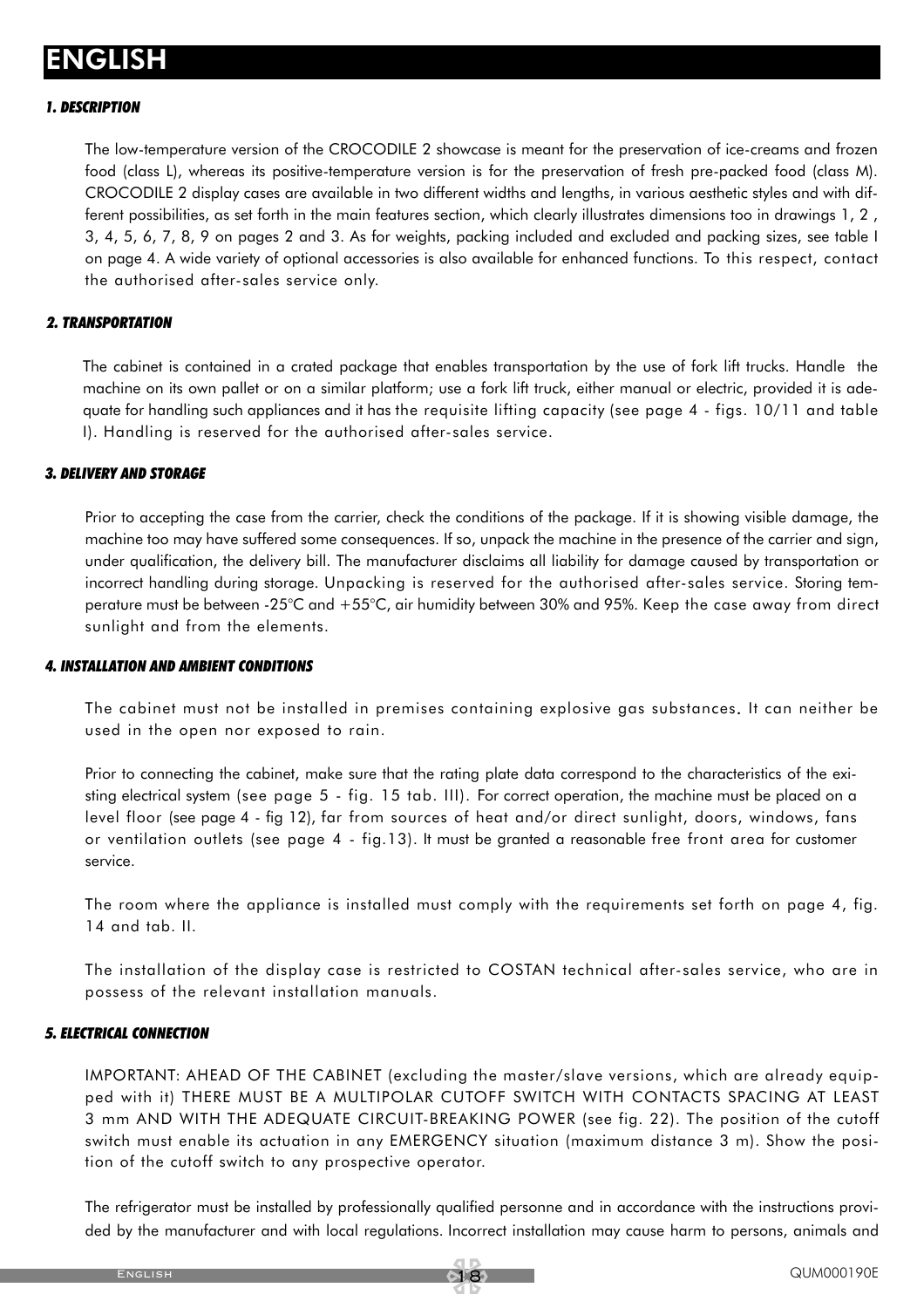# ENGLISH

### *1. DESCRIPTION*

The low-temperature version of the CROCODILE 2 showcase is meant for the preservation of ice-creams and frozen food (class L), whereas its positive-temperature version is for the preservation of fresh pre-packed food (class M). CROCODILE 2 display cases are available in two different widths and lengths, in various aesthetic styles and with different possibilities, as set forth in the main features section, which clearly illustrates dimensions too in drawings 1, 2 , 3, 4, 5, 6, 7, 8, 9 on pages 2 and 3. As for weights, packing included and excluded and packing sizes, see table I on page 4. A wide variety of optional accessories is also available for enhanced functions. To this respect, contact the authorised after-sales service only.

### *2. TRANSPORTATION*

The cabinet is contained in a crated package that enables transportation by the use of fork lift trucks. Handle the machine on its own pallet or on a similar platform; use a fork lift truck, either manual or electric, provided it is adequate for handling such appliances and it has the requisite lifting capacity (see page 4 - figs. 10/11 and table I). Handling is reserved for the authorised after-sales service.

### *3. DELIVERY AND STORAGE*

Prior to accepting the case from the carrier, check the conditions of the package. If it is showing visible damage, the machine too may have suffered some consequences. If so, unpack the machine in the presence of the carrier and sign, under qualification, the delivery bill. The manufacturer disclaims all liability for damage caused by transportation or incorrect handling during storage. Unpacking is reserved for the authorised after-sales service. Storing temperature must be between -25°C and +55°C, air humidity between 30% and 95%. Keep the case away from direct sunlight and from the elements.

### *4. INSTALLATION AND AMBIENT CONDITIONS*

The cabinet must not be installed in premises containing explosive gas substances. It can neither be used in the open nor exposed to rain.

Prior to connecting the cabinet, make sure that the rating plate data correspond to the characteristics of the existing electrical system (see page 5 - fig. 15 tab. III). For correct operation, the machine must be placed on a level floor (see page 4 - fig 12), far from sources of heat and/or direct sunlight, doors, windows, fans or ventilation outlets (see page 4 - fig.13). It must be granted a reasonable free front area for customer service.

The room where the appliance is installed must comply with the requirements set forth on page 4, fig. 14 and tab. II.

The installation of the display case is restricted to COSTAN technical after-sales service, who are in possess of the relevant installation manuals.

### *5. ELECTRICAL CONNECTION*

IMPORTANT: AHEAD OF THE CABINET (excluding the master/slave versions, which are already equipped with it) THERE MUST BE A MULTIPOLAR CUTOFF SWITCH WITH CONTACTS SPACING AT LEAST 3 mm AND WITH THE ADEQUATE CIRCUIT-BREAKING POWER (see fig. 22). The position of the cutoff switch must enable its actuation in any EMERGENCY situation (maximum distance 3 m). Show the position of the cutoff switch to any prospective operator.

The refrigerator must be installed by professionally qualified personne and in accordance with the instructions provided by the manufacturer and with local regulations. Incorrect installation may cause harm to persons, animals and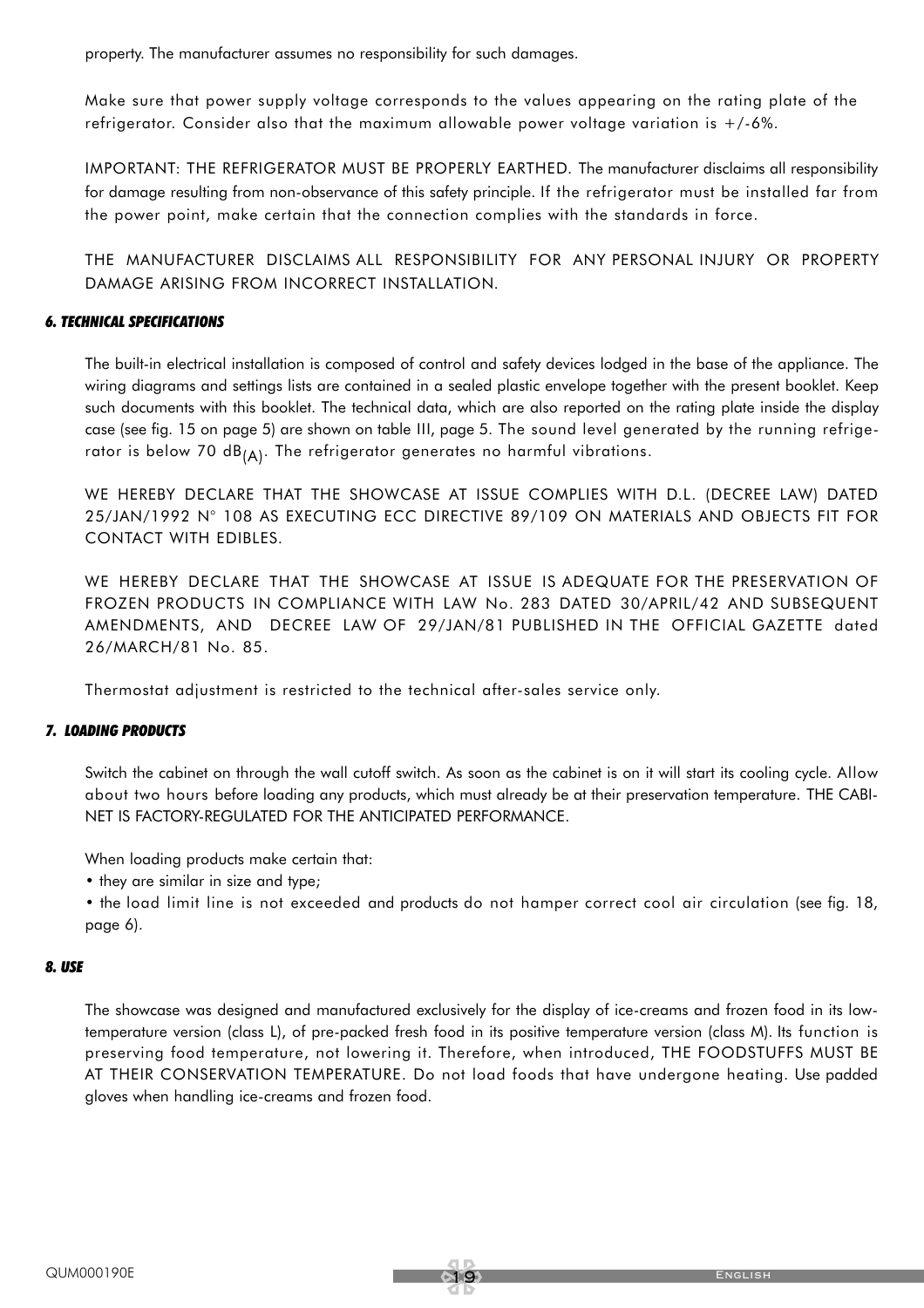property. The manufacturer assumes no responsibility for such damages.

Make sure that power supply voltage corresponds to the values appearing on the rating plate of the refrigerator. Consider also that the maximum allowable power voltage variation is +/-6%.

IMPORTANT: THE REFRIGERATOR MUST BE PROPERLY EARTHED. The manufacturer disclaims all responsibility for damage resulting from non-observance of this safety principle. If the refrigerator must be installed far from the power point, make certain that the connection complies with the standards in force.

THE MANUFACTURER DISCLAIMS ALL RESPONSIBILITY FOR ANY PERSONAL INJURY OR PROPERTY DAMAGE ARISING FROM INCORRECT INSTALLATION.

### *6. TECHNICAL SPECIFICATIONS*

The built-in electrical installation is composed of control and safety devices lodged in the base of the appliance. The wiring diagrams and settings lists are contained in a sealed plastic envelope together with the present booklet. Keep such documents with this booklet. The technical data, which are also reported on the rating plate inside the display case (see fig. 15 on page 5) are shown on table III, page 5. The sound level generated by the running refrigerator is below 70 $dB_{(A)}$. The refrigerator generates no harmful vibrations.

WE HEREBY DECLARE THAT THE SHOWCASE AT ISSUE COMPLIES WITH D.L. (DECREE LAW) DATED 25/JAN/1992 N° 108 AS EXECUTING ECC DIRECTIVE 89/109 ON MATERIALS AND OBJECTS FIT FOR CONTACT WITH EDIBLES.

WE HEREBY DECLARE THAT THE SHOWCASE AT ISSUE IS ADEQUATE FOR THE PRESERVATION OF FROZEN PRODUCTS IN COMPLIANCE WITH LAW No. 283 DATED 30/APRIL/42 AND SUBSEQUENT AMENDMENTS, AND DECREE LAW OF 29/JAN/81 PUBLISHED IN THE OFFICIAL GAZETTE dated 26/MARCH/81 No. 85.

Thermostat adjustment is restricted to the technical after-sales service only.

### *7. LOADING PRODUCTS*

Switch the cabinet on through the wall cutoff switch. As soon as the cabinet is on it will start its cooling cycle. Allow about two hours before loading any products, which must already be at their preservation temperature. THE CABINET IS FACTORY-REGULATED FOR THE ANTICIPATED PERFORMANCE.

When loading products make certain that:

- they are similar in size and type;
- the load limit line is not exceeded and products do not hamper correct cool air circulation (see fig. 18, page 6).

### *8. USE*

The showcase was designed and manufactured exclusively for the display of ice-creams and frozen food in its low-temperature version (class L), of pre-packed fresh food in its positive temperature version (class M). Its function is preserving food temperature, not lowering it. Therefore, when introduced, THE FOODSTUFFS MUST BE AT THEIR CONSERVATION TEMPERATURE. Do not load foods that have undergone heating. Use padded gloves when handling ice-creams and frozen food.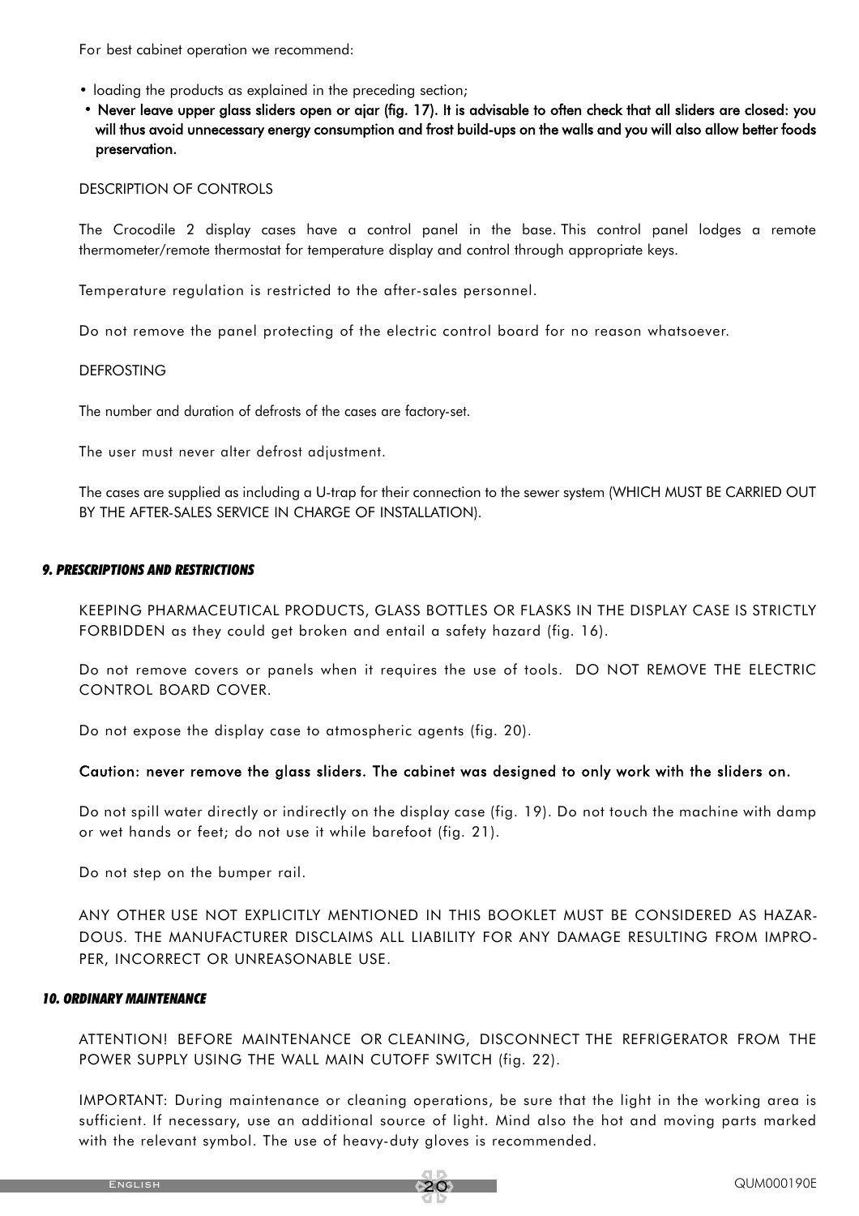For best cabinet operation we recommend:

- loading the products as explained in the preceding section;
- **Never leave upper glass sliders open or ajar (fig. 17). It is advisable to often check that all sliders are closed: you will thus avoid unnecessary energy consumption and frost build-ups on the walls and you will also allow better foods preservation.**

DESCRIPTION OF CONTROLS

The Crocodile 2 display cases have a control panel in the base. This control panel lodges a remote thermometer/remote thermostat for temperature display and control through appropriate keys.

Temperature regulation is restricted to the after-sales personnel.

Do not remove the panel protecting of the electric control board for no reason whatsoever.

DEFROSTING

The number and duration of defrosts of the cases are factory-set.

The user must never alter defrost adjustment.

The cases are supplied as including a U-trap for their connection to the sewer system (WHICH MUST BE CARRIED OUT BY THE AFTER-SALES SERVICE IN CHARGE OF INSTALLATION).

## *9. PRESCRIPTIONS AND RESTRICTIONS*

KEEPING PHARMACEUTICAL PRODUCTS, GLASS BOTTLES OR FLASKS IN THE DISPLAY CASE IS STRICTLY FORBIDDEN as they could get broken and entail a safety hazard (fig. 16).

Do not remove covers or panels when it requires the use of tools. DO NOT REMOVE THE ELECTRIC CONTROL BOARD COVER.

Do not expose the display case to atmospheric agents (fig. 20).

**Caution: never remove the glass sliders. The cabinet was designed to only work with the sliders on.**

Do not spill water directly or indirectly on the display case (fig. 19). Do not touch the machine with damp or wet hands or feet; do not use it while barefoot (fig. 21).

Do not step on the bumper rail.

ANY OTHER USE NOT EXPLICITLY MENTIONED IN THIS BOOKLET MUST BE CONSIDERED AS HAZARDOUS. THE MANUFACTURER DISCLAIMS ALL LIABILITY FOR ANY DAMAGE RESULTING FROM IMPROPER, INCORRECT OR UNREASONABLE USE.

## *10. ORDINARY MAINTENANCE*

ATTENTION! BEFORE MAINTENANCE OR CLEANING, DISCONNECT THE REFRIGERATOR FROM THE POWER SUPPLY USING THE WALL MAIN CUTOFF SWITCH (fig. 22).

IMPORTANT: During maintenance or cleaning operations, be sure that the light in the working area is sufficient. If necessary, use an additional source of light. Mind also the hot and moving parts marked with the relevant symbol. The use of heavy-duty gloves is recommended.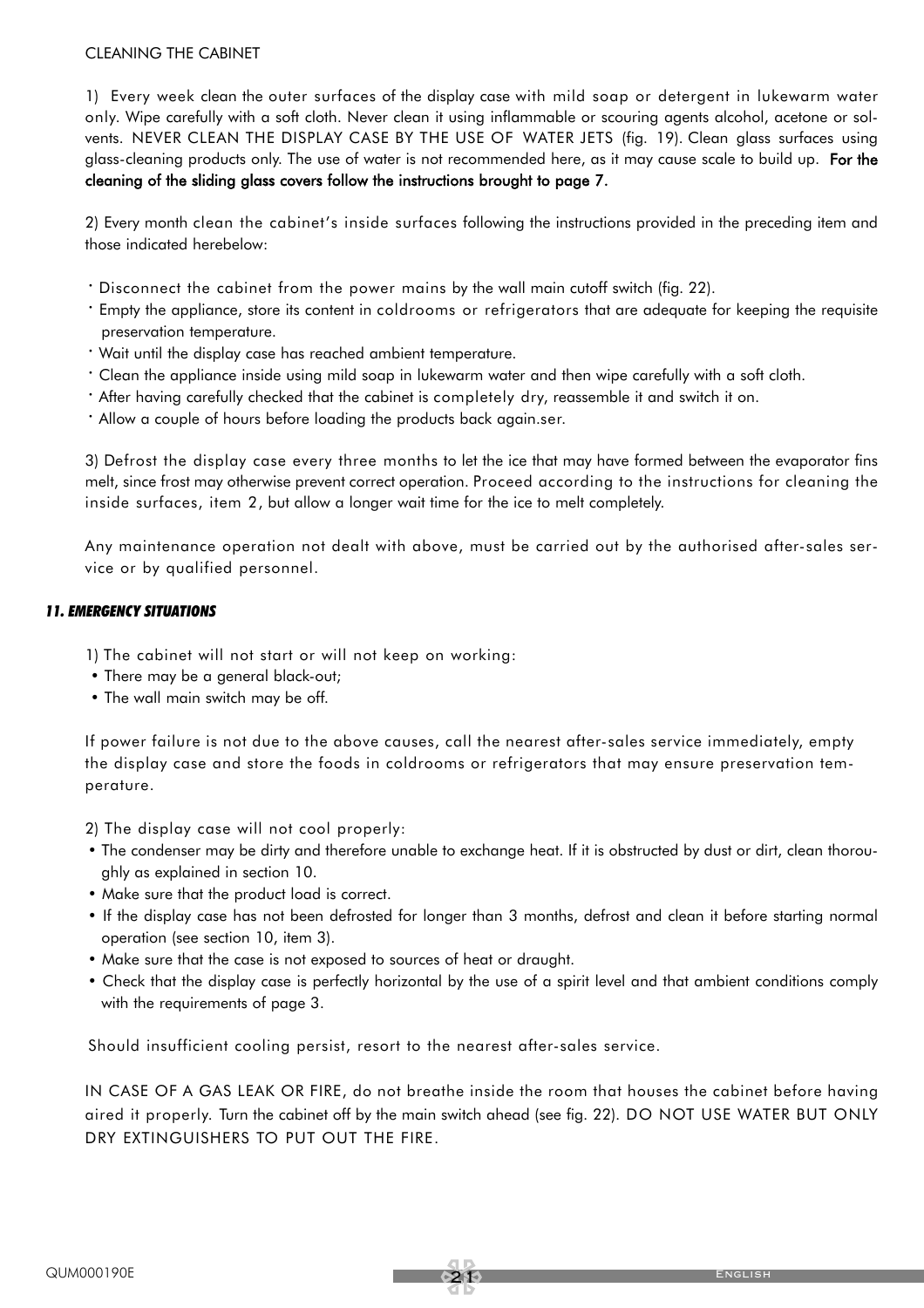CLEANING THE CABINET

1) Every week clean the outer surfaces of the display case with mild soap or detergent in lukewarm water only. Wipe carefully with a soft cloth. Never clean it using inflammable or scouring agents alcohol, acetone or solvents. NEVER CLEAN THE DISPLAY CASE BY THE USE OF WATER JETS (fig. 19). Clean glass surfaces using glass-cleaning products only. The use of water is not recommended here, as it may cause scale to build up. **For the cleaning of the sliding glass covers follow the instructions brought to page 7.**

2) Every month clean the cabinet's inside surfaces following the instructions provided in the preceding item and those indicated herebelow:

- Disconnect the cabinet from the power mains by the wall main cutoff switch (fig. 22).
- Empty the appliance, store its content in coldrooms or refrigerators that are adequate for keeping the requisite preservation temperature.
- Wait until the display case has reached ambient temperature.
- Clean the appliance inside using mild soap in lukewarm water and then wipe carefully with a soft cloth.
- After having carefully checked that the cabinet is completely dry, reassemble it and switch it on.
- Allow a couple of hours before loading the products back again.ser.

3) Defrost the display case every three months to let the ice that may have formed between the evaporator fins melt, since frost may otherwise prevent correct operation. Proceed according to the instructions for cleaning the inside surfaces, item 2, but allow a longer wait time for the ice to melt completely.

Any maintenance operation not dealt with above, must be carried out by the authorised after-sales service or by qualified personnel.

## *11. EMERGENCY SITUATIONS*

1) The cabinet will not start or will not keep on working:

- There may be a general black-out;
- The wall main switch may be off.

If power failure is not due to the above causes, call the nearest after-sales service immediately, empty the display case and store the foods in coldrooms or refrigerators that may ensure preservation temperature.

2) The display case will not cool properly:

- The condenser may be dirty and therefore unable to exchange heat. If it is obstructed by dust or dirt, clean thoroughly as explained in section 10.
- Make sure that the product load is correct.
- If the display case has not been defrosted for longer than 3 months, defrost and clean it before starting normal operation (see section 10, item 3).
- Make sure that the case is not exposed to sources of heat or draught.
- Check that the display case is perfectly horizontal by the use of a spirit level and that ambient conditions comply with the requirements of page 3.

Should insufficient cooling persist, resort to the nearest after-sales service.

IN CASE OF A GAS LEAK OR FIRE, do not breathe inside the room that houses the cabinet before having aired it properly. Turn the cabinet off by the main switch ahead (see fig. 22). DO NOT USE WATER BUT ONLY DRY EXTINGUISHERS TO PUT OUT THE FIRE.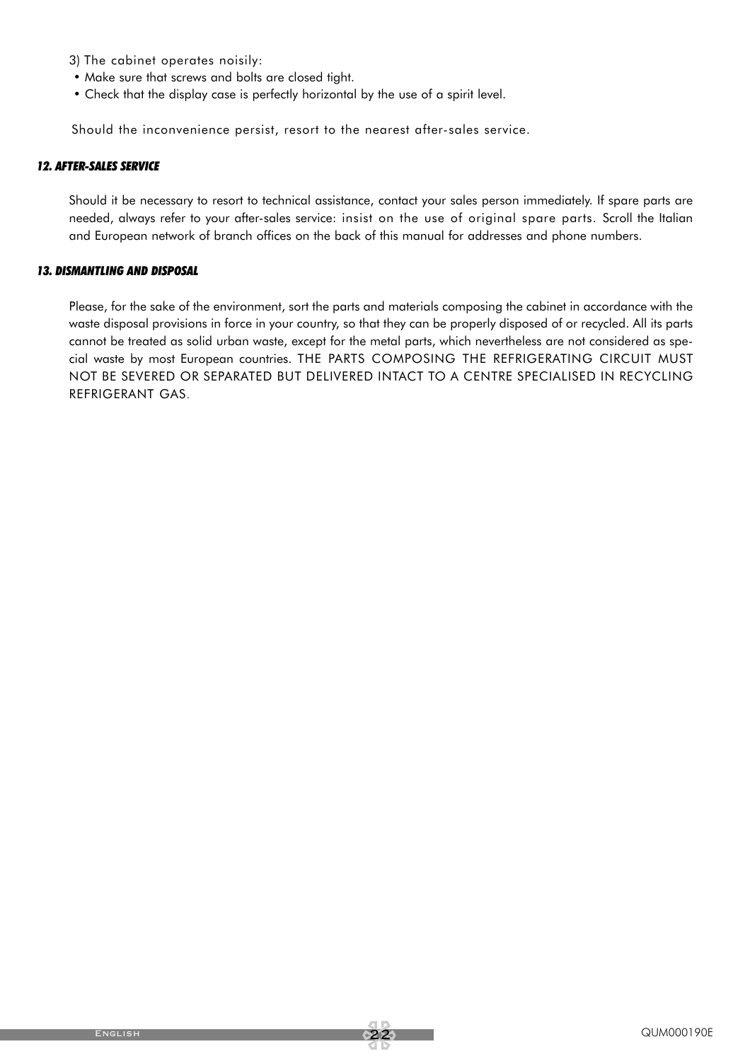3) The cabinet operates noisily:

- Make sure that screws and bolts are closed tight.
- Check that the display case is perfectly horizontal by the use of a spirit level.

Should the inconvenience persist, resort to the nearest after-sales service.

### *12. AFTER-SALES SERVICE*

Should it be necessary to resort to technical assistance, contact your sales person immediately. If spare parts are needed, always refer to your after-sales service: insist on the use of original spare parts. Scroll the Italian and European network of branch offices on the back of this manual for addresses and phone numbers.

### *13. DISMANTLING AND DISPOSAL*

Please, for the sake of the environment, sort the parts and materials composing the cabinet in accordance with the waste disposal provisions in force in your country, so that they can be properly disposed of or recycled. All its parts cannot be treated as solid urban waste, except for the metal parts, which nevertheless are not considered as special waste by most European countries. THE PARTS COMPOSING THE REFRIGERATING CIRCUIT MUST NOT BE SEVERED OR SEPARATED BUT DELIVERED INTACT TO A CENTRE SPECIALISED IN RECYCLING REFRIGERANT GAS.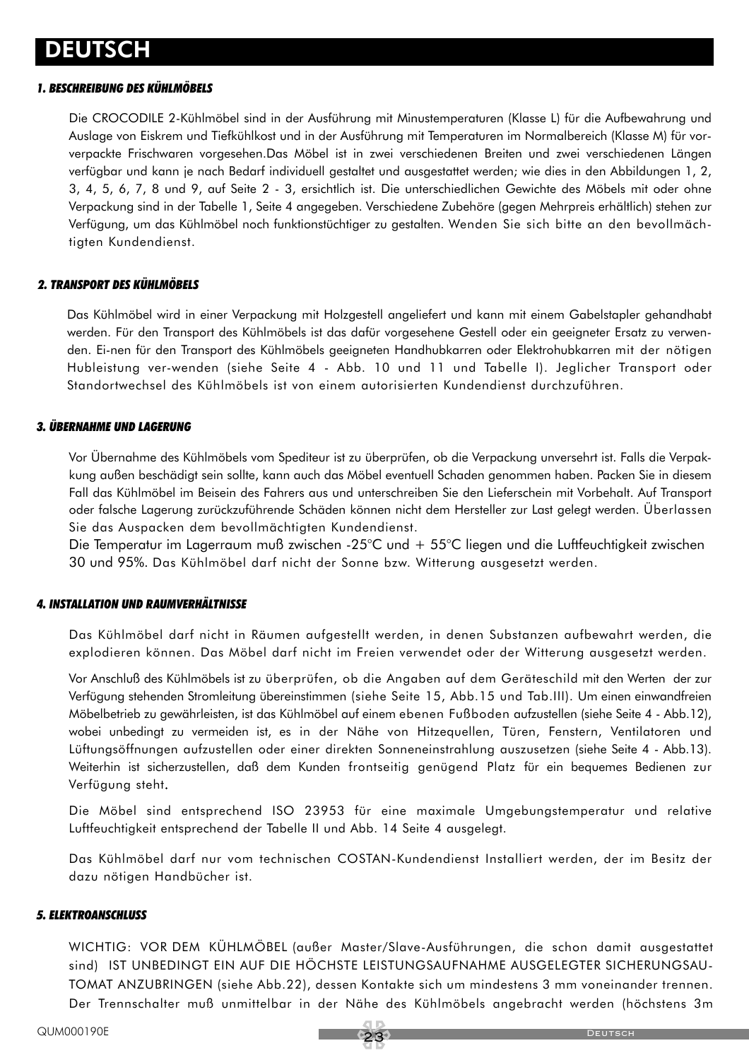# DEUTSCH

### *1. BESCHREIBUNG DES KÜHLMÖBELS*

Die CROCODILE 2-Kühlmöbel sind in der Ausführung mit Minustemperaturen (Klasse L) für die Aufbewahrung und Auslage von Eiskrem und Tiefkühlkost und in der Ausführung mit Temperaturen im Normalbereich (Klasse M) für vorverpackte Frischwaren vorgesehen.Das Möbel ist in zwei verschiedenen Breiten und zwei verschiedenen Längen verfügbar und kann je nach Bedarf individuell gestaltet und ausgestattet werden; wie dies in den Abbildungen 1, 2, 3, 4, 5, 6, 7, 8 und 9, auf Seite 2 - 3, ersichtlich ist. Die unterschiedlichen Gewichte des Möbels mit oder ohne Verpackung sind in der Tabelle 1, Seite 4 angegeben. Verschiedene Zubehöre (gegen Mehrpreis erhältlich) stehen zur Verfügung, um das Kühlmöbel noch funktionstüchtiger zu gestalten. Wenden Sie sich bitte an den bevollmächtigten Kundendienst.

### *2. TRANSPORT DES KÜHLMÖBELS*

Das Kühlmöbel wird in einer Verpackung mit Holzgestell angeliefert und kann mit einem Gabelstapler gehandhabt werden. Für den Transport des Kühlmöbels ist das dafür vorgesehene Gestell oder ein geeigneter Ersatz zu verwenden. Ei-nen für den Transport des Kühlmöbels geeigneten Handhubkarren oder Elektrohubkarren mit der nötigen Hubleistung ver-wenden (siehe Seite 4 - Abb. 10 und 11 und Tabelle I). Jeglicher Transport oder Standortwechsel des Kühlmöbels ist von einem autorisierten Kundendienst durchzuführen.

### *3. ÜBERNAHME UND LAGERUNG*

Vor Übernahme des Kühlmöbels vom Spediteur ist zu überprüfen, ob die Verpackung unversehrt ist. Falls die Verpakkung außen beschädigt sein sollte, kann auch das Möbel eventuell Schaden genommen haben. Packen Sie in diesem Fall das Kühlmöbel im Beisein des Fahrers aus und unterschreiben Sie den Lieferschein mit Vorbehalt. Auf Transport oder falsche Lagerung zurückzuführende Schäden können nicht dem Hersteller zur Last gelegt werden. Überlassen Sie das Auspacken dem bevollmächtigten Kundendienst.

Die Temperatur im Lagerraum muß zwischen -25°C und + 55°C liegen und die Luftfeuchtigkeit zwischen 30 und 95%. Das Kühlmöbel darf nicht der Sonne bzw. Witterung ausgesetzt werden.

### *4. INSTALLATION UND RAUMVERHÄLTNISSE*

Das Kühlmöbel darf nicht in Räumen aufgestellt werden, in denen Substanzen aufbewahrt werden, die explodieren können. Das Möbel darf nicht im Freien verwendet oder der Witterung ausgesetzt werden.

Vor Anschluß des Kühlmöbels ist zu überprüfen, ob die Angaben auf dem Geräteschild mit den Werten der zur Verfügung stehenden Stromleitung übereinstimmen (siehe Seite 15, Abb.15 und Tab.III). Um einen einwandfreien Möbelbetrieb zu gewährleisten, ist das Kühlmöbel auf einem ebenen Fußboden aufzustellen (siehe Seite 4 - Abb.12), wobei unbedingt zu vermeiden ist, es in der Nähe von Hitzequellen, Türen, Fenstern, Ventilatoren und Lüftungsöffnungen aufzustellen oder einer direkten Sonneneinstrahlung auszusetzen (siehe Seite 4 - Abb.13). Weiterhin ist sicherzustellen, daß dem Kunden frontseitig genügend Platz für ein bequemes Bedienen zur Verfügung steht.

Die Möbel sind entsprechend ISO 23953 für eine maximale Umgebungstemperatur und relative Luftfeuchtigkeit entsprechend der Tabelle II und Abb. 14 Seite 4 ausgelegt.

Das Kühlmöbel darf nur vom technischen COSTAN-Kundendienst Installiert werden, der im Besitz der dazu nötigen Handbücher ist.

### *5. ELEKTROANSCHLUSS*

WICHTIG: VOR DEM KÜHLMÖBEL (außer Master/Slave-Ausführungen, die schon damit ausgestattet sind) IST UNBEDINGT EIN AUF DIE HÖCHSTE LEISTUNGSAUFNAHME AUSGELEGTER SICHERUNGSAUTOMAT ANZUBRINGEN (siehe Abb.22), dessen Kontakte sich um mindestens 3 mm voneinander trennen. Der Trennschalter muß unmittelbar in der Nähe des Kühlmöbels angebracht werden (höchstens 3m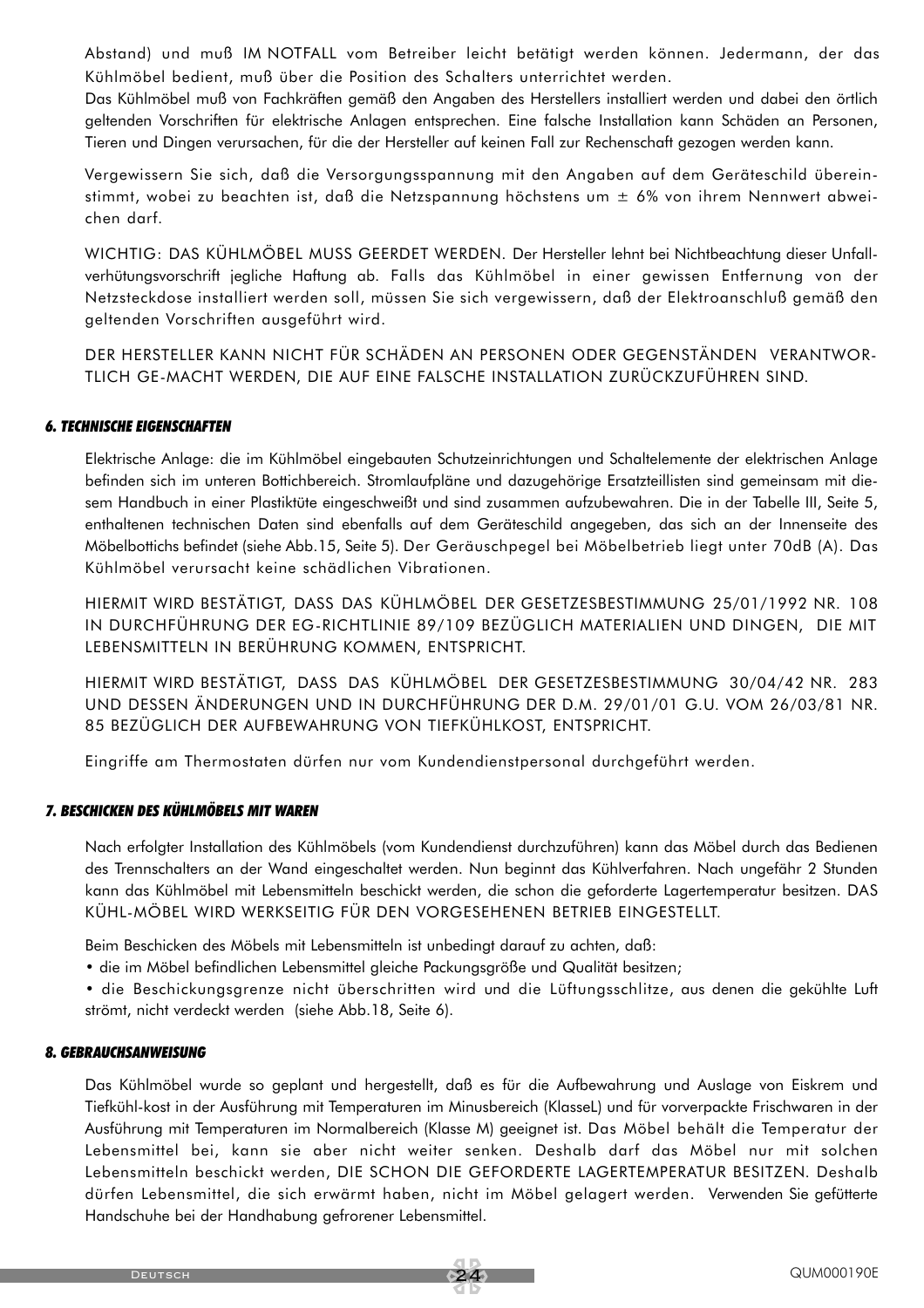Abstand) und muß IM NOTFALL vom Betreiber leicht betätigt werden können. Jedermann, der das Kühlmöbel bedient, muß über die Position des Schalters unterrichtet werden.
Das Kühlmöbel muß von Fachkräften gemäß den Angaben des Herstellers installiert werden und dabei den örtlich geltenden Vorschriften für elektrische Anlagen entsprechen. Eine falsche Installation kann Schäden an Personen, Tieren und Dingen verursachen, für die der Hersteller auf keinen Fall zur Rechenschaft gezogen werden kann.

Vergewissern Sie sich, daß die Versorgungsspannung mit den Angaben auf dem Geräteschild übereinstimmt, wobei zu beachten ist, daß die Netzspannung höchstens um ± 6% von ihrem Nennwert abweichen darf.

WICHTIG: DAS KÜHLMÖBEL MUSS GEERDET WERDEN. Der Hersteller lehnt bei Nichtbeachtung dieser Unfallverhütungsvorschrift jegliche Haftung ab. Falls das Kühlmöbel in einer gewissen Entfernung von der Netzsteckdose installiert werden soll, müssen Sie sich vergewissern, daß der Elektroanschluß gemäß den geltenden Vorschriften ausgeführt wird.

DER HERSTELLER KANN NICHT FÜR SCHÄDEN AN PERSONEN ODER GEGENSTÄNDEN VERANTWORTLICH GE-MACHT WERDEN, DIE AUF EINE FALSCHE INSTALLATION ZURÜCKZUFÜHREN SIND.

### *6. TECHNISCHE EIGENSCHAFTEN*

Elektrische Anlage: die im Kühlmöbel eingebauten Schutzeinrichtungen und Schaltelemente der elektrischen Anlage befinden sich im unteren Bottichbereich. Stromlaufpläne und dazugehörige Ersatzteillisten sind gemeinsam mit diesem Handbuch in einer Plastiktüte eingeschweißt und sind zusammen aufzubewahren. Die in der Tabelle III, Seite 5, enthaltenen technischen Daten sind ebenfalls auf dem Geräteschild angegeben, das sich an der Innenseite des Möbelbottichs befindet (siehe Abb.15, Seite 5). Der Geräuschpegel bei Möbelbetrieb liegt unter 70dB (A). Das Kühlmöbel verursacht keine schädlichen Vibrationen.

HIERMIT WIRD BESTÄTIGT, DASS DAS KÜHLMÖBEL DER GESETZESBESTIMMUNG 25/01/1992 NR. 108 IN DURCHFÜHRUNG DER EG-RICHTLINIE 89/109 BEZÜGLICH MATERIALIEN UND DINGEN, DIE MIT LEBENSMITTELN IN BERÜHRUNG KOMMEN, ENTSPRICHT.

HIERMIT WIRD BESTÄTIGT, DASS DAS KÜHLMÖBEL DER GESETZESBESTIMMUNG 30/04/42 NR. 283 UND DESSEN ÄNDERUNGEN UND IN DURCHFÜHRUNG DER D.M. 29/01/01 G.U. VOM 26/03/81 NR. 85 BEZÜGLICH DER AUFBEWAHRUNG VON TIEFKÜHLKOST, ENTSPRICHT.

Eingriffe am Thermostaten dürfen nur vom Kundendienstpersonal durchgeführt werden.

### *7. BESCHICKEN DES KÜHLMÖBELS MIT WAREN*

Nach erfolgter Installation des Kühlmöbels (vom Kundendienst durchzuführen) kann das Möbel durch das Bedienen des Trennschalters an der Wand eingeschaltet werden. Nun beginnt das Kühlverfahren. Nach ungefähr 2 Stunden kann das Kühlmöbel mit Lebensmitteln beschickt werden, die schon die geforderte Lagertemperatur besitzen. DAS KÜHL-MÖBEL WIRD WERKSEITIG FÜR DEN VORGESEHENEN BETRIEB EINGESTELLT.

Beim Beschicken des Möbels mit Lebensmitteln ist unbedingt darauf zu achten, daß:

- die im Möbel befindlichen Lebensmittel gleiche Packungsgröße und Qualität besitzen;
- die Beschickungsgrenze nicht überschritten wird und die Lüftungsschlitze, aus denen die gekühlte Luft strömt, nicht verdeckt werden (siehe Abb.18, Seite 6).

### *8. GEBRAUCHSANWEISUNG*

Das Kühlmöbel wurde so geplant und hergestellt, daß es für die Aufbewahrung und Auslage von Eiskrem und Tiefkühl-kost in der Ausführung mit Temperaturen im Minusbereich (KlasseL) und für vorverpackte Frischwaren in der Ausführung mit Temperaturen im Normalbereich (Klasse M) geeignet ist. Das Möbel behält die Temperatur der Lebensmittel bei, kann sie aber nicht weiter senken. Deshalb darf das Möbel nur mit solchen Lebensmitteln beschickt werden, DIE SCHON DIE GEFORDERTE LAGERTEMPERATUR BESITZEN. Deshalb dürfen Lebensmittel, die sich erwärmt haben, nicht im Möbel gelagert werden. Verwenden Sie gefütterte Handschuhe bei der Handhabung gefrorener Lebensmittel.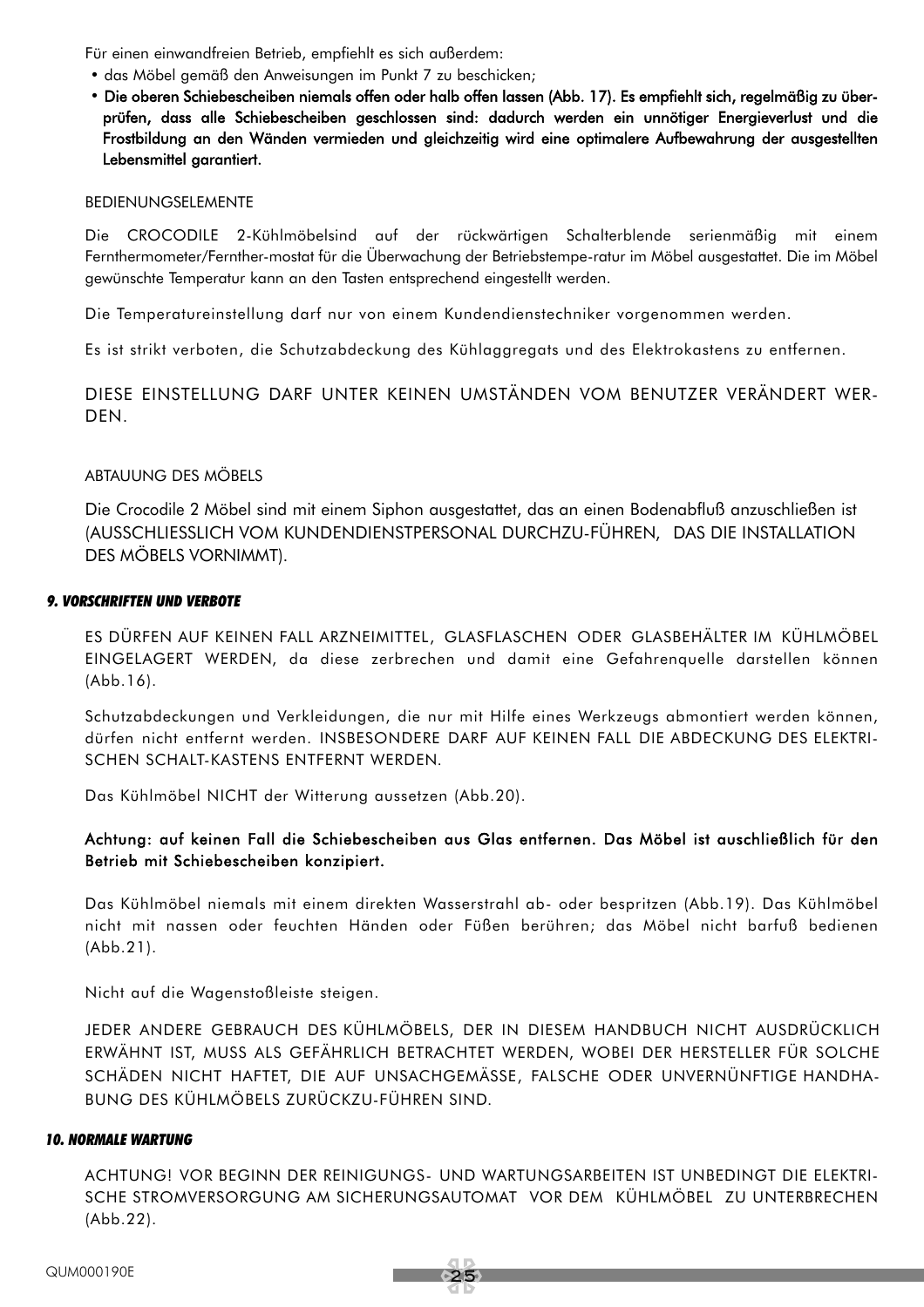Für einen einwandfreien Betrieb, empfiehlt es sich außerdem:

- das Möbel gemäß den Anweisungen im Punkt 7 zu beschicken;
- **Die oberen Schiebescheiben niemals offen oder halb offen lassen (Abb. 17). Es empfiehlt sich, regelmäßig zu überprüfen, dass alle Schiebescheiben geschlossen sind: dadurch werden ein unnötiger Energieverlust und die Frostbildung an den Wänden vermieden und gleichzeitig wird eine optimalere Aufbewahrung der ausgestellten Lebensmittel garantiert.**

BEDIENUNGSELEMENTE

Die CROCODILE 2-Kühlmöbelsind auf der rückwärtigen Schalterblende serienmäßig mit einem Fernthermometer/Fernther-mostat für die Überwachung der Betriebstempe-ratur im Möbel ausgestattet. Die im Möbel gewünschte Temperatur kann an den Tasten entsprechend eingestellt werden.

Die Temperatureinstellung darf nur von einem Kundendienstechniker vorgenommen werden.

Es ist strikt verboten, die Schutzabdeckung des Kühlaggregats und des Elektrokastens zu entfernen.

DIESE EINSTELLUNG DARF UNTER KEINEN UMSTÄNDEN VOM BENUTZER VERÄNDERT WERDEN.

ABTAUUNG DES MÖBELS

Die Crocodile 2 Möbel sind mit einem Siphon ausgestattet, das an einen Bodenabfluß anzuschließen ist (AUSSCHLIESSLICH VOM KUNDENDIENSTPERSONAL DURCHZU-FÜHREN, DAS DIE INSTALLATION DES MÖBELS VORNIMMT).

## *9. VORSCHRIFTEN UND VERBOTE*

ES DÜRFEN AUF KEINEN FALL ARZNEIMITTEL, GLASFLASCHEN ODER GLASBEHÄLTER IM KÜHLMÖBEL EINGELAGERT WERDEN, da diese zerbrechen und damit eine Gefahrenquelle darstellen können (Abb.16).

Schutzabdeckungen und Verkleidungen, die nur mit Hilfe eines Werkzeugs abmontiert werden können, dürfen nicht entfernt werden. INSBESONDERE DARF AUF KEINEN FALL DIE ABDECKUNG DES ELEKTRISCHEN SCHALT-KASTENS ENTFERNT WERDEN.

Das Kühlmöbel NICHT der Witterung aussetzen (Abb.20).

**Achtung: auf keinen Fall die Schiebescheiben aus Glas entfernen. Das Möbel ist ausschließlich für den Betrieb mit Schiebescheiben konzipiert.**

Das Kühlmöbel niemals mit einem direkten Wasserstrahl ab- oder bespritzen (Abb.19). Das Kühlmöbel nicht mit nassen oder feuchten Händen oder Füßen berühren; das Möbel nicht barfuß bedienen (Abb.21).

Nicht auf die Wagenstoßleiste steigen.

JEDER ANDERE GEBRAUCH DES KÜHLMÖBELS, DER IN DIESEM HANDBUCH NICHT AUSDRÜCKLICH ERWÄHNT IST, MUSS ALS GEFÄHRLICH BETRACHTET WERDEN, WOBEI DER HERSTELLER FÜR SOLCHE SCHÄDEN NICHT HAFTET, DIE AUF UNSACHGEMÄSSE, FALSCHE ODER UNVERNÜNFTIGE HANDHABUNG DES KÜHLMÖBELS ZURÜCKZU-FÜHREN SIND.

## *10. NORMALE WARTUNG*

ACHTUNG! VOR BEGINN DER REINIGUNGS- UND WARTUNGSARBEITEN IST UNBEDINGT DIE ELEKTRISCHE STROMVERSORGUNG AM SICHERUNGSAUTOMAT VOR DEM KÜHLMÖBEL ZU UNTERBRECHEN (Abb.22).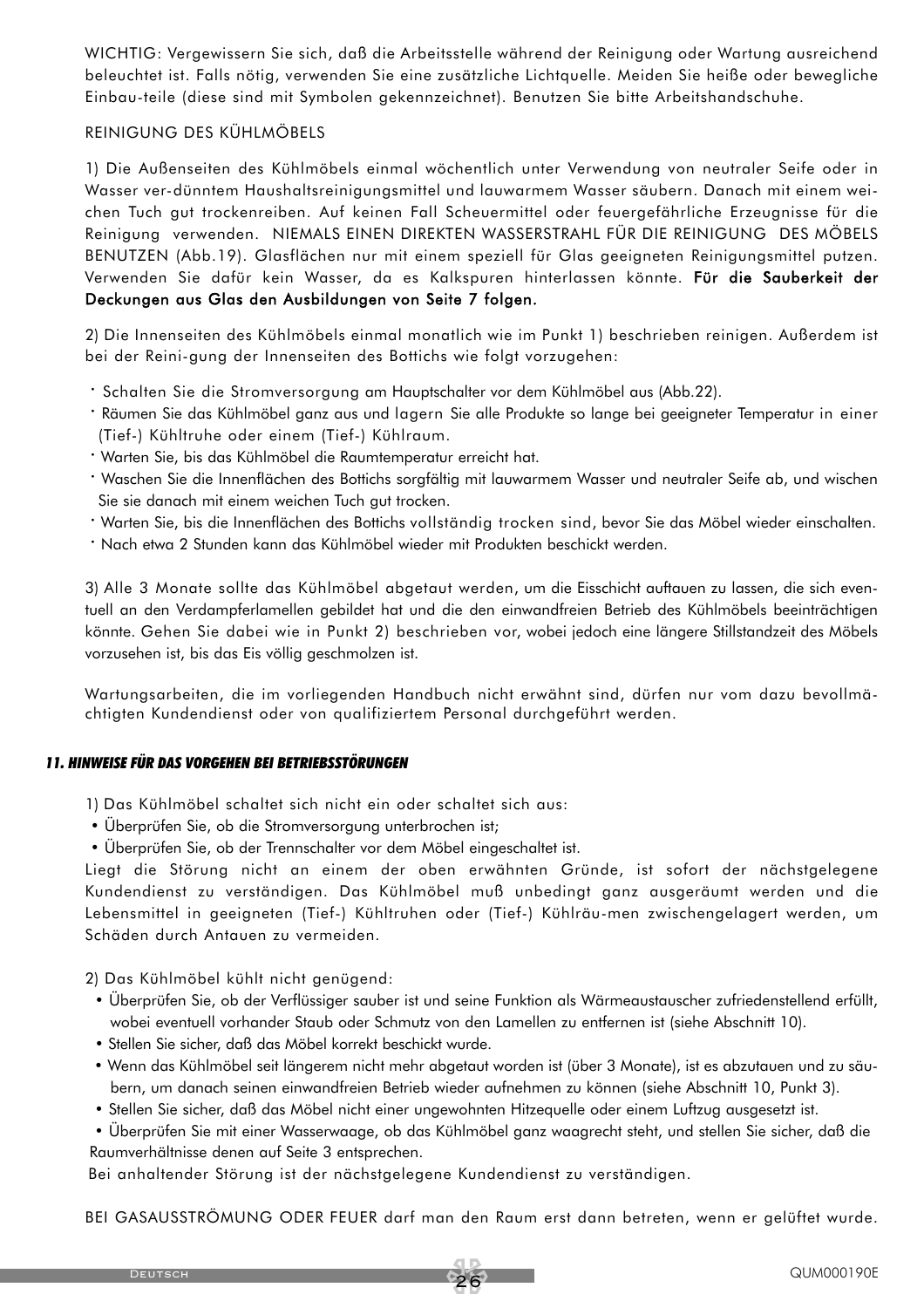WICHTIG: Vergewissern Sie sich, daß die Arbeitsstelle während der Reinigung oder Wartung ausreichend beleuchtet ist. Falls nötig, verwenden Sie eine zusätzliche Lichtquelle. Meiden Sie heiße oder bewegliche Einbau-teile (diese sind mit Symbolen gekennzeichnet). Benutzen Sie bitte Arbeitshandschuhe.

REINIGUNG DES KÜHLMÖBELS

1) Die Außenseiten des Kühlmöbels einmal wöchentlich unter Verwendung von neutraler Seife oder in Wasser ver-dünntem Haushaltsreinigungsmittel und lauwarmem Wasser säubern. Danach mit einem weichen Tuch gut trockenreiben. Auf keinen Fall Scheuermittel oder feuergefährliche Erzeugnisse für die Reinigung verwenden. NIEMALS EINEN DIREKTEN WASSERSTRAHL FÜR DIE REINIGUNG DES MÖBELS BENUTZEN (Abb.19). Glasflächen nur mit einem speziell für Glas geeigneten Reinigungsmittel putzen. Verwenden Sie dafür kein Wasser, da es Kalkspuren hinterlassen könnte. **Für die Sauberkeit der Deckungen aus Glas den Ausbildungen von Seite 7 folgen.**

2) Die Innenseiten des Kühlmöbels einmal monatlich wie im Punkt 1) beschrieben reinigen. Außerdem ist bei der Reini-gung der Innenseiten des Bottichs wie folgt vorzugehen:

- Schalten Sie die Stromversorgung am Hauptschalter vor dem Kühlmöbel aus (Abb.22).
- Räumen Sie das Kühlmöbel ganz aus und lagern Sie alle Produkte so lange bei geeigneter Temperatur in einer (Tief-) Kühltruhe oder einem (Tief-) Kühlraum.
- Warten Sie, bis das Kühlmöbel die Raumtemperatur erreicht hat.
- Waschen Sie die Innenflächen des Bottichs sorgfältig mit lauwarmem Wasser und neutraler Seife ab, und wischen Sie sie danach mit einem weichen Tuch gut trocken.
- Warten Sie, bis die Innenflächen des Bottichs vollständig trocken sind, bevor Sie das Möbel wieder einschalten.
- Nach etwa 2 Stunden kann das Kühlmöbel wieder mit Produkten beschickt werden.

3) Alle 3 Monate sollte das Kühlmöbel abgetaut werden, um die Eisschicht auftauen zu lassen, die sich eventuell an den Verdampferlamellen gebildet hat und die den einwandfreien Betrieb des Kühlmöbels beeinträchtigen könnte. Gehen Sie dabei wie in Punkt 2) beschrieben vor, wobei jedoch eine längere Stillstandzeit des Möbels vorzusehen ist, bis das Eis völlig geschmolzen ist.

Wartungsarbeiten, die im vorliegenden Handbuch nicht erwähnt sind, dürfen nur vom dazu bevollmächtigten Kundendienst oder von qualifiziertem Personal durchgeführt werden.

## *11. HINWEISE FÜR DAS VORGEHEN BEI BETRIEBSSTÖRUNGEN*

1) Das Kühlmöbel schaltet sich nicht ein oder schaltet sich aus:

- Überprüfen Sie, ob die Stromversorgung unterbrochen ist;
- Überprüfen Sie, ob der Trennschalter vor dem Möbel eingeschaltet ist.

Liegt die Störung nicht an einem der oben erwähnten Gründe, ist sofort der nächstgelegene Kundendienst zu verständigen. Das Kühlmöbel muß unbedingt ganz ausgeräumt werden und die Lebensmittel in geeigneten (Tief-) Kühltruhen oder (Tief-) Kühlräu-men zwischengelagert werden, um Schäden durch Antauen zu vermeiden.

2) Das Kühlmöbel kühlt nicht genügend:

- Überprüfen Sie, ob der Verflüssiger sauber ist und seine Funktion als Wärmeaustauscher zufriedenstellend erfüllt, wobei eventuell vorhander Staub oder Schmutz von den Lamellen zu entfernen ist (siehe Abschnitt 10).
- Stellen Sie sicher, daß das Möbel korrekt beschickt wurde.
- Wenn das Kühlmöbel seit längerem nicht mehr abgetaut worden ist (über 3 Monate), ist es abzutauen und zu säubern, um danach seinen einwandfreien Betrieb wieder aufnehmen zu können (siehe Abschnitt 10, Punkt 3).
- Stellen Sie sicher, daß das Möbel nicht einer ungewohnten Hitzequelle oder einem Luftzug ausgesetzt ist.
- Überprüfen Sie mit einer Wasserwaage, ob das Kühlmöbel ganz waagrecht steht, und stellen Sie sicher, daß die Raumverhältnisse denen auf Seite 3 entsprechen.

Bei anhaltender Störung ist der nächstgelegene Kundendienst zu verständigen.

BEI GASAUSSTRÖMUNG ODER FEUER darf man den Raum erst dann betreten, wenn er gelüftet wurde.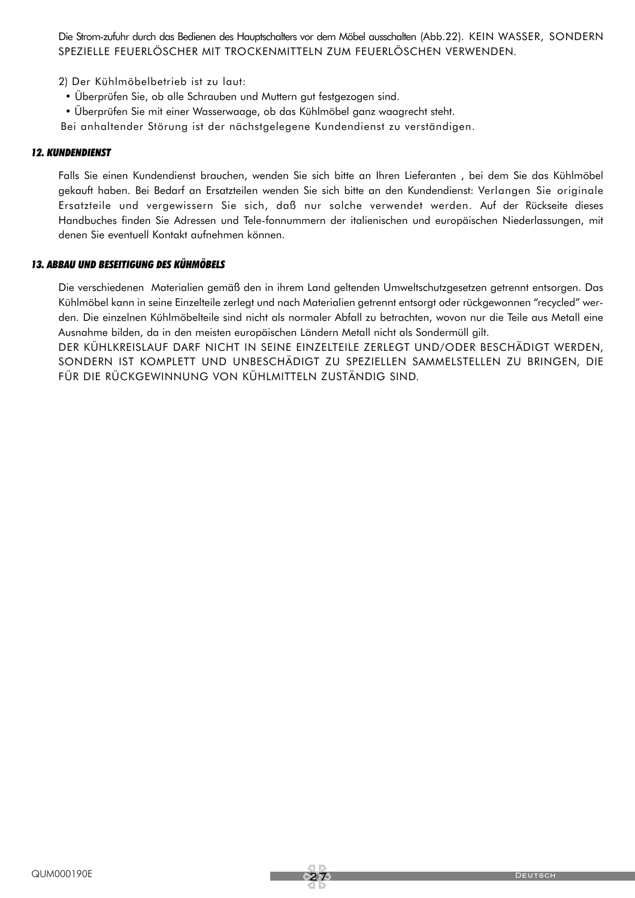Die Strom-zufuhr durch das Bedienen des Hauptschalters vor dem Möbel ausschalten (Abb.22). KEIN WASSER, SONDERN SPEZIELLE FEUERLÖSCHER MIT TROCKENMITTELN ZUM FEUERLÖSCHEN VERWENDEN.

2) Der Kühlmöbelbetrieb ist zu laut:

- Überprüfen Sie, ob alle Schrauben und Muttern gut festgezogen sind.
- Überprüfen Sie mit einer Wasserwaage, ob das Kühlmöbel ganz waagrecht steht.

Bei anhaltender Störung ist der nächstgelegene Kundendienst zu verständigen.

### *12. KUNDENDIENST*

Falls Sie einen Kundendienst brauchen, wenden Sie sich bitte an Ihren Lieferanten , bei dem Sie das Kühlmöbel gekauft haben. Bei Bedarf an Ersatzteilen wenden Sie sich bitte an den Kundendienst: Verlangen Sie originale Ersatzteile und vergewissern Sie sich, daß nur solche verwendet werden. Auf der Rückseite dieses Handbuches finden Sie Adressen und Tele-fonnummern der italienischen und europäischen Niederlassungen, mit denen Sie eventuell Kontakt aufnehmen können.

### *13. ABBAU UND BESEITIGUNG DES KÜHMÖBELS*

Die verschiedenen Materialien gemäß den in ihrem Land geltenden Umweltschutzgesetzen getrennt entsorgen. Das Kühlmöbel kann in seine Einzelteile zerlegt und nach Materialien getrennt entsorgt oder rückgewonnen "recycled" werden. Die einzelnen Kühlmöbelteile sind nicht als normaler Abfall zu betrachten, wovon nur die Teile aus Metall eine Ausnahme bilden, da in den meisten europäischen Ländern Metall nicht als Sondermüll gilt.

DER KÜHLKREISLAUF DARF NICHT IN SEINE EINZELTEILE ZERLEGT UND/ODER BESCHÄDIGT WERDEN, SONDERN IST KOMPLETT UND UNBESCHÄDIGT ZU SPEZIELLEN SAMMELSTELLEN ZU BRINGEN, DIE FÜR DIE RÜCKGEWINNUNG VON KÜHLMITTELN ZUSTÄNDIG SIND.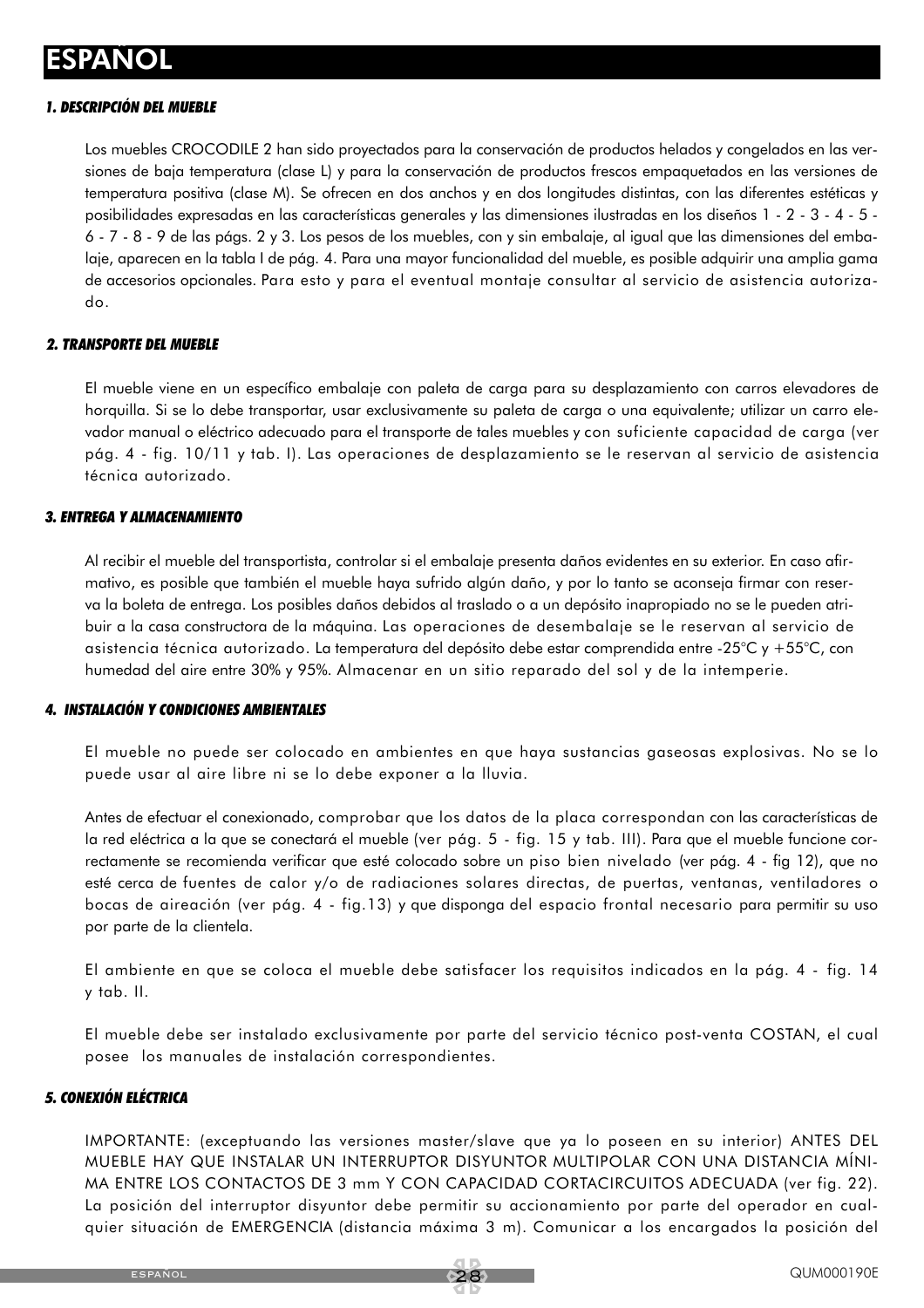# ESPAÑOL

### *1. DESCRIPCIÓN DEL MUEBLE*

Los muebles CROCODILE 2 han sido proyectados para la conservación de productos helados y congelados en las versiones de baja temperatura (clase L) y para la conservación de productos frescos empaquetados en las versiones de temperatura positiva (clase M). Se ofrecen en dos anchos y en dos longitudes distintas, con las diferentes estéticas y posibilidades expresadas en las características generales y las dimensiones ilustradas en los diseños 1 - 2 - 3 - 4 - 5 - 6 - 7 - 8 - 9 de las págs. 2 y 3. Los pesos de los muebles, con y sin embalaje, al igual que las dimensiones del embalaje, aparecen en la tabla I de pág. 4. Para una mayor funcionalidad del mueble, es posible adquirir una amplia gama de accesorios opcionales. Para esto y para el eventual montaje consultar al servicio de asistencia autorizado.

### *2. TRANSPORTE DEL MUEBLE*

El mueble viene en un específico embalaje con paleta de carga para su desplazamiento con carros elevadores de horquilla. Si se lo debe transportar, usar exclusivamente su paleta de carga o una equivalente; utilizar un carro elevador manual o eléctrico adecuado para el transporte de tales muebles y con suficiente capacidad de carga (ver pág. 4 - fig. 10/11 y tab. I). Las operaciones de desplazamiento se le reservan al servicio de asistencia técnica autorizado.

### *3. ENTREGA Y ALMACENAMIENTO*

Al recibir el mueble del transportista, controlar si el embalaje presenta daños evidentes en su exterior. En caso afirmativo, es posible que también el mueble haya sufrido algún daño, y por lo tanto se aconseja firmar con reserva la boleta de entrega. Los posibles daños debidos al traslado o a un depósito inapropiado no se le pueden atribuir a la casa constructora de la máquina. Las operaciones de desembalaje se le reservan al servicio de asistencia técnica autorizado. La temperatura del depósito debe estar comprendida entre -25°C y +55°C, con humedad del aire entre 30% y 95%. Almacenar en un sitio reparado del sol y de la intemperie.

### *4. INSTALACIÓN Y CONDICIONES AMBIENTALES*

El mueble no puede ser colocado en ambientes en que haya sustancias gaseosas explosivas. No se lo puede usar al aire libre ni se lo debe exponer a la lluvia.

Antes de efectuar el conexionado, comprobar que los datos de la placa correspondan con las características de la red eléctrica a la que se conectará el mueble (ver pág. 5 - fig. 15 y tab. III). Para que el mueble funcione correctamente se recomienda verificar que esté colocado sobre un piso bien nivelado (ver pág. 4 - fig 12), que no esté cerca de fuentes de calor y/o de radiaciones solares directas, de puertas, ventanas, ventiladores o bocas de aireación (ver pág. 4 - fig.13) y que disponga del espacio frontal necesario para permitir su uso por parte de la clientela.

El ambiente en que se coloca el mueble debe satisfacer los requisitos indicados en la pág. 4 - fig. 14 y tab. II.

El mueble debe ser instalado exclusivamente por parte del servicio técnico post-venta COSTAN, el cual posee los manuales de instalación correspondientes.

### *5. CONEXIÓN ELÉCTRICA*

IMPORTANTE: (exceptuando las versiones master/slave que ya lo poseen en su interior) ANTES DEL MUEBLE HAY QUE INSTALAR UN INTERRUPTOR DISYUNTOR MULTIPOLAR CON UNA DISTANCIA MÍNIMA ENTRE LOS CONTACTOS DE 3 mm Y CON CAPACIDAD CORTACIRCUITOS ADECUADA (ver fig. 22). La posición del interruptor disyuntor debe permitir su accionamiento por parte del operador en cualquier situación de EMERGENCIA (distancia máxima 3 m). Comunicar a los encargados la posición del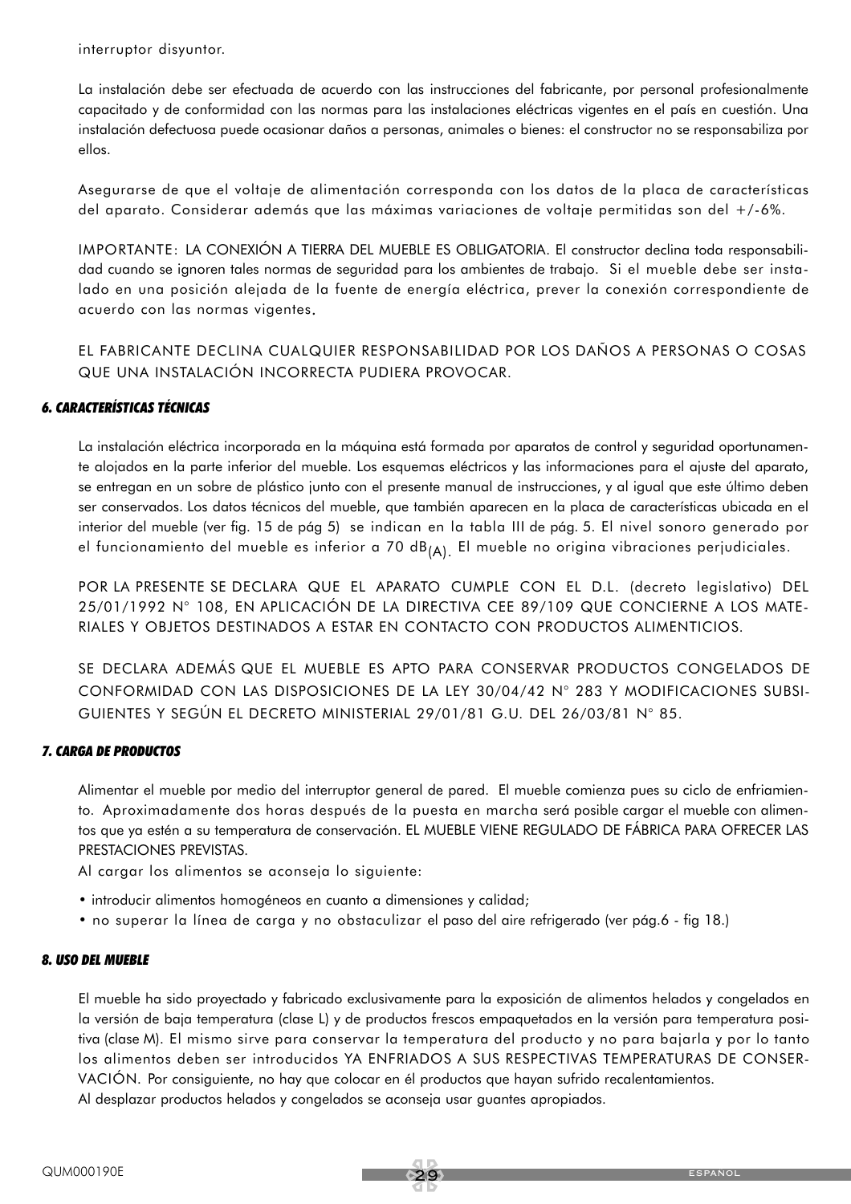interruptor disyuntor.

La instalación debe ser efectuada de acuerdo con las instrucciones del fabricante, por personal profesionalmente capacitado y de conformidad con las normas para las instalaciones eléctricas vigentes en el país en cuestión. Una instalación defectuosa puede ocasionar daños a personas, animales o bienes: el constructor no se responsabiliza por ellos.

Asegurarse de que el voltaje de alimentación corresponda con los datos de la placa de características del aparato. Considerar además que las máximas variaciones de voltaje permitidas son del +/-6%.

IMPORTANTE: LA CONEXIÓN A TIERRA DEL MUEBLE ES OBLIGATORIA. El constructor declina toda responsabilidad cuando se ignoren tales normas de seguridad para los ambientes de trabajo. Si el mueble debe ser instalado en una posición alejada de la fuente de energía eléctrica, prever la conexión correspondiente de acuerdo con las normas vigentes.

EL FABRICANTE DECLINA CUALQUIER RESPONSABILIDAD POR LOS DAÑOS A PERSONAS O COSAS QUE UNA INSTALACIÓN INCORRECTA PUDIERA PROVOCAR.

### *6. CARACTERÍSTICAS TÉCNICAS*

La instalación eléctrica incorporada en la máquina está formada por aparatos de control y seguridad oportunamente alojados en la parte inferior del mueble. Los esquemas eléctricos y las informaciones para el ajuste del aparato, se entregan en un sobre de plástico junto con el presente manual de instrucciones, y al igual que este último deben ser conservados. Los datos técnicos del mueble, que también aparecen en la placa de características ubicada en el interior del mueble (ver fig. 15 de pág 5) se indican en la tabla III de pág. 5. El nivel sonoro generado por el funcionamiento del mueble es inferior a 70 $dB_{(A)}$. El mueble no origina vibraciones perjudiciales.

POR LA PRESENTE SE DECLARA QUE EL APARATO CUMPLE CON EL D.L. (decreto legislativo) DEL 25/01/1992 N° 108, EN APLICACIÓN DE LA DIRECTIVA CEE 89/109 QUE CONCIERNE A LOS MATERIALES Y OBJETOS DESTINADOS A ESTAR EN CONTACTO CON PRODUCTOS ALIMENTICIOS.

SE DECLARA ADEMÁS QUE EL MUEBLE ES APTO PARA CONSERVAR PRODUCTOS CONGELADOS DE CONFORMIDAD CON LAS DISPOSICIONES DE LA LEY 30/04/42 N° 283 Y MODIFICACIONES SUBSIGUIENTES Y SEGÚN EL DECRETO MINISTERIAL 29/01/81 G.U. DEL 26/03/81 N° 85.

### *7. CARGA DE PRODUCTOS*

Alimentar el mueble por medio del interruptor general de pared. El mueble comienza pues su ciclo de enfriamiento. Aproximadamente dos horas después de la puesta en marcha será posible cargar el mueble con alimentos que ya estén a su temperatura de conservación. EL MUEBLE VIENE REGULADO DE FÁBRICA PARA OFRECER LAS PRESTACIONES PREVISTAS.

Al cargar los alimentos se aconseja lo siguiente:

- introducir alimentos homogéneos en cuanto a dimensiones y calidad;
- no superar la línea de carga y no obstaculizar el paso del aire refrigerado (ver pág.6 - fig 18.)

### *8. USO DEL MUEBLE*

El mueble ha sido proyectado y fabricado exclusivamente para la exposición de alimentos helados y congelados en la versión de baja temperatura (clase L) y de productos frescos empaquetados en la versión para temperatura positiva (clase M). El mismo sirve para conservar la temperatura del producto y no para bajarla y por lo tanto los alimentos deben ser introducidos YA ENFRIADOS A SUS RESPECTIVAS TEMPERATURAS DE CONSERVACIÓN. Por consiguiente, no hay que colocar en él productos que hayan sufrido recalentamientos.
Al desplazar productos helados y congelados se aconseja usar guantes apropiados.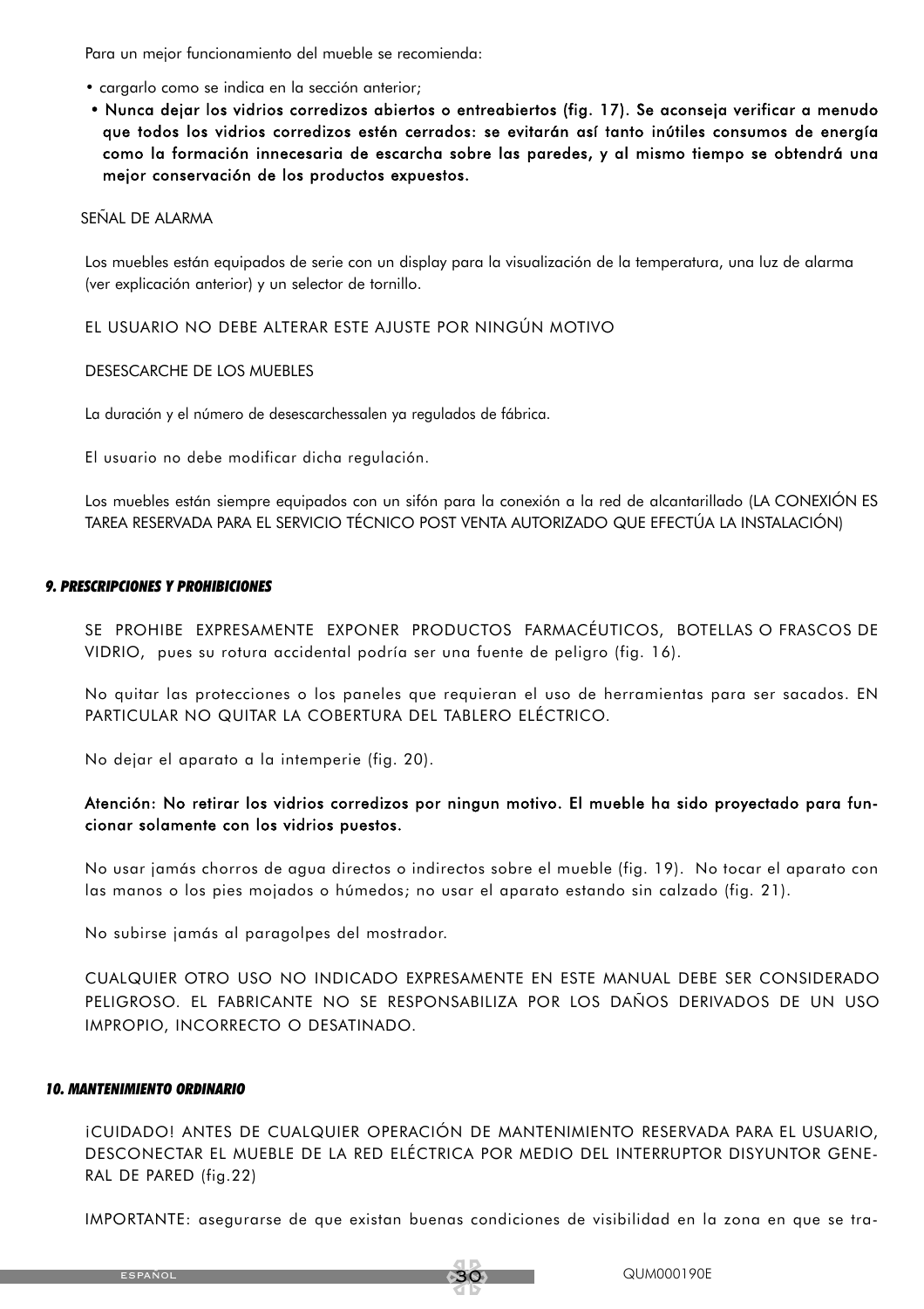Para un mejor funcionamiento del mueble se recomienda:

- cargarlo como se indica en la sección anterior;
- **Nunca dejar los vidrios corredizos abiertos o entreabiertos (fig. 17). Se aconseja verificar a menudo que todos los vidrios corredizos estén cerrados: se evitarán así tanto inútiles consumos de energía como la formación innecesaria de escarcha sobre las paredes, y al mismo tiempo se obtendrá una mejor conservación de los productos expuestos.**

SEÑAL DE ALARMA

Los muebles están equipados de serie con un display para la visualización de la temperatura, una luz de alarma (ver explicación anterior) y un selector de tornillo.

EL USUARIO NO DEBE ALTERAR ESTE AJUSTE POR NINGÚN MOTIVO

DESESCARCHE DE LOS MUEBLES

La duración y el número de desescarchessalen ya regulados de fábrica.

El usuario no debe modificar dicha regulación.

Los muebles están siempre equipados con un sifón para la conexión a la red de alcantarillado (LA CONEXIÓN ES TAREA RESERVADA PARA EL SERVICIO TÉCNICO POST VENTA AUTORIZADO QUE EFECTÚA LA INSTALACIÓN)

## *9. PRESCRIPCIONES Y PROHIBICIONES*

SE PROHIBE EXPRESAMENTE EXPONER PRODUCTOS FARMACÉUTICOS, BOTELLAS O FRASCOS DE VIDRIO, pues su rotura accidental podría ser una fuente de peligro (fig. 16).

No quitar las protecciones o los paneles que requieran el uso de herramientas para ser sacados. EN PARTICULAR NO QUITAR LA COBERTURA DEL TABLERO ELÉCTRICO.

No dejar el aparato a la intemperie (fig. 20).

**Atención: No retirar los vidrios corredizos por ningun motivo. El mueble ha sido proyectado para funcionar solamente con los vidrios puestos.**

No usar jamás chorros de agua directos o indirectos sobre el mueble (fig. 19). No tocar el aparato con las manos o los pies mojados o húmedos; no usar el aparato estando sin calzado (fig. 21).

No subirse jamás al paragolpes del mostrador.

CUALQUIER OTRO USO NO INDICADO EXPRESAMENTE EN ESTE MANUAL DEBE SER CONSIDERADO PELIGROSO. EL FABRICANTE NO SE RESPONSABILIZA POR LOS DAÑOS DERIVADOS DE UN USO IMPROPIO, INCORRECTO O DESATINADO.

## *10. MANTENIMIENTO ORDINARIO*

¡CUIDADO! ANTES DE CUALQUIER OPERACIÓN DE MANTENIMIENTO RESERVADA PARA EL USUARIO, DESCONECTAR EL MUEBLE DE LA RED ELÉCTRICA POR MEDIO DEL INTERRUPTOR DISYUNTOR GENERAL DE PARED (fig.22)

IMPORTANTE: asegurarse de que existan buenas condiciones de visibilidad en la zona en que se tra-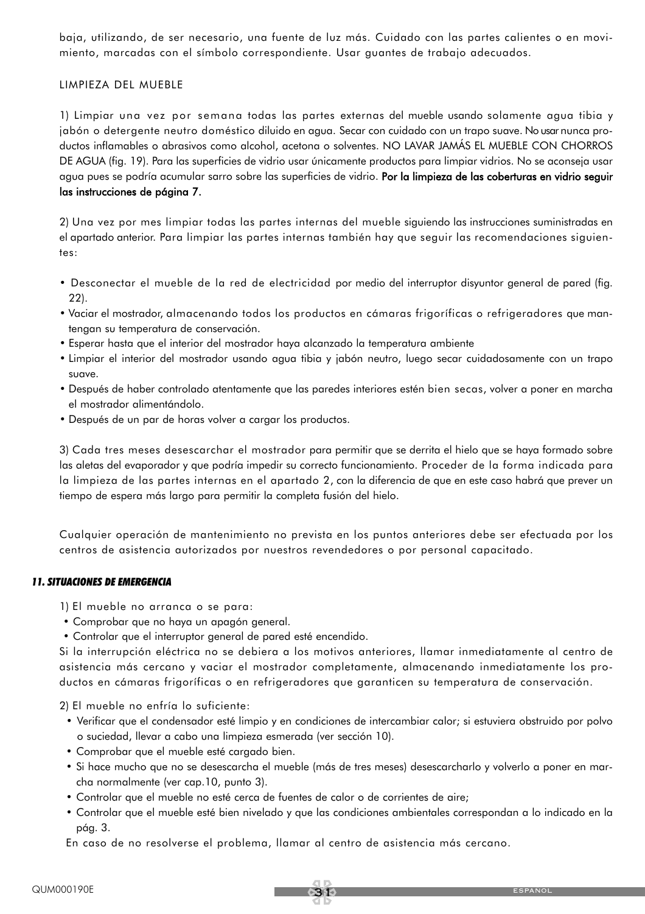baja, utilizando, de ser necesario, una fuente de luz más. Cuidado con las partes calientes o en movimiento, marcadas con el símbolo correspondiente. Usar guantes de trabajo adecuados.

LIMPIEZA DEL MUEBLE

1) Limpiar una vez por semana todas las partes externas del mueble usando solamente agua tibia y jabón o detergente neutro doméstico diluido en agua. Secar con cuidado con un trapo suave. No usar nunca productos inflamables o abrasivos como alcohol, acetona o solventes. NO LAVAR JAMÁS EL MUEBLE CON CHORROS DE AGUA (fig. 19). Para las superficies de vidrio usar únicamente productos para limpiar vidrios. No se aconseja usar agua pues se podría acumular sarro sobre las superficies de vidrio. **Por la limpieza de las coberturas en vidrio seguir las instrucciones de página 7.**

2) Una vez por mes limpiar todas las partes internas del mueble siguiendo las instrucciones suministradas en el apartado anterior. Para limpiar las partes internas también hay que seguir las recomendaciones siguientes:

- Desconectar el mueble de la red de electricidad por medio del interruptor disyuntor general de pared (fig. 22).
- Vaciar el mostrador, almacenando todos los productos en cámaras frigoríficas o refrigeradores que mantengan su temperatura de conservación.
- Esperar hasta que el interior del mostrador haya alcanzado la temperatura ambiente
- Limpiar el interior del mostrador usando agua tibia y jabón neutro, luego secar cuidadosamente con un trapo suave.
- Después de haber controlado atentamente que las paredes interiores estén bien secas, volver a poner en marcha el mostrador alimentándolo.
- Después de un par de horas volver a cargar los productos.

3) Cada tres meses desescarchar el mostrador para permitir que se derrita el hielo que se haya formado sobre las aletas del evaporador y que podría impedir su correcto funcionamiento. Proceder de la forma indicada para la limpieza de las partes internas en el apartado 2, con la diferencia de que en este caso habrá que prever un tiempo de espera más largo para permitir la completa fusión del hielo.

Cualquier operación de mantenimiento no prevista en los puntos anteriores debe ser efectuada por los centros de asistencia autorizados por nuestros revendedores o por personal capacitado.

## *11. SITUACIONES DE EMERGENCIA*

1) El mueble no arranca o se para:

- Comprobar que no haya un apagón general.
- Controlar que el interruptor general de pared esté encendido.

Si la interrupción eléctrica no se debiera a los motivos anteriores, llamar inmediatamente al centro de asistencia más cercano y vaciar el mostrador completamente, almacenando inmediatamente los productos en cámaras frigoríficas o en refrigeradores que garanticen su temperatura de conservación.

2) El mueble no enfría lo suficiente:

- Verificar que el condensador esté limpio y en condiciones de intercambiar calor; si estuviera obstruido por polvo o suciedad, llevar a cabo una limpieza esmerada (ver sección 10).
- Comprobar que el mueble esté cargado bien.
- Si hace mucho que no se desescarcha el mueble (más de tres meses) desescarcharlo y volverlo a poner en marcha normalmente (ver cap.10, punto 3).
- Controlar que el mueble no esté cerca de fuentes de calor o de corrientes de aire;
- Controlar que el mueble esté bien nivelado y que las condiciones ambientales correspondan a lo indicado en la pág. 3.

En caso de no resolverse el problema, llamar al centro de asistencia más cercano.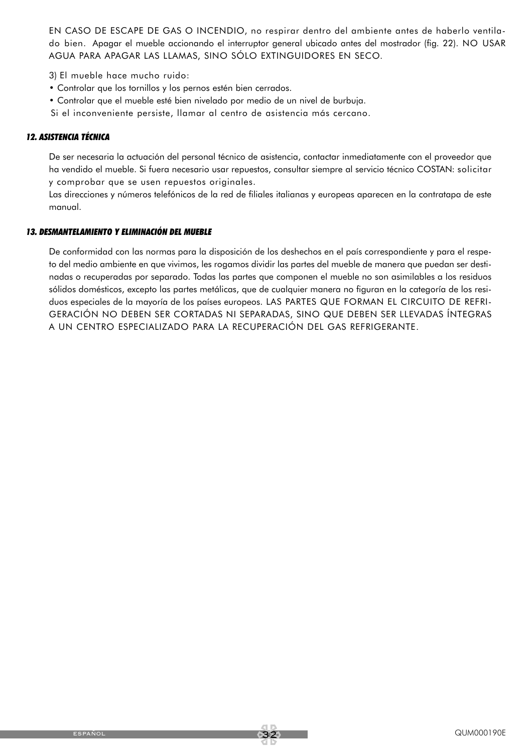EN CASO DE ESCAPE DE GAS O INCENDIO, no respirar dentro del ambiente antes de haberlo ventilado bien. Apagar el mueble accionando el interruptor general ubicado antes del mostrador (fig. 22). NO USAR AGUA PARA APAGAR LAS LLAMAS, SINO SÓLO EXTINGUIDORES EN SECO.

3) El mueble hace mucho ruido:

- Controlar que los tornillos y los pernos estén bien cerrados.
- Controlar que el mueble esté bien nivelado por medio de un nivel de burbuja.

Si el inconveniente persiste, llamar al centro de asistencia más cercano.

### *12. ASISTENCIA TÉCNICA*

De ser necesaria la actuación del personal técnico de asistencia, contactar inmediatamente con el proveedor que ha vendido el mueble. Si fuera necesario usar repuestos, consultar siempre al servicio técnico COSTAN: solicitar y comprobar que se usen repuestos originales.
Las direcciones y números telefónicos de la red de filiales italianas y europeas aparecen en la contratapa de este manual.

### *13. DESMANTELAMIENTO Y ELIMINACIÓN DEL MUEBLE*

De conformidad con las normas para la disposición de los deshechos en el país correspondiente y para el respeto del medio ambiente en que vivimos, les rogamos dividir las partes del mueble de manera que puedan ser destinadas o recuperadas por separado. Todas las partes que componen el mueble no son asimilables a los residuos sólidos domésticos, excepto las partes metálicas, que de cualquier manera no figuran en la categoría de los residuos especiales de la mayoría de los países europeos. LAS PARTES QUE FORMAN EL CIRCUITO DE REFRIGERACIÓN NO DEBEN SER CORTADAS NI SEPARADAS, SINO QUE DEBEN SER LLEVADAS ÍNTEGRAS A UN CENTRO ESPECIALIZADO PARA LA RECUPERACIÓN DEL GAS REFRIGERANTE.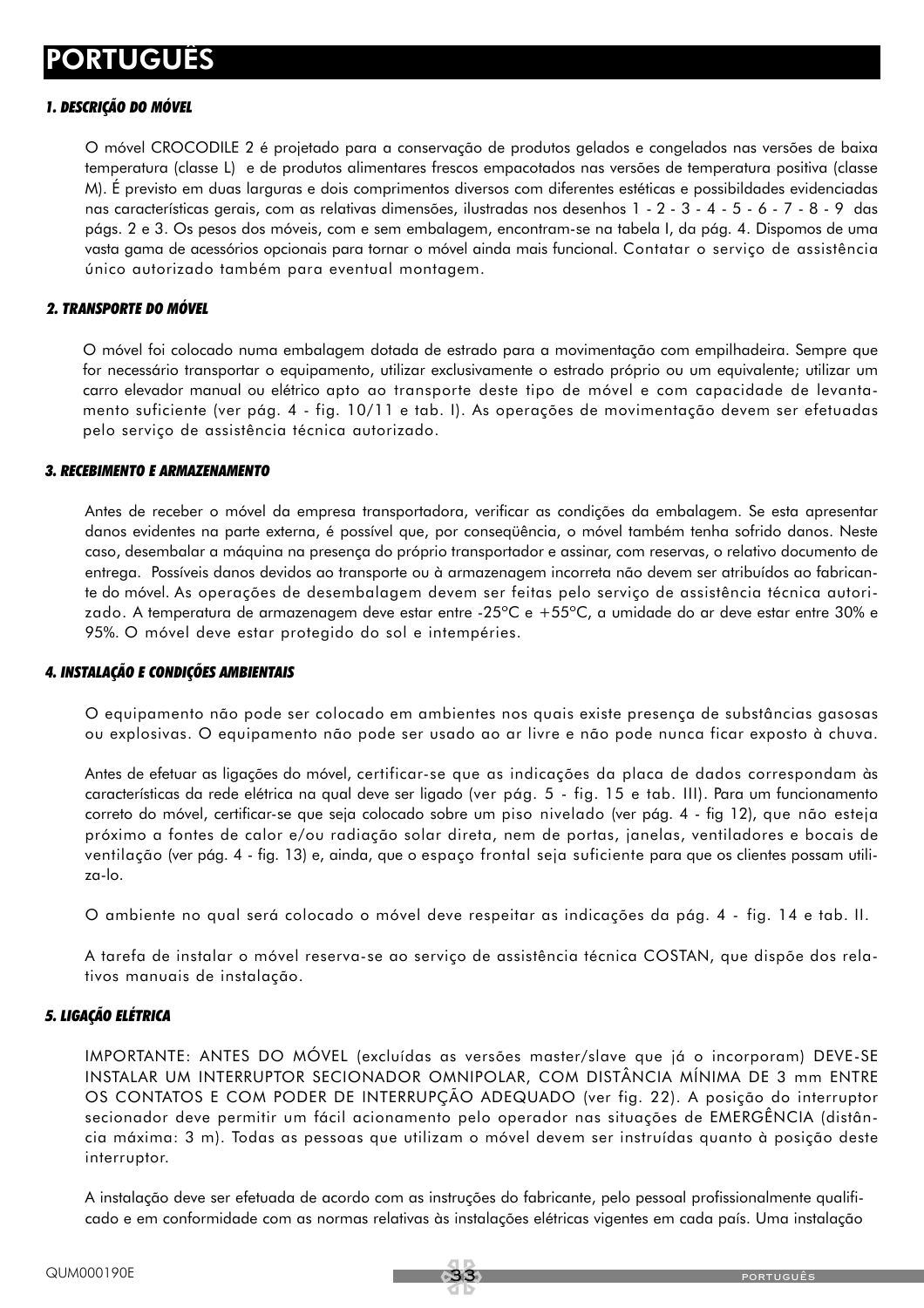# PORTUGUÊS

### *1. DESCRIÇÃO DO MÓVEL*

O móvel CROCODILE 2 é projetado para a conservação de produtos gelados e congelados nas versões de baixa temperatura (classe L) e de produtos alimentares frescos empacotados nas versões de temperatura positiva (classe M). É previsto em duas larguras e dois comprimentos diversos com diferentes estéticas e possibilidades evidenciadas nas características gerais, com as relativas dimensões, ilustradas nos desenhos 1 - 2 - 3 - 4 - 5 - 6 - 7 - 8 - 9 das págs. 2 e 3. Os pesos dos móveis, com e sem embalagem, encontram-se na tabela I, da pág. 4. Dispomos de uma vasta gama de acessórios opcionais para tornar o móvel ainda mais funcional. Contatar o serviço de assistência único autorizado também para eventual montagem.

### *2. TRANSPORTE DO MÓVEL*

O móvel foi colocado numa embalagem dotada de estrado para a movimentação com empilhadeira. Sempre que for necessário transportar o equipamento, utilizar exclusivamente o estrado próprio ou um equivalente; utilizar um carro elevador manual ou elétrico apto ao transporte deste tipo de móvel e com capacidade de levantamento suficiente (ver pág. 4 - fig. 10/11 e tab. I). As operações de movimentação devem ser efetuadas pelo serviço de assistência técnica autorizado.

### *3. RECEBIMENTO E ARMAZENAMENTO*

Antes de receber o móvel da empresa transportadora, verificar as condições da embalagem. Se esta apresentar danos evidentes na parte externa, é possível que, por conseqüência, o móvel também tenha sofrido danos. Neste caso, desembalar a máquina na presença do próprio transportador e assinar, com reservas, o relativo documento de entrega. Possíveis danos devidos ao transporte ou à armazenagem incorreta não devem ser atribuídos ao fabricante do móvel. As operações de desembalagem devem ser feitas pelo serviço de assistência técnica autorizado. A temperatura de armazenagem deve estar entre -25°C e +55°C, a umidade do ar deve estar entre 30% e 95%. O móvel deve estar protegido do sol e intempéries.

### *4. INSTALAÇÃO E CONDIÇÕES AMBIENTAIS*

O equipamento não pode ser colocado em ambientes nos quais existe presença de substâncias gasosas ou explosivas. O equipamento não pode ser usado ao ar livre e não pode nunca ficar exposto à chuva.

Antes de efetuar as ligações do móvel, certificar-se que as indicações da placa de dados correspondam às características da rede elétrica na qual deve ser ligado (ver pág. 5 - fig. 15 e tab. III). Para um funcionamento correto do móvel, certificar-se que seja colocado sobre um piso nivelado (ver pág. 4 - fig 12), que não esteja próximo a fontes de calor e/ou radiação solar direta, nem de portas, janelas, ventiladores e bocais de ventilação (ver pág. 4 - fig. 13) e, ainda, que o espaço frontal seja suficiente para que os clientes possam utiliza-lo.

O ambiente no qual será colocado o móvel deve respeitar as indicações da pág. 4 - fig. 14 e tab. II.

A tarefa de instalar o móvel reserva-se ao serviço de assistência técnica COSTAN, que dispõe dos relativos manuais de instalação.

### *5. LIGAÇÃO ELÉTRICA*

IMPORTANTE: ANTES DO MÓVEL (excluídas as versões master/slave que já o incorporam) DEVE-SE INSTALAR UM INTERRUPTOR SECIONADOR OMNIPOLAR, COM DISTÂNCIA MÍNIMA DE 3 mm ENTRE OS CONTATOS E COM PODER DE INTERRUPÇÃO ADEQUADO (ver fig. 22). A posição do interruptor secionador deve permitir um fácil acionamento pelo operador nas situações de EMERGÊNCIA (distância máxima: 3 m). Todas as pessoas que utilizam o móvel devem ser instruídas quanto à posição deste interruptor.

A instalação deve ser efetuada de acordo com as instruções do fabricante, pelo pessoal profissionalmente qualificado e em conformidade com as normas relativas às instalações elétricas vigentes em cada país. Uma instalação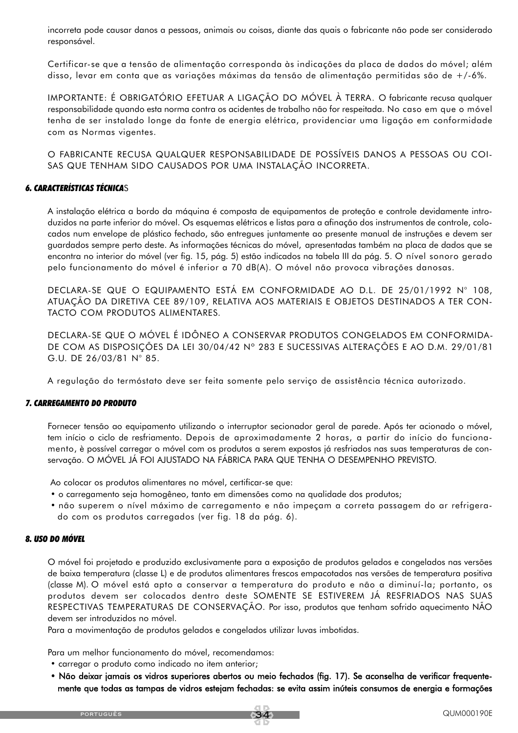incorreta pode causar danos a pessoas, animais ou coisas, diante das quais o fabricante não pode ser considerado responsável.

Certificar-se que a tensão de alimentação corresponda às indicações da placa de dados do móvel; além disso, levar em conta que as variações máximas da tensão de alimentação permitidas são de +/-6%.

IMPORTANTE: É OBRIGATÓRIO EFETUAR A LIGAÇÃO DO MÓVEL À TERRA. O fabricante recusa qualquer responsabilidade quando esta norma contra os acidentes de trabalho não for respeitada. No caso em que o móvel tenha de ser instalado longe da fonte de energia elétrica, providenciar uma ligação em conformidade com as Normas vigentes.

O FABRICANTE RECUSA QUALQUER RESPONSABILIDADE DE POSSÍVEIS DANOS A PESSOAS OU COISAS QUE TENHAM SIDO CAUSADOS POR UMA INSTALAÇÃO INCORRETA.

### *6. CARACTERÍSTICAS TÉCNICAS*

A instalação elétrica a bordo da máquina é composta de equipamentos de proteção e controle devidamente introduzidos na parte inferior do móvel. Os esquemas elétricos e listas para a afinação dos instrumentos de controle, colocados num envelope de plástico fechado, são entregues juntamente ao presente manual de instruções e devem ser guardados sempre perto deste. As informações técnicas do móvel, apresentadas também na placa de dados que se encontra no interior do móvel (ver fig. 15, pág. 5) estão indicados na tabela III da pág. 5. O nível sonoro gerado pelo funcionamento do móvel é inferior a 70 dB(A). O móvel não provoca vibrações danosas.

DECLARA-SE QUE O EQUIPAMENTO ESTÁ EM CONFORMIDADE AO D.L. DE 25/01/1992 N° 108, ATUAÇÃO DA DIRETIVA CEE 89/109, RELATIVA AOS MATERIAIS E OBJETOS DESTINADOS A TER CONTACTO COM PRODUTOS ALIMENTARES.

DECLARA-SE QUE O MÓVEL É IDÔNEO A CONSERVAR PRODUTOS CONGELADOS EM CONFORMIDADE COM AS DISPOSIÇÕES DA LEI 30/04/42 N° 283 E SUCESSIVAS ALTERAÇÕES E AO D.M. 29/01/81 G.U. DE 26/03/81 N° 85.

A regulação do termóstato deve ser feita somente pelo serviço de assistência técnica autorizado.

### *7. CARREGAMENTO DO PRODUTO*

Fornecer tensão ao equipamento utilizando o interruptor secionador geral de parede. Após ter acionado o móvel, tem início o ciclo de resfriamento. Depois de aproximadamente 2 horas, a partir do início do funcionamento, è possível carregar o móvel com os produtos a serem expostos já resfriados nas suas temperaturas de conservação. O MÓVEL JÁ FOI AJUSTADO NA FÁBRICA PARA QUE TENHA O DESEMPENHO PREVISTO.

Ao colocar os produtos alimentares no móvel, certificar-se que:

- o carregamento seja homogêneo, tanto em dimensões como na qualidade dos produtos;
- não superem o nível máximo de carregamento e não impeçam a correta passagem do ar refrigerado com os produtos carregados (ver fig. 18 da pág. 6).

### *8. USO DO MÓVEL*

O móvel foi projetado e produzido exclusivamente para a exposição de produtos gelados e congelados nas versões de baixa temperatura (classe L) e de produtos alimentares frescos empacotados nas versões de temperatura positiva (classe M). O móvel está apto a conservar a temperatura do produto e não a diminuí-la; portanto, os produtos devem ser colocados dentro deste SOMENTE SE ESTIVEREM JÁ RESFRIADOS NAS SUAS RESPECTIVAS TEMPERATURAS DE CONSERVAÇÃO. Por isso, produtos que tenham sofrido aquecimento NÃO devem ser introduzidos no móvel.

Para a movimentação de produtos gelados e congelados utilizar luvas imbotidas.

Para um melhor funcionamento do móvel, recomendamos:

- carregar o produto como indicado no item anterior;
- **Não deixar jamais os vidros superiores abertos ou meio fechados (fig. 17). Se aconselha de verificar frequentemente que todas as tampas de vidros estejam fechadas: se evita assim inúteis consumos de energia e formações**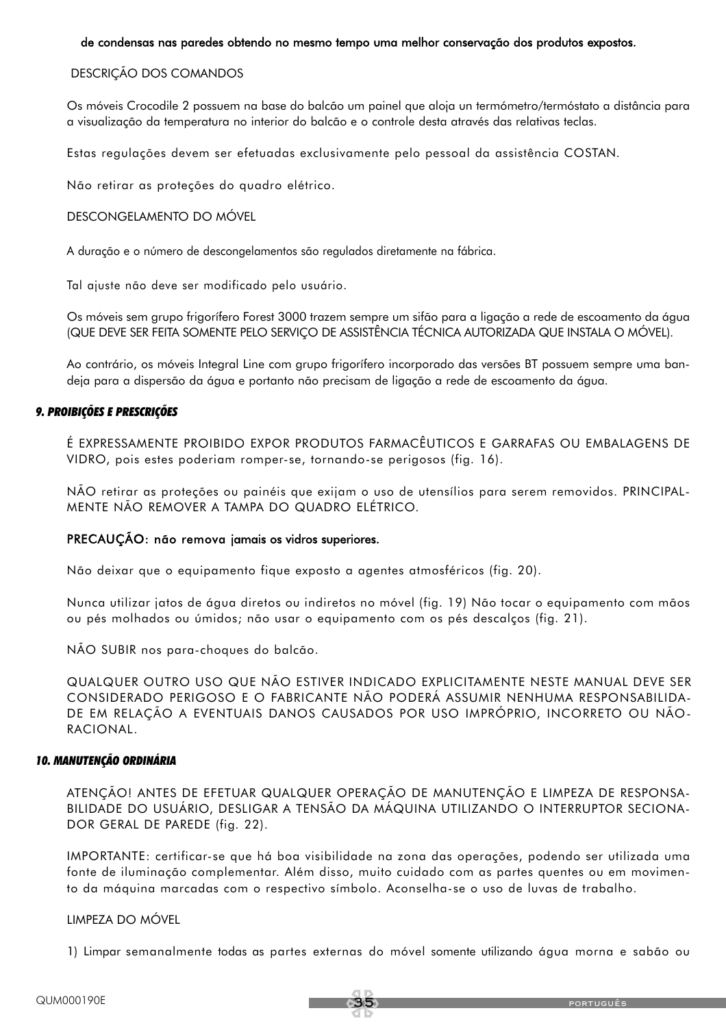**de condensas nas paredes obtendo no mesmo tempo uma melhor conservação dos produtos expostos.**

DESCRIÇÃO DOS COMANDOS

Os móveis Crocodile 2 possuem na base do balcão um painel que aloja un termómetro/termóstato a distância para a visualização da temperatura no interior do balcão e o controle desta através das relativas teclas.

Estas regulações devem ser efetuadas exclusivamente pelo pessoal da assistência COSTAN.

Não retirar as proteções do quadro elétrico.

DESCONGELAMENTO DO MÓVEL

A duração e o número de descongelamentos são regulados diretamente na fábrica.

Tal ajuste não deve ser modificado pelo usuário.

Os móveis sem grupo frigorífero Forest 3000 trazem sempre um sifão para a ligação a rede de escoamento da água (QUE DEVE SER FEITA SOMENTE PELO SERVIÇO DE ASSISTÊNCIA TÉCNICA AUTORIZADA QUE INSTALA O MÓVEL).

Ao contrário, os móveis Integral Line com grupo frigorífero incorporado das versões BT possuem sempre uma bandeja para a dispersão da água e portanto não precisam de ligação a rede de escoamento da água.

## *9. PROIBIÇÕES E PRESCRIÇÕES*

É EXPRESSAMENTE PROIBIDO EXPOR PRODUTOS FARMACÊUTICOS E GARRAFAS OU EMBALAGENS DE VIDRO, pois estes poderiam romper-se, tornando-se perigosos (fig. 16).

NÃO retirar as proteções ou painéis que exijam o uso de utensílios para serem removidos. PRINCIPALMENTE NÃO REMOVER A TAMPA DO QUADRO ELÉTRICO.

**PRECAUÇÃO: não remova jamais os vidros superiores.**

Não deixar que o equipamento fique exposto a agentes atmosféricos (fig. 20).

Nunca utilizar jatos de água diretos ou indiretos no móvel (fig. 19) Não tocar o equipamento com mãos ou pés molhados ou úmidos; não usar o equipamento com os pés descalços (fig. 21).

NÃO SUBIR nos para-choques do balcão.

QUALQUER OUTRO USO QUE NÃO ESTIVER INDICADO EXPLICITAMENTE NESTE MANUAL DEVE SER CONSIDERADO PERIGOSO E O FABRICANTE NÃO PODERÁ ASSUMIR NENHUMA RESPONSABILIDADE EM RELAÇÃO A EVENTUAIS DANOS CAUSADOS POR USO IMPRÓPRIO, INCORRETO OU NÃO-RACIONAL.

## *10. MANUTENÇÃO ORDINÁRIA*

ATENÇÃO! ANTES DE EFETUAR QUALQUER OPERAÇÃO DE MANUTENÇÃO E LIMPEZA DE RESPONSABILIDADE DO USUÁRIO, DESLIGAR A TENSÃO DA MÁQUINA UTILIZANDO O INTERRUPTOR SECIONADOR GERAL DE PAREDE (fig. 22).

IMPORTANTE: certificar-se que há boa visibilidade na zona das operações, podendo ser utilizada uma fonte de iluminação complementar. Além disso, muito cuidado com as partes quentes ou em movimento da máquina marcadas com o respectivo símbolo. Aconselha-se o uso de luvas de trabalho.

LIMPEZA DO MÓVEL

1) Limpar semanalmente todas as partes externas do móvel somente utilizando água morna e sabão ou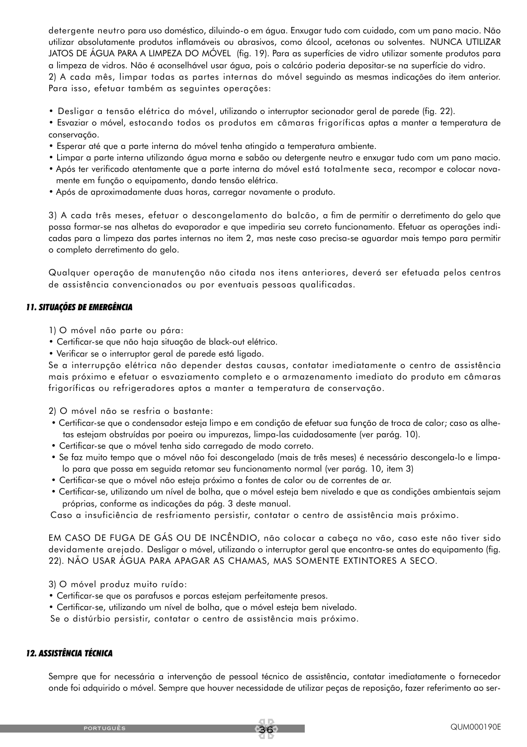detergente neutro para uso doméstico, diluindo-o em água. Enxugar tudo com cuidado, com um pano macio. Não utilizar absolutamente produtos inflamáveis ou abrasivos, como álcool, acetonas ou solventes. NUNCA UTILIZAR JATOS DE ÁGUA PARA A LIMPEZA DO MÓVEL (fig. 19). Para as superfícies de vidro utilizar somente produtos para a limpeza de vidros. Não é aconselhável usar água, pois o calcário poderia depositar-se na superfície do vidro.

2) A cada mês, limpar todas as partes internas do móvel seguindo as mesmas indicações do item anterior. Para isso, efetuar também as seguintes operações:

- Desligar a tensão elétrica do móvel, utilizando o interruptor secionador geral de parede (fig. 22).
- Esvaziar o móvel, estocando todos os produtos em câmaras frigoríficas aptas a manter a temperatura de conservação.
- Esperar até que a parte interna do móvel tenha atingido a temperatura ambiente.
- Limpar a parte interna utilizando água morna e sabão ou detergente neutro e enxugar tudo com um pano macio.
- Após ter verificado atentamente que a parte interna do móvel está totalmente seca, recompor e colocar novamente em função o equipamento, dando tensão elétrica.
- Após de aproximadamente duas horas, carregar novamente o produto.

3) A cada três meses, efetuar o descongelamento do balcão, a fim de permitir o derretimento do gelo que possa formar-se nas alhetas do evaporador e que impediria seu correto funcionamento. Efetuar as operações indicadas para a limpeza das partes internas no item 2, mas neste caso precisa-se aguardar mais tempo para permitir o completo derretimento do gelo.

Qualquer operação de manutenção não citada nos itens anteriores, deverá ser efetuada pelos centros de assistência convencionados ou por eventuais pessoas qualificadas.

## 11. SITUAÇÕES DE EMERGÊNCIA

1) O móvel não parte ou pára:

- Certificar-se que não haja situação de black-out elétrico.
- Verificar se o interruptor geral de parede está ligado.

Se a interrupção elétrica não depender destas causas, contatar imediatamente o centro de assistência mais próximo e efetuar o esvaziamento completo e o armazenamento imediato do produto em câmaras frigoríficas ou refrigeradores aptos a manter a temperatura de conservação.

2) O móvel não se resfria o bastante:

- Certificar-se que o condensador esteja limpo e em condição de efetuar sua função de troca de calor; caso as alhetas estejam obstruídas por poeira ou impurezas, limpa-las cuidadosamente (ver parág. 10).
- Certificar-se que o móvel tenha sido carregado de modo correto.
- Se faz muito tempo que o móvel não foi descongelado (mais de três meses) é necessário descongela-lo e limpa-lo para que possa em seguida retomar seu funcionamento normal (ver parág. 10, item 3)
- Certificar-se que o móvel não esteja próximo a fontes de calor ou de correntes de ar.
- Certificar-se, utilizando um nível de bolha, que o móvel esteja bem nivelado e que as condições ambientais sejam próprias, conforme as indicações da pág. 3 deste manual.

Caso a insuficiência de resfriamento persistir, contatar o centro de assistência mais próximo.

EM CASO DE FUGA DE GÁS OU DE INCÊNDIO, não colocar a cabeça no vão, caso este não tiver sido devidamente arejado. Desligar o móvel, utilizando o interruptor geral que encontra-se antes do equipamento (fig. 22). NÃO USAR ÁGUA PARA APAGAR AS CHAMAS, MAS SOMENTE EXTINTORES A SECO.

3) O móvel produz muito ruído:

- Certificar-se que os parafusos e porcas estejam perfeitamente presos.
- Certificar-se, utilizando um nível de bolha, que o móvel esteja bem nivelado.

Se o distúrbio persistir, contatar o centro de assistência mais próximo.

## 12. ASSISTÊNCIA TÉCNICA

Sempre que for necessária a intervenção de pessoal técnico de assistência, contatar imediatamente o fornecedor onde foi adquirido o móvel. Sempre que houver necessidade de utilizar peças de reposição, fazer referimento ao ser-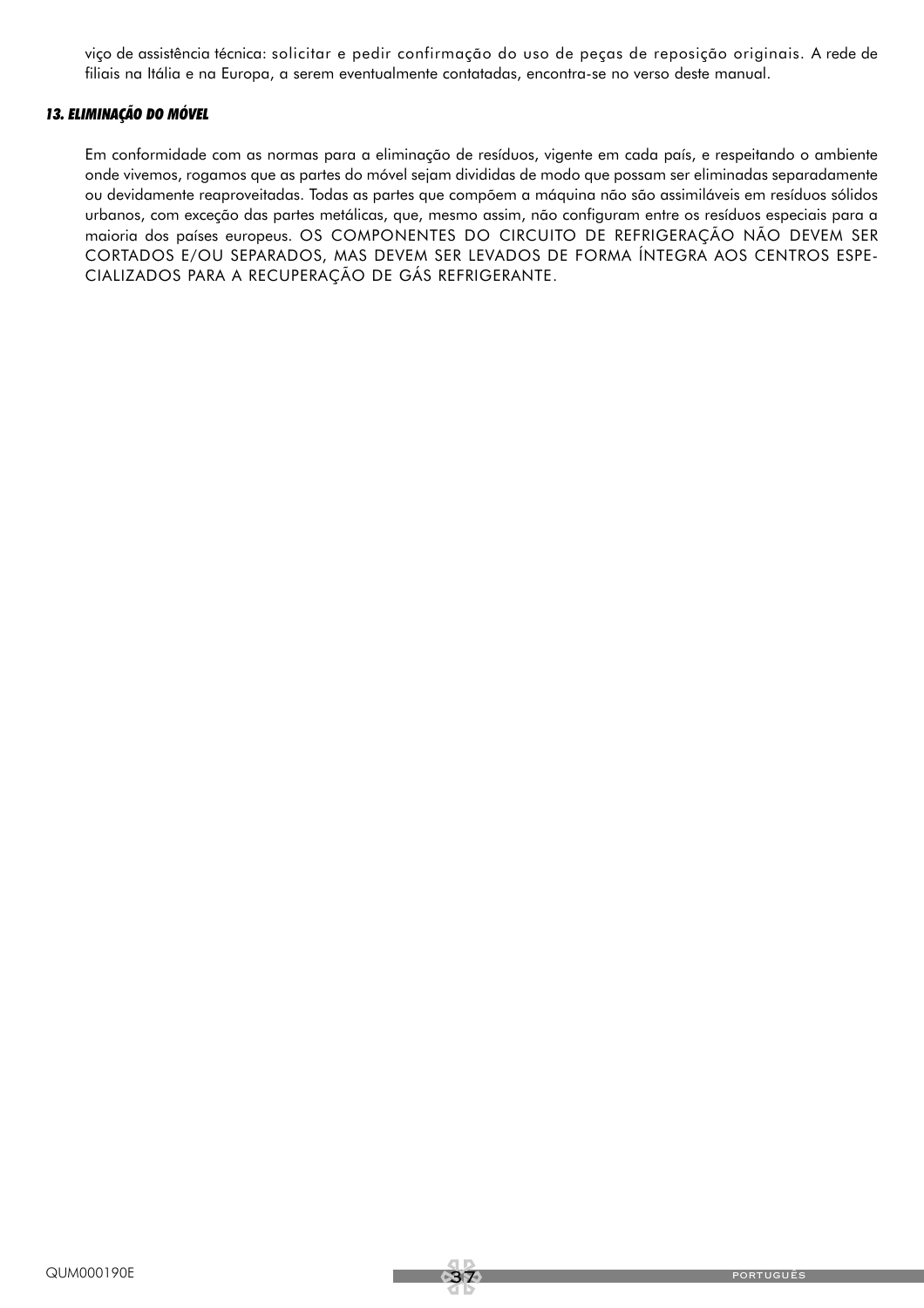viço de assistência técnica: solicitar e pedir confirmação do uso de peças de reposição originais. A rede de filiais na Itália e na Europa, a serem eventualmente contatadas, encontra-se no verso deste manual.

### *13. ELIMINAÇÃO DO MÓVEL*

Em conformidade com as normas para a eliminação de resíduos, vigente em cada país, e respeitando o ambiente onde vivemos, rogamos que as partes do móvel sejam divididas de modo que possam ser eliminadas separadamente ou devidamente reaproveitadas. Todas as partes que compõem a máquina não são assimiláveis em resíduos sólidos urbanos, com exceção das partes metálicas, que, mesmo assim, não configuram entre os resíduos especiais para a maioria dos países europeus. OS COMPONENTES DO CIRCUITO DE REFRIGERAÇÃO NÃO DEVEM SER CORTADOS E/OU SEPARADOS, MAS DEVEM SER LEVADOS DE FORMA ÍNTEGRA AOS CENTROS ESPECIALIZADOS PARA A RECUPERAÇÃO DE GÁS REFRIGERANTE.